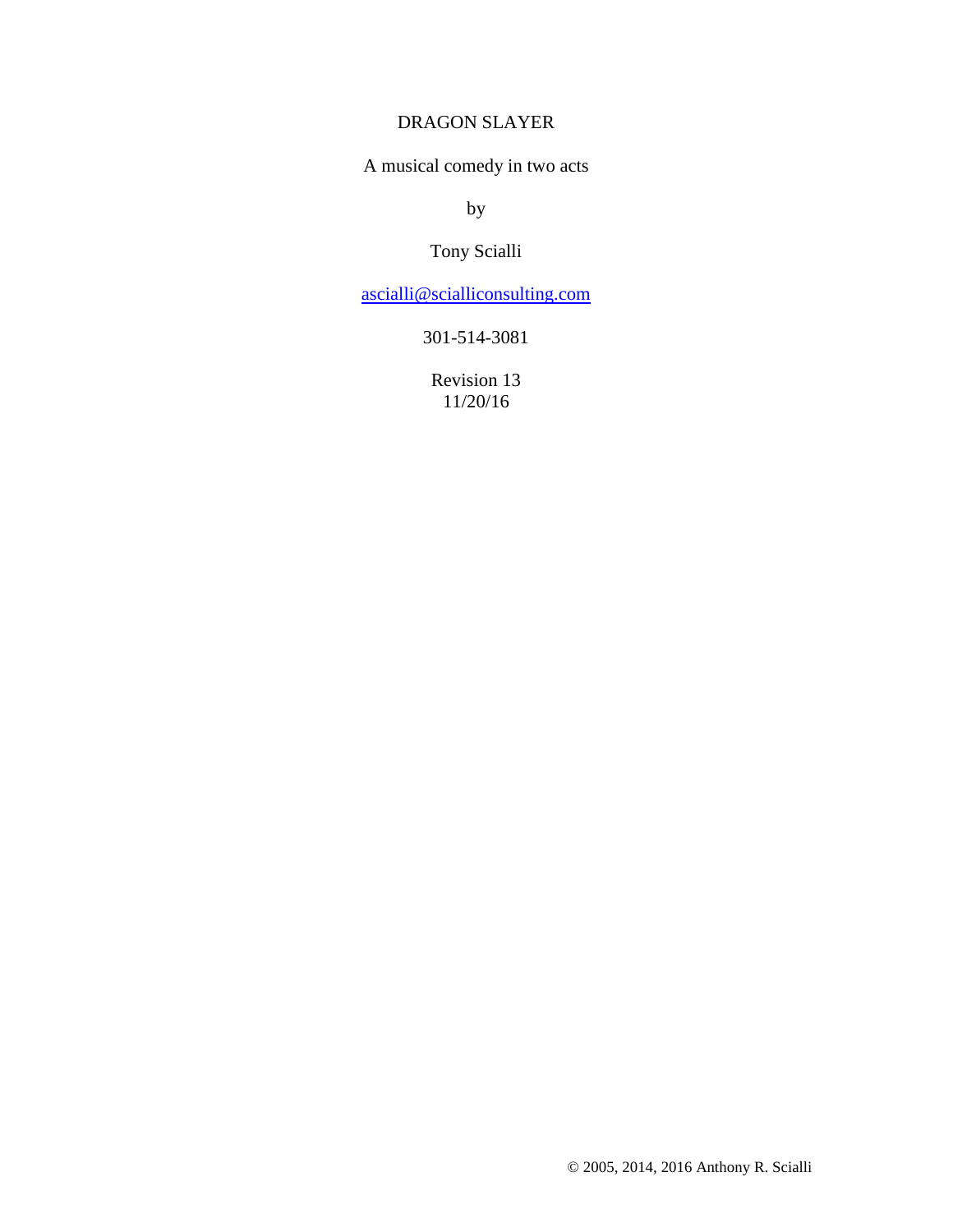# DRAGON SLAYER

A musical comedy in two acts

by

Tony Scialli

ascialli@scialliconsulting.com

301-514-3081

Revision 13
11/20/16

© 2005, 2014, 2016 Anthony R. Scialli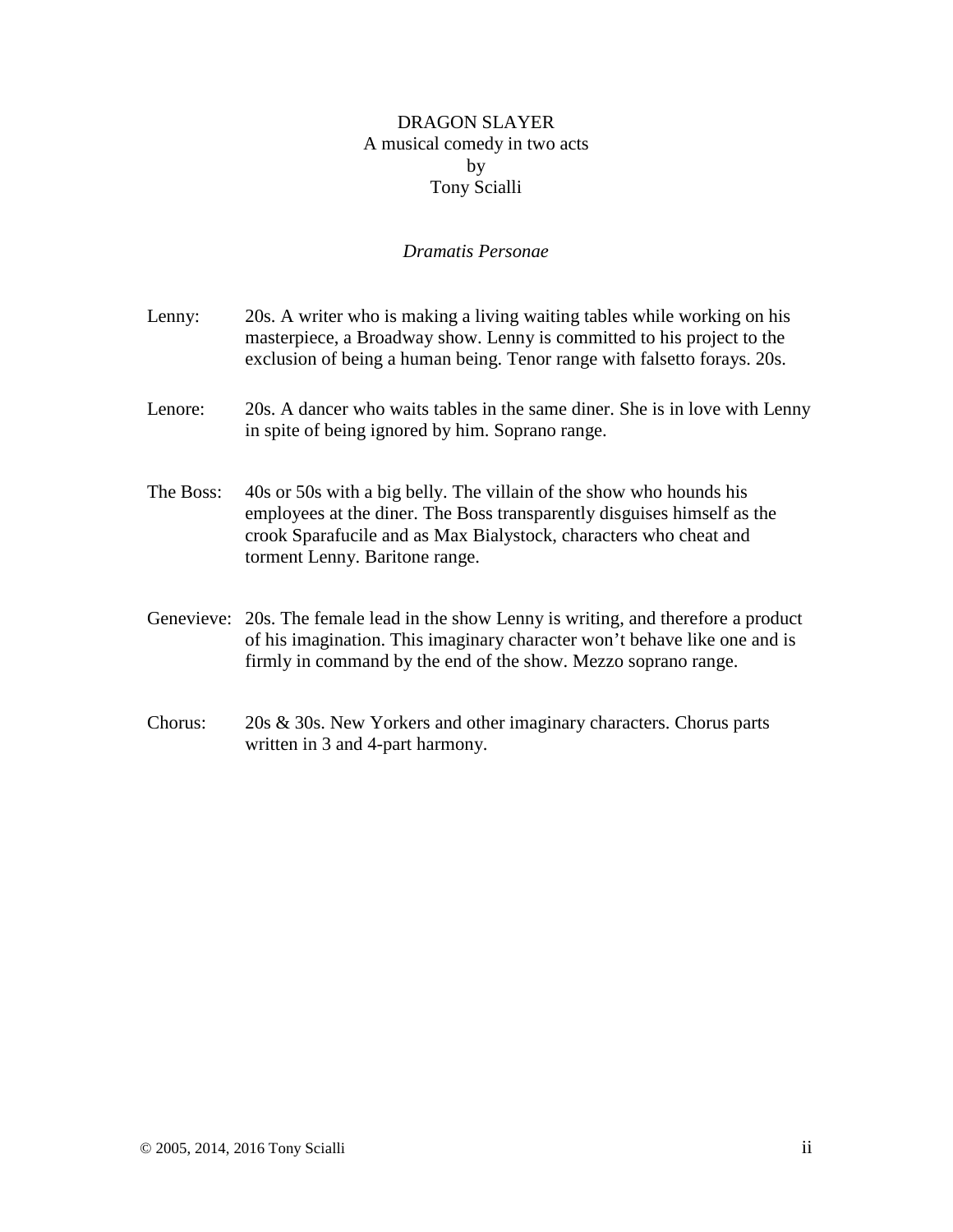# DRAGON SLAYER

A musical comedy in two acts

by

Tony Scialli

## *Dramatis Personae*

**Lenny:** 20s. A writer who is making a living waiting tables while working on his masterpiece, a Broadway show. Lenny is committed to his project to the exclusion of being a human being. Tenor range with falsetto forays. 20s.

**Lenore:** 20s. A dancer who waits tables in the same diner. She is in love with Lenny in spite of being ignored by him. Soprano range.

**The Boss:** 40s or 50s with a big belly. The villain of the show who hounds his employees at the diner. The Boss transparently disguises himself as the crook Sparafucile and as Max Bialystock, characters who cheat and torment Lenny. Baritone range.

**Genevieve:** 20s. The female lead in the show Lenny is writing, and therefore a product of his imagination. This imaginary character won't behave like one and is firmly in command by the end of the show. Mezzo soprano range.

**Chorus:** 20s & 30s. New Yorkers and other imaginary characters. Chorus parts written in 3 and 4-part harmony.

© 2005, 2014, 2016 Tony Scialli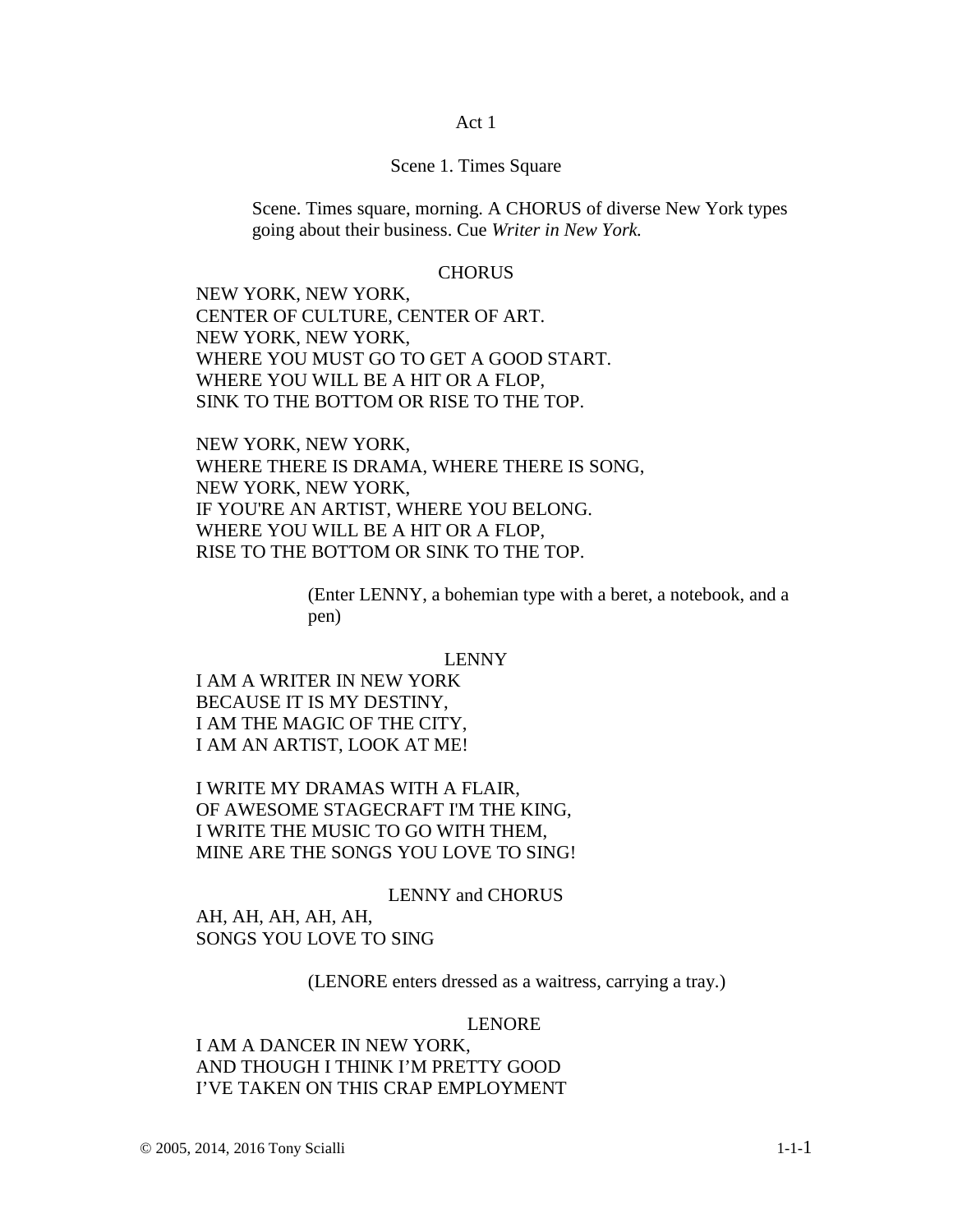# Act 1

## Scene 1. Times Square

Scene. Times square, morning. A CHORUS of diverse New York types going about their business. Cue *Writer in New York.*

CHORUS

NEW YORK, NEW YORK,
CENTER OF CULTURE, CENTER OF ART.
NEW YORK, NEW YORK,
WHERE YOU MUST GO TO GET A GOOD START.
WHERE YOU WILL BE A HIT OR A FLOP,
SINK TO THE BOTTOM OR RISE TO THE TOP.

NEW YORK, NEW YORK,
WHERE THERE IS DRAMA, WHERE THERE IS SONG,
NEW YORK, NEW YORK,
IF YOU'RE AN ARTIST, WHERE YOU BELONG.
WHERE YOU WILL BE A HIT OR A FLOP,
RISE TO THE BOTTOM OR SINK TO THE TOP.

(Enter LENNY, a bohemian type with a beret, a notebook, and a pen)

LENNY

I AM A WRITER IN NEW YORK
BECAUSE IT IS MY DESTINY,
I AM THE MAGIC OF THE CITY,
I AM AN ARTIST, LOOK AT ME!

I WRITE MY DRAMAS WITH A FLAIR,
OF AWESOME STAGECRAFT I'M THE KING,
I WRITE THE MUSIC TO GO WITH THEM,
MINE ARE THE SONGS YOU LOVE TO SING!

LENNY and CHORUS

AH, AH, AH, AH, AH,
SONGS YOU LOVE TO SING

(LENORE enters dressed as a waitress, carrying a tray.)

LENORE

I AM A DANCER IN NEW YORK,
AND THOUGH I THINK I'M PRETTY GOOD
I'VE TAKEN ON THIS CRAP EMPLOYMENT

© 2005, 2014, 2016 Tony Scialli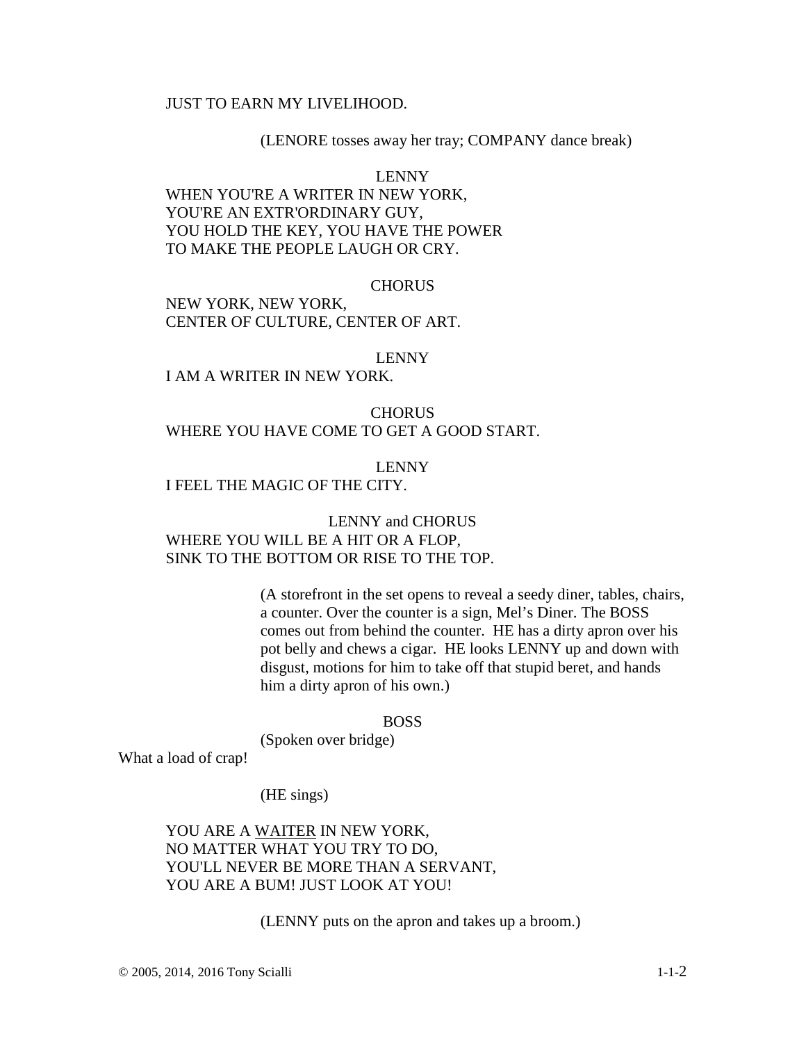JUST TO EARN MY LIVELIHOOD.

(LENORE tosses away her tray; COMPANY dance break)

LENNY

WHEN YOU'RE A WRITER IN NEW YORK,
YOU'RE AN EXTR'ORDINARY GUY,
YOU HOLD THE KEY, YOU HAVE THE POWER
TO MAKE THE PEOPLE LAUGH OR CRY.

CHORUS

NEW YORK, NEW YORK,
CENTER OF CULTURE, CENTER OF ART.

LENNY

I AM A WRITER IN NEW YORK.

CHORUS

WHERE YOU HAVE COME TO GET A GOOD START.

LENNY

I FEEL THE MAGIC OF THE CITY.

LENNY and CHORUS

WHERE YOU WILL BE A HIT OR A FLOP,
SINK TO THE BOTTOM OR RISE TO THE TOP.

(A storefront in the set opens to reveal a seedy diner, tables, chairs, a counter. Over the counter is a sign, Mel's Diner. The BOSS comes out from behind the counter. HE has a dirty apron over his pot belly and chews a cigar. HE looks LENNY up and down with disgust, motions for him to take off that stupid beret, and hands him a dirty apron of his own.)

BOSS

(Spoken over bridge)

What a load of crap!

(HE sings)

YOU ARE A <u>WAITER</u> IN NEW YORK,
NO MATTER WHAT YOU TRY TO DO,
YOU'LL NEVER BE MORE THAN A SERVANT,
YOU ARE A BUM! JUST LOOK AT YOU!

(LENNY puts on the apron and takes up a broom.)

© 2005, 2014, 2016 Tony Scialli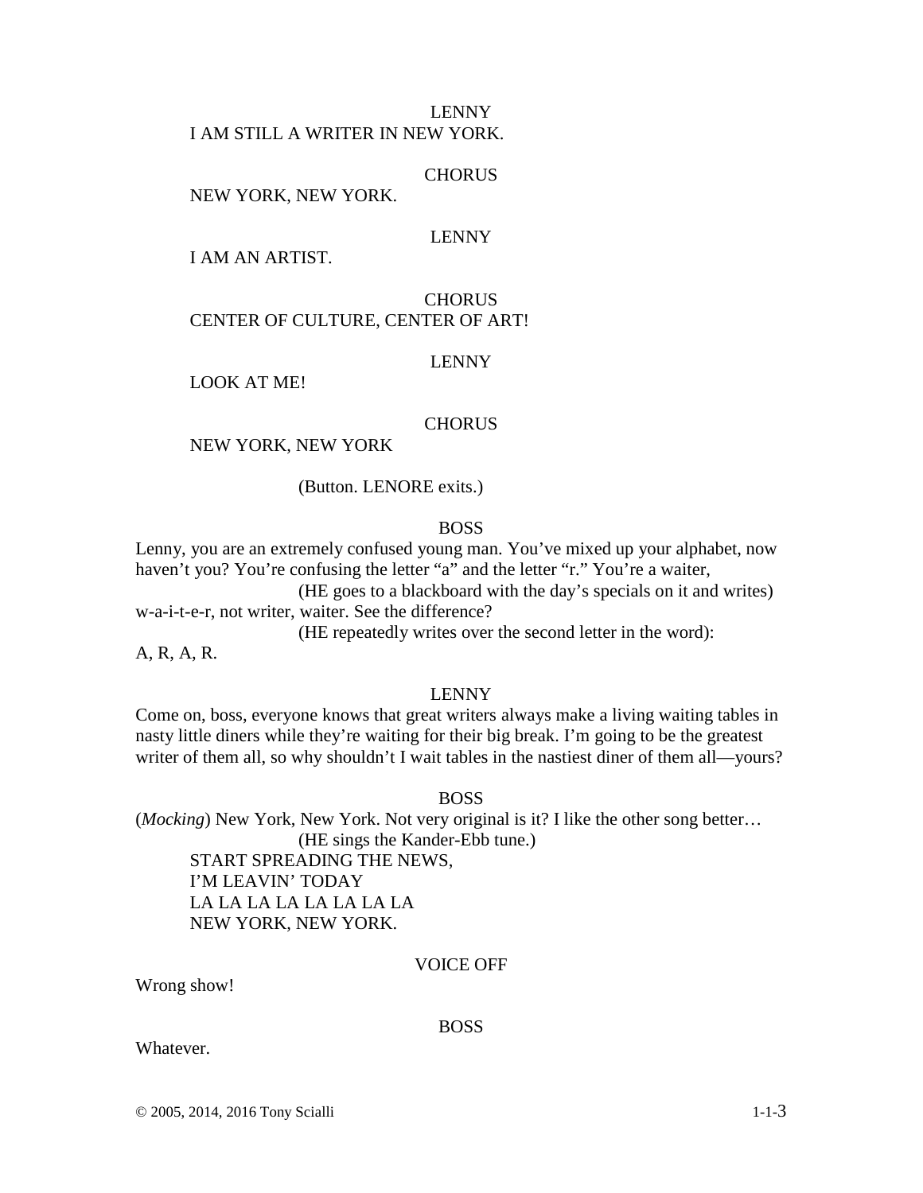LENNY

I AM STILL A WRITER IN NEW YORK.

CHORUS

NEW YORK, NEW YORK.

LENNY

I AM AN ARTIST.

CHORUS

CENTER OF CULTURE, CENTER OF ART!

LENNY

LOOK AT ME!

CHORUS

NEW YORK, NEW YORK

(Button. LENORE exits.)

BOSS

Lenny, you are an extremely confused young man. You've mixed up your alphabet, now haven't you? You're confusing the letter "a" and the letter "r." You're a waiter,

(HE goes to a blackboard with the day's specials on it and writes)

w-a-i-t-e-r, not writer, waiter. See the difference?

(HE repeatedly writes over the second letter in the word):

A, R, A, R.

LENNY

Come on, boss, everyone knows that great writers always make a living waiting tables in nasty little diners while they're waiting for their big break. I'm going to be the greatest writer of them all, so why shouldn't I wait tables in the nastiest diner of them all—yours?

BOSS

(*Mocking*) New York, New York. Not very original is it? I like the other song better…

(HE sings the Kander-Ebb tune.)

START SPREADING THE NEWS,
I'M LEAVIN' TODAY
LA LA LA LA LA LA LA LA
NEW YORK, NEW YORK.

VOICE OFF

Wrong show!

BOSS

Whatever.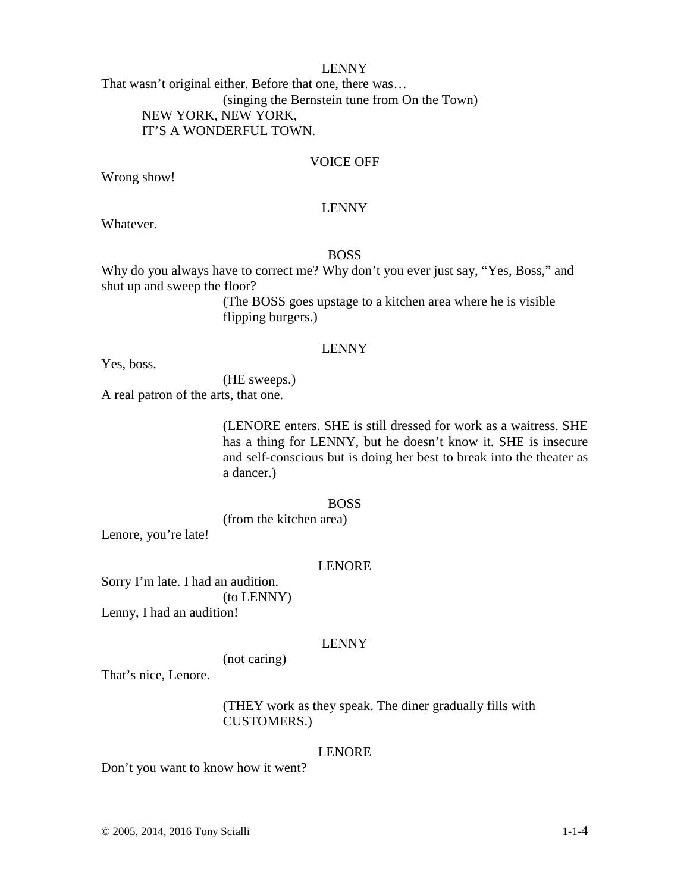LENNY

That wasn't original either. Before that one, there was…

(singing the Bernstein tune from On the Town)

NEW YORK, NEW YORK,
IT'S A WONDERFUL TOWN.

VOICE OFF

Wrong show!

LENNY

Whatever.

BOSS

Why do you always have to correct me? Why don't you ever just say, "Yes, Boss," and shut up and sweep the floor?

(The BOSS goes upstage to a kitchen area where he is visible flipping burgers.)

LENNY

Yes, boss.

(HE sweeps.)

A real patron of the arts, that one.

(LENORE enters. SHE is still dressed for work as a waitress. SHE has a thing for LENNY, but he doesn't know it. SHE is insecure and self-conscious but is doing her best to break into the theater as a dancer.)

BOSS

(from the kitchen area)

Lenore, you're late!

LENORE

Sorry I'm late. I had an audition.

(to LENNY)

Lenny, I had an audition!

LENNY

(not caring)

That's nice, Lenore.

(THEY work as they speak. The diner gradually fills with CUSTOMERS.)

LENORE

Don't you want to know how it went?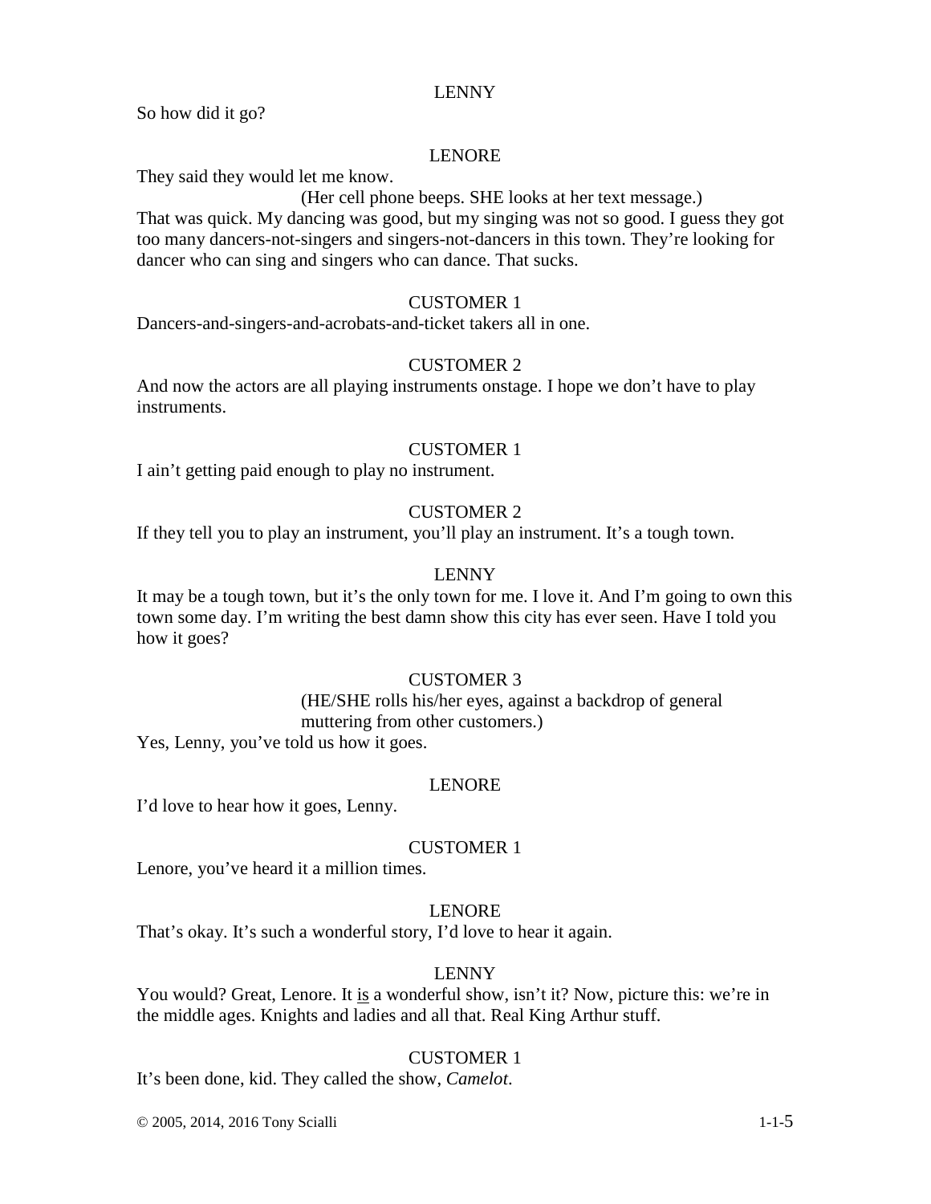LENNY

So how did it go?

LENORE

They said they would let me know.

(Her cell phone beeps. SHE looks at her text message.)

That was quick. My dancing was good, but my singing was not so good. I guess they got too many dancers-not-singers and singers-not-dancers in this town. They're looking for dancer who can sing and singers who can dance. That sucks.

CUSTOMER 1

Dancers-and-singers-and-acrobats-and-ticket takers all in one.

CUSTOMER 2

And now the actors are all playing instruments onstage. I hope we don't have to play instruments.

CUSTOMER 1

I ain't getting paid enough to play no instrument.

CUSTOMER 2

If they tell you to play an instrument, you'll play an instrument. It's a tough town.

LENNY

It may be a tough town, but it's the only town for me. I love it. And I'm going to own this town some day. I'm writing the best damn show this city has ever seen. Have I told you how it goes?

CUSTOMER 3

(HE/SHE rolls his/her eyes, against a backdrop of general muttering from other customers.)

Yes, Lenny, you've told us how it goes.

LENORE

I'd love to hear how it goes, Lenny.

CUSTOMER 1

Lenore, you've heard it a million times.

LENORE

That's okay. It's such a wonderful story, I'd love to hear it again.

LENNY

You would? Great, Lenore. It <u>is</u> a wonderful show, isn't it? Now, picture this: we're in the middle ages. Knights and ladies and all that. Real King Arthur stuff.

CUSTOMER 1

It's been done, kid. They called the show, *Camelot*.

© 2005, 2014, 2016 Tony Scialli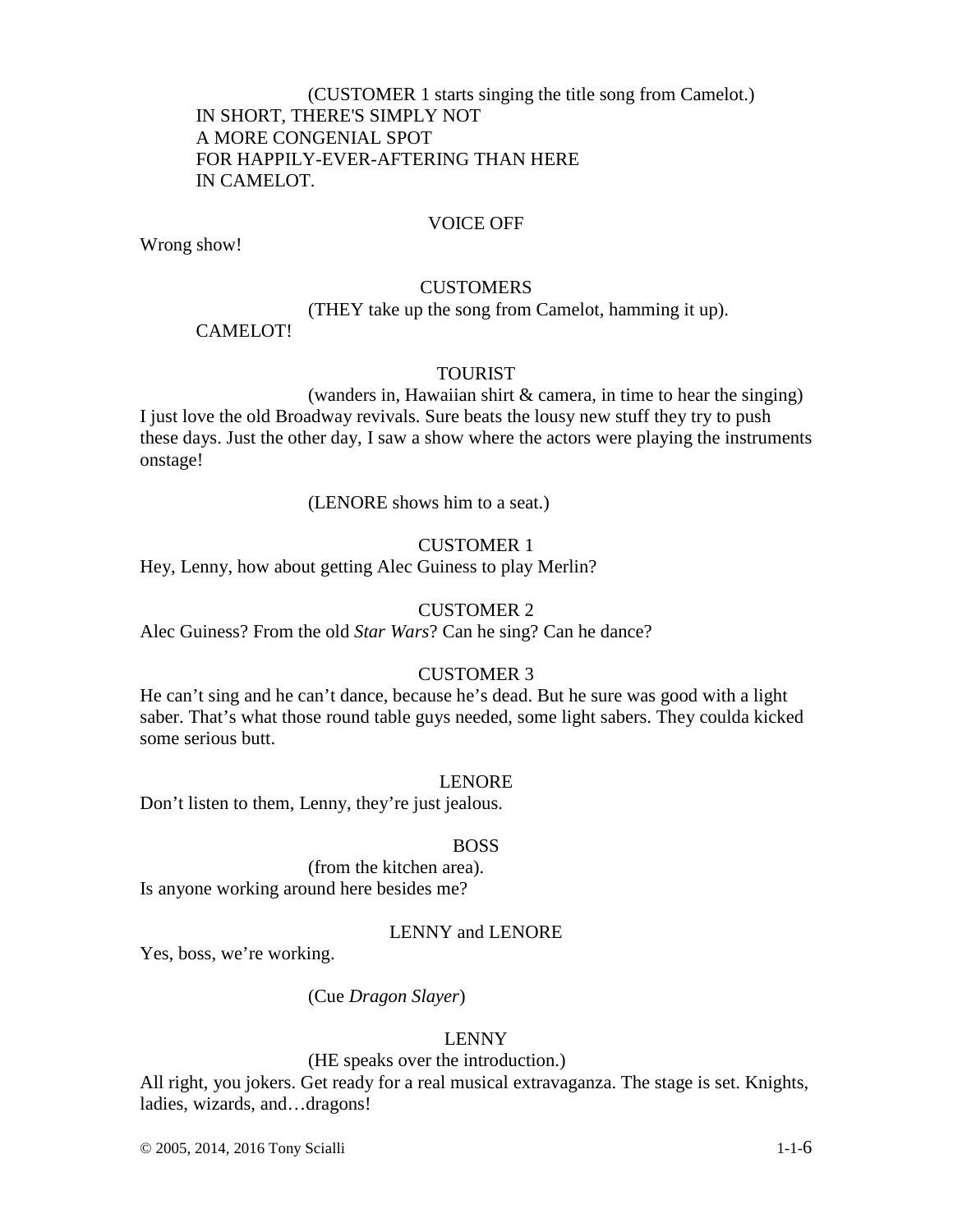(CUSTOMER 1 starts singing the title song from Camelot.)

IN SHORT, THERE'S SIMPLY NOT
A MORE CONGENIAL SPOT
FOR HAPPILY-EVER-AFTERING THAN HERE
IN CAMELOT.

VOICE OFF

Wrong show!

CUSTOMERS

(THEY take up the song from Camelot, hamming it up).

CAMELOT!

TOURIST

(wanders in, Hawaiian shirt & camera, in time to hear the singing)

I just love the old Broadway revivals. Sure beats the lousy new stuff they try to push these days. Just the other day, I saw a show where the actors were playing the instruments onstage!

(LENORE shows him to a seat.)

CUSTOMER 1

Hey, Lenny, how about getting Alec Guiness to play Merlin?

CUSTOMER 2

Alec Guiness? From the old *Star Wars*? Can he sing? Can he dance?

CUSTOMER 3

He can't sing and he can't dance, because he's dead. But he sure was good with a light saber. That's what those round table guys needed, some light sabers. They coulda kicked some serious butt.

LENORE

Don't listen to them, Lenny, they're just jealous.

BOSS

(from the kitchen area).

Is anyone working around here besides me?

LENNY and LENORE

Yes, boss, we're working.

(Cue *Dragon Slayer*)

LENNY

(HE speaks over the introduction.)

All right, you jokers. Get ready for a real musical extravaganza. The stage is set. Knights, ladies, wizards, and…dragons!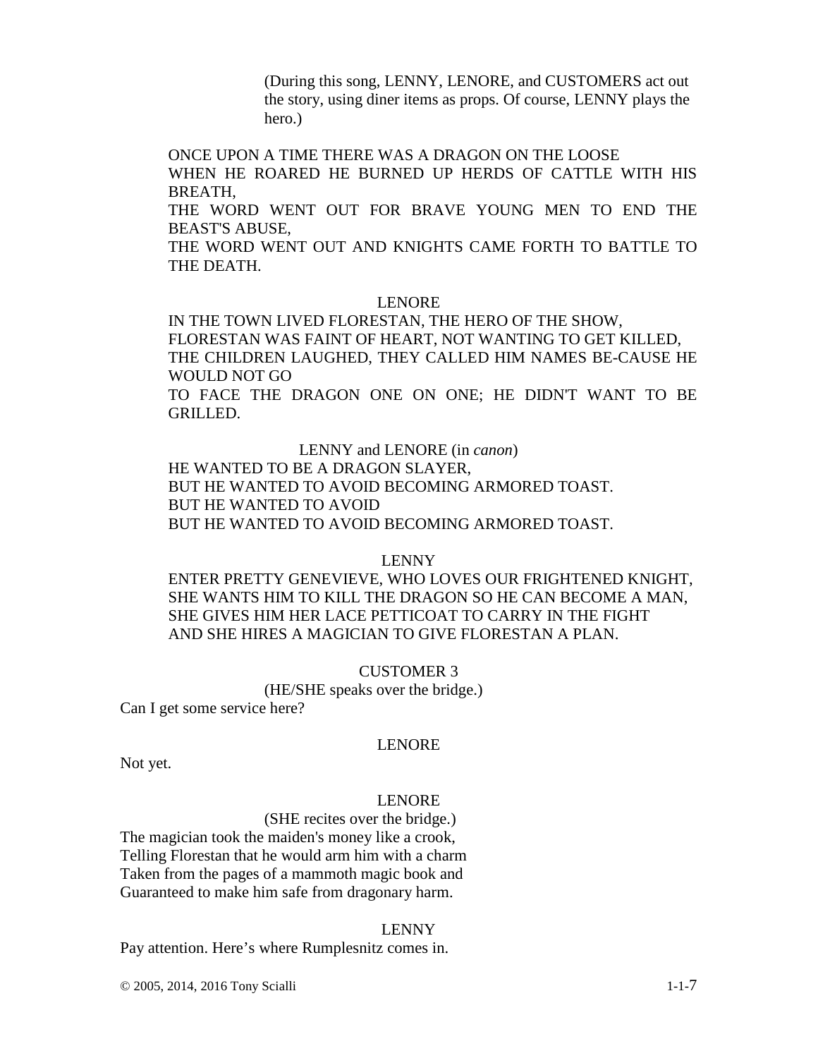(During this song, LENNY, LENORE, and CUSTOMERS act out the story, using diner items as props. Of course, LENNY plays the hero.)

ONCE UPON A TIME THERE WAS A DRAGON ON THE LOOSE
WHEN HE ROARED HE BURNED UP HERDS OF CATTLE WITH HIS BREATH,
THE WORD WENT OUT FOR BRAVE YOUNG MEN TO END THE BEAST'S ABUSE,
THE WORD WENT OUT AND KNIGHTS CAME FORTH TO BATTLE TO THE DEATH.

LENORE

IN THE TOWN LIVED FLORESTAN, THE HERO OF THE SHOW,
FLORESTAN WAS FAINT OF HEART, NOT WANTING TO GET KILLED,
THE CHILDREN LAUGHED, THEY CALLED HIM NAMES BE-CAUSE HE WOULD NOT GO
TO FACE THE DRAGON ONE ON ONE; HE DIDN'T WANT TO BE GRILLED.

LENNY and LENORE (in *canon*)

HE WANTED TO BE A DRAGON SLAYER,
BUT HE WANTED TO AVOID BECOMING ARMORED TOAST.
BUT HE WANTED TO AVOID
BUT HE WANTED TO AVOID BECOMING ARMORED TOAST.

LENNY

ENTER PRETTY GENEVIEVE, WHO LOVES OUR FRIGHTENED KNIGHT,
SHE WANTS HIM TO KILL THE DRAGON SO HE CAN BECOME A MAN,
SHE GIVES HIM HER LACE PETTICOAT TO CARRY IN THE FIGHT
AND SHE HIRES A MAGICIAN TO GIVE FLORESTAN A PLAN.

CUSTOMER 3

(HE/SHE speaks over the bridge.)

Can I get some service here?

LENORE

Not yet.

LENORE

(SHE recites over the bridge.)

The magician took the maiden's money like a crook,
Telling Florestan that he would arm him with a charm
Taken from the pages of a mammoth magic book and
Guaranteed to make him safe from dragonary harm.

LENNY

Pay attention. Here's where Rumplesnitz comes in.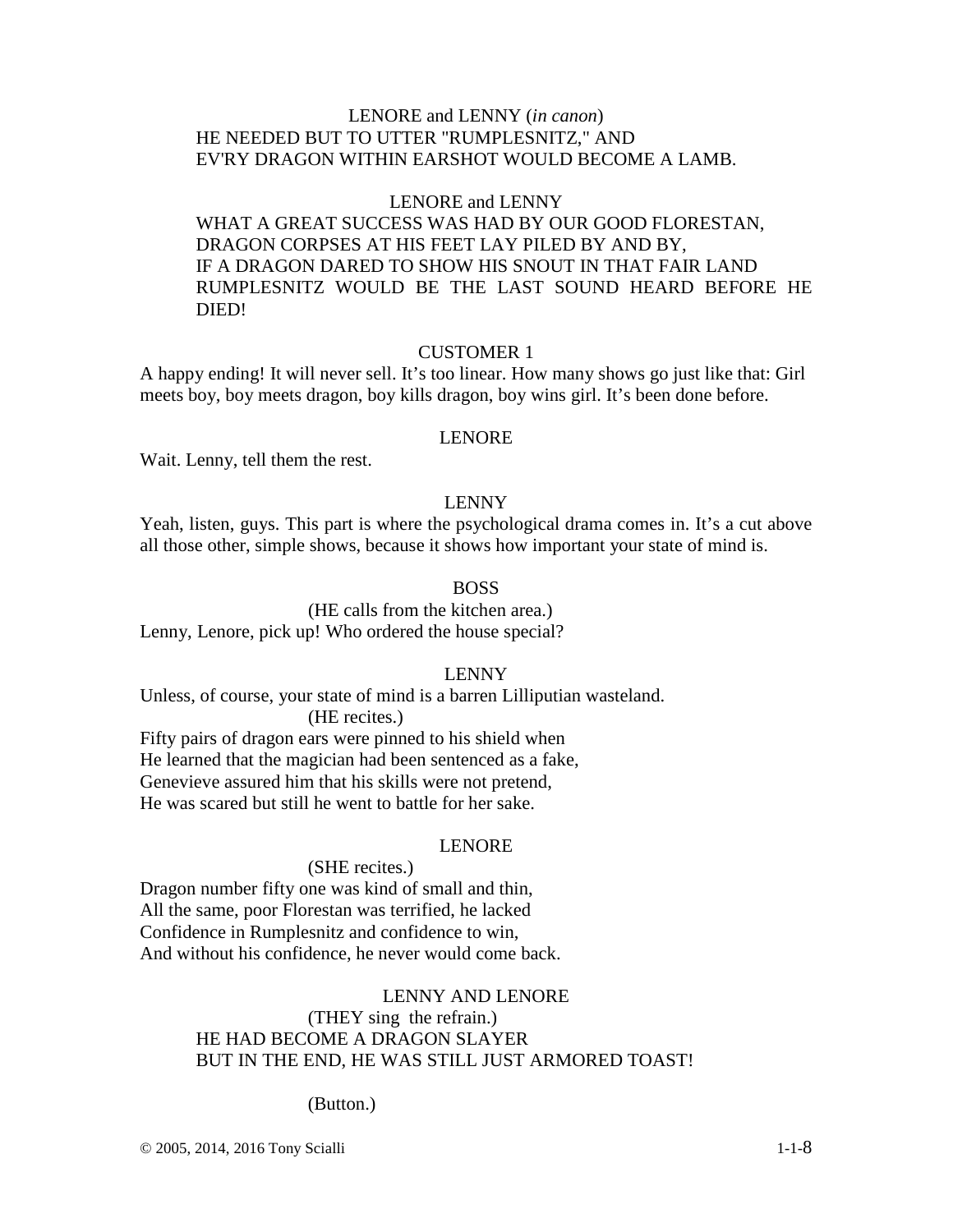LENORE and LENNY (*in canon*)

HE NEEDED BUT TO UTTER "RUMPLESNITZ," AND
EV'RY DRAGON WITHIN EARSHOT WOULD BECOME A LAMB.

LENORE and LENNY

WHAT A GREAT SUCCESS WAS HAD BY OUR GOOD FLORESTAN,
DRAGON CORPSES AT HIS FEET LAY PILED BY AND BY,
IF A DRAGON DARED TO SHOW HIS SNOUT IN THAT FAIR LAND
RUMPLESNITZ WOULD BE THE LAST SOUND HEARD BEFORE HE DIED!

CUSTOMER 1

A happy ending! It will never sell. It's too linear. How many shows go just like that: Girl meets boy, boy meets dragon, boy kills dragon, boy wins girl. It's been done before.

LENORE

Wait. Lenny, tell them the rest.

LENNY

Yeah, listen, guys. This part is where the psychological drama comes in. It's a cut above all those other, simple shows, because it shows how important your state of mind is.

BOSS

(HE calls from the kitchen area.)

Lenny, Lenore, pick up! Who ordered the house special?

LENNY

Unless, of course, your state of mind is a barren Lilliputian wasteland.

(HE recites.)

Fifty pairs of dragon ears were pinned to his shield when
He learned that the magician had been sentenced as a fake,
Genevieve assured him that his skills were not pretend,
He was scared but still he went to battle for her sake.

LENORE

(SHE recites.)

Dragon number fifty one was kind of small and thin,
All the same, poor Florestan was terrified, he lacked
Confidence in Rumplesnitz and confidence to win,
And without his confidence, he never would come back.

LENNY AND LENORE

(THEY sing the refrain.)

HE HAD BECOME A DRAGON SLAYER
BUT IN THE END, HE WAS STILL JUST ARMORED TOAST!

(Button.)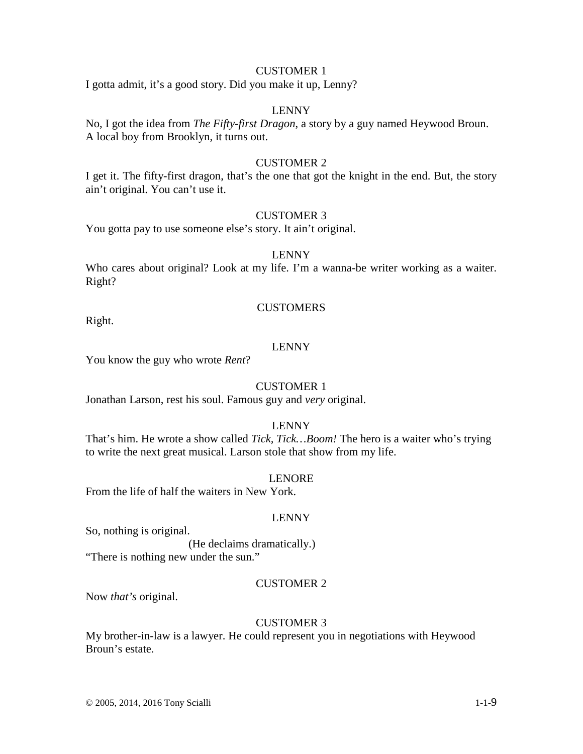CUSTOMER 1

I gotta admit, it's a good story. Did you make it up, Lenny?

LENNY

No, I got the idea from *The Fifty-first Dragon*, a story by a guy named Heywood Broun. A local boy from Brooklyn, it turns out.

CUSTOMER 2

I get it. The fifty-first dragon, that's the one that got the knight in the end. But, the story ain't original. You can't use it.

CUSTOMER 3

You gotta pay to use someone else's story. It ain't original.

LENNY

Who cares about original? Look at my life. I'm a wanna-be writer working as a waiter. Right?

CUSTOMERS

Right.

LENNY

You know the guy who wrote *Rent*?

CUSTOMER 1

Jonathan Larson, rest his soul. Famous guy and *very* original.

LENNY

That's him. He wrote a show called *Tick, Tick…Boom!* The hero is a waiter who's trying to write the next great musical. Larson stole that show from my life.

LENORE

From the life of half the waiters in New York.

LENNY

So, nothing is original.

(He declaims dramatically.)

"There is nothing new under the sun."

CUSTOMER 2

Now *that's* original.

CUSTOMER 3

My brother-in-law is a lawyer. He could represent you in negotiations with Heywood Broun's estate.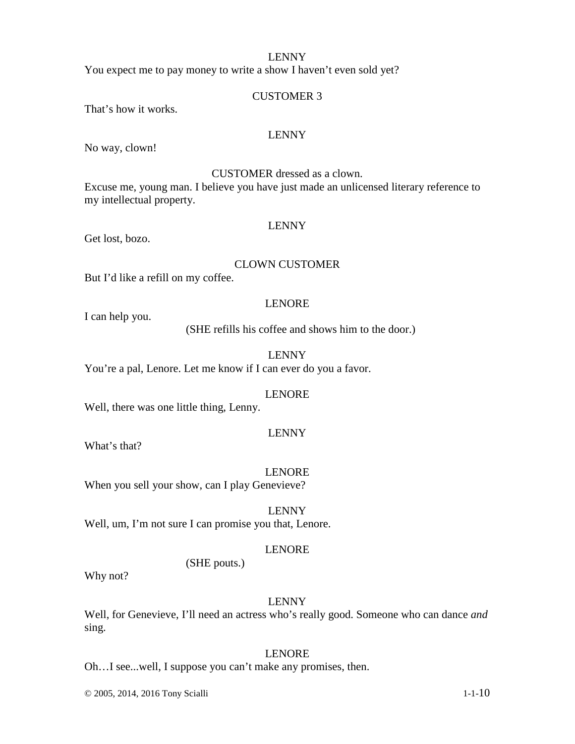LENNY

You expect me to pay money to write a show I haven't even sold yet?

CUSTOMER 3

That's how it works.

LENNY

No way, clown!

CUSTOMER dressed as a clown.

Excuse me, young man. I believe you have just made an unlicensed literary reference to my intellectual property.

LENNY

Get lost, bozo.

CLOWN CUSTOMER

But I'd like a refill on my coffee.

LENORE

I can help you.

(SHE refills his coffee and shows him to the door.)

LENNY

You're a pal, Lenore. Let me know if I can ever do you a favor.

LENORE

Well, there was one little thing, Lenny.

LENNY

What's that?

LENORE

When you sell your show, can I play Genevieve?

LENNY

Well, um, I'm not sure I can promise you that, Lenore.

LENORE

(SHE pouts.)

Why not?

LENNY

Well, for Genevieve, I'll need an actress who's really good. Someone who can dance *and* sing.

LENORE

Oh…I see...well, I suppose you can't make any promises, then.

© 2005, 2014, 2016 Tony Scialli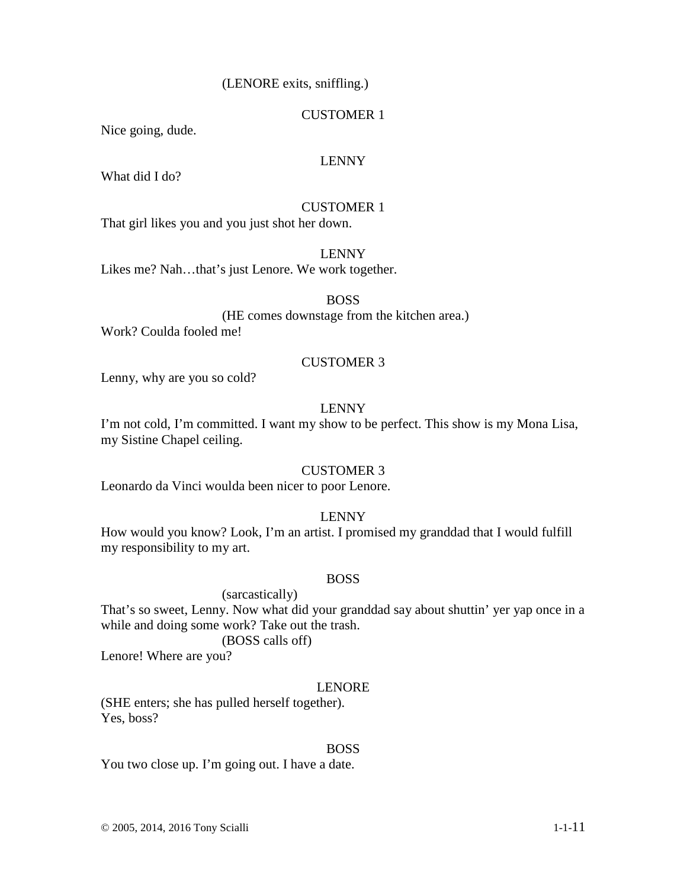(LENORE exits, sniffling.)

CUSTOMER 1

Nice going, dude.

LENNY

What did I do?

CUSTOMER 1

That girl likes you and you just shot her down.

LENNY

Likes me? Nah…that's just Lenore. We work together.

BOSS

(HE comes downstage from the kitchen area.)

Work? Coulda fooled me!

CUSTOMER 3

Lenny, why are you so cold?

LENNY

I'm not cold, I'm committed. I want my show to be perfect. This show is my Mona Lisa, my Sistine Chapel ceiling.

CUSTOMER 3

Leonardo da Vinci woulda been nicer to poor Lenore.

LENNY

How would you know? Look, I'm an artist. I promised my granddad that I would fulfill my responsibility to my art.

BOSS

(sarcastically)

That's so sweet, Lenny. Now what did your granddad say about shuttin' yer yap once in a while and doing some work? Take out the trash.

(BOSS calls off)

Lenore! Where are you?

LENORE

(SHE enters; she has pulled herself together).

Yes, boss?

BOSS

You two close up. I'm going out. I have a date.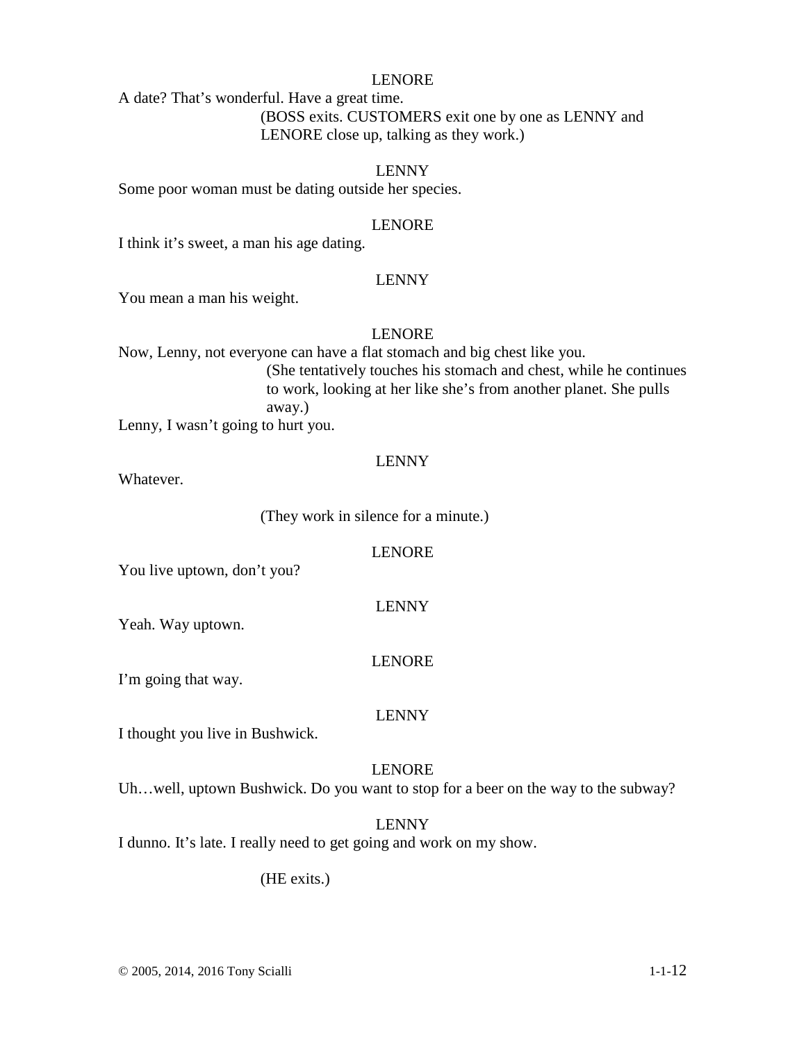LENORE

A date? That's wonderful. Have a great time.

(BOSS exits. CUSTOMERS exit one by one as LENNY and LENORE close up, talking as they work.)

LENNY

Some poor woman must be dating outside her species.

LENORE

I think it's sweet, a man his age dating.

LENNY

You mean a man his weight.

LENORE

Now, Lenny, not everyone can have a flat stomach and big chest like you.

(She tentatively touches his stomach and chest, while he continues to work, looking at her like she's from another planet. She pulls away.)

Lenny, I wasn't going to hurt you.

LENNY

Whatever.

(They work in silence for a minute.)

LENORE

You live uptown, don't you?

LENNY

Yeah. Way uptown.

LENORE

I'm going that way.

LENNY

I thought you live in Bushwick.

LENORE

Uh…well, uptown Bushwick. Do you want to stop for a beer on the way to the subway?

LENNY

I dunno. It's late. I really need to get going and work on my show.

(HE exits.)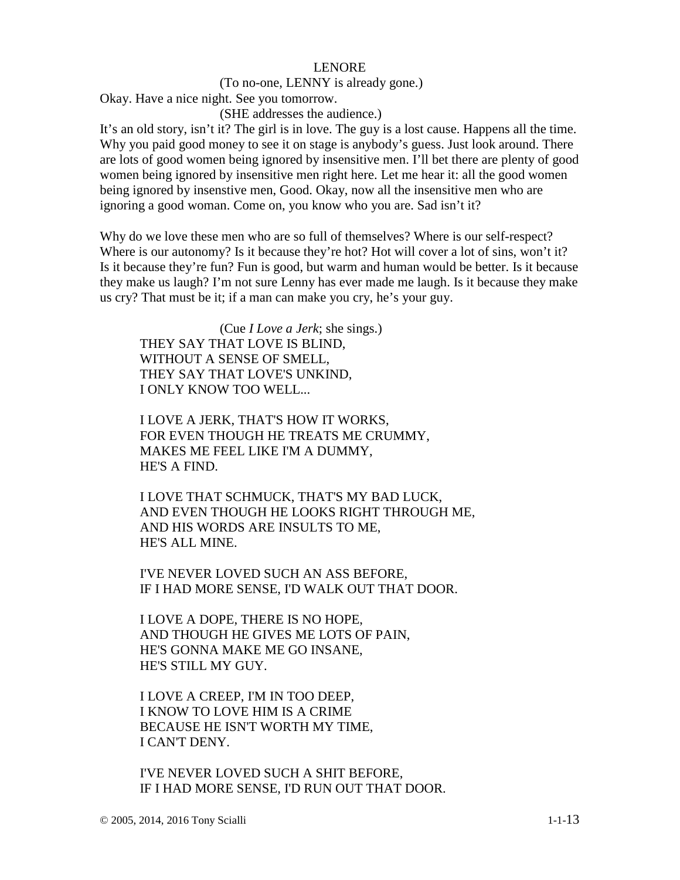LENORE

(To no-one, LENNY is already gone.)

Okay. Have a nice night. See you tomorrow.

(SHE addresses the audience.)

It's an old story, isn't it? The girl is in love. The guy is a lost cause. Happens all the time. Why you paid good money to see it on stage is anybody's guess. Just look around. There are lots of good women being ignored by insensitive men. I'll bet there are plenty of good women being ignored by insensitive men right here. Let me hear it: all the good women being ignored by insenstive men, Good. Okay, now all the insensitive men who are ignoring a good woman. Come on, you know who you are. Sad isn't it?

Why do we love these men who are so full of themselves? Where is our self-respect? Where is our autonomy? Is it because they're hot? Hot will cover a lot of sins, won't it? Is it because they're fun? Fun is good, but warm and human would be better. Is it because they make us laugh? I'm not sure Lenny has ever made me laugh. Is it because they make us cry? That must be it; if a man can make you cry, he's your guy.

(Cue *I Love a Jerk*; she sings.)

THEY SAY THAT LOVE IS BLIND,
WITHOUT A SENSE OF SMELL,
THEY SAY THAT LOVE'S UNKIND,
I ONLY KNOW TOO WELL...

I LOVE A JERK, THAT'S HOW IT WORKS,
FOR EVEN THOUGH HE TREATS ME CRUMMY,
MAKES ME FEEL LIKE I'M A DUMMY,
HE'S A FIND.

I LOVE THAT SCHMUCK, THAT'S MY BAD LUCK,
AND EVEN THOUGH HE LOOKS RIGHT THROUGH ME,
AND HIS WORDS ARE INSULTS TO ME,
HE'S ALL MINE.

I'VE NEVER LOVED SUCH AN ASS BEFORE,
IF I HAD MORE SENSE, I'D WALK OUT THAT DOOR.

I LOVE A DOPE, THERE IS NO HOPE,
AND THOUGH HE GIVES ME LOTS OF PAIN,
HE'S GONNA MAKE ME GO INSANE,
HE'S STILL MY GUY.

I LOVE A CREEP, I'M IN TOO DEEP,
I KNOW TO LOVE HIM IS A CRIME
BECAUSE HE ISN'T WORTH MY TIME,
I CAN'T DENY.

I'VE NEVER LOVED SUCH A SHIT BEFORE,
IF I HAD MORE SENSE, I'D RUN OUT THAT DOOR.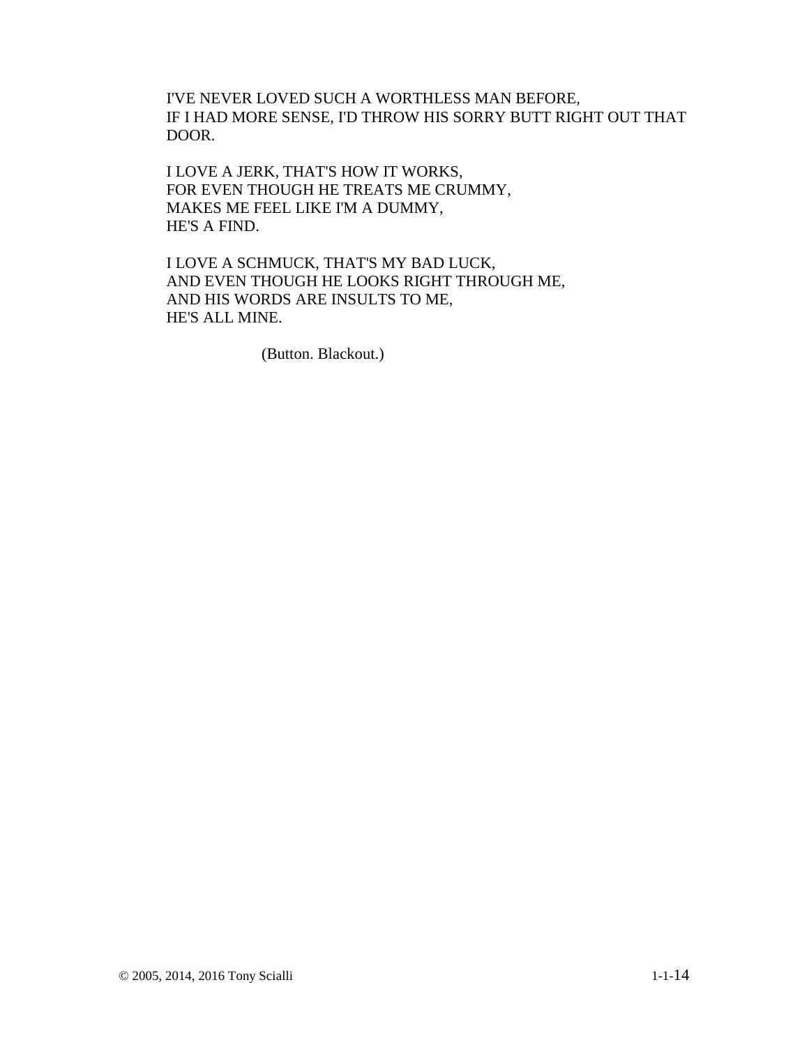I'VE NEVER LOVED SUCH A WORTHLESS MAN BEFORE,
IF I HAD MORE SENSE, I'D THROW HIS SORRY BUTT RIGHT OUT THAT DOOR.

I LOVE A JERK, THAT'S HOW IT WORKS,
FOR EVEN THOUGH HE TREATS ME CRUMMY,
MAKES ME FEEL LIKE I'M A DUMMY,
HE'S A FIND.

I LOVE A SCHMUCK, THAT'S MY BAD LUCK,
AND EVEN THOUGH HE LOOKS RIGHT THROUGH ME,
AND HIS WORDS ARE INSULTS TO ME,
HE'S ALL MINE.

(Button. Blackout.)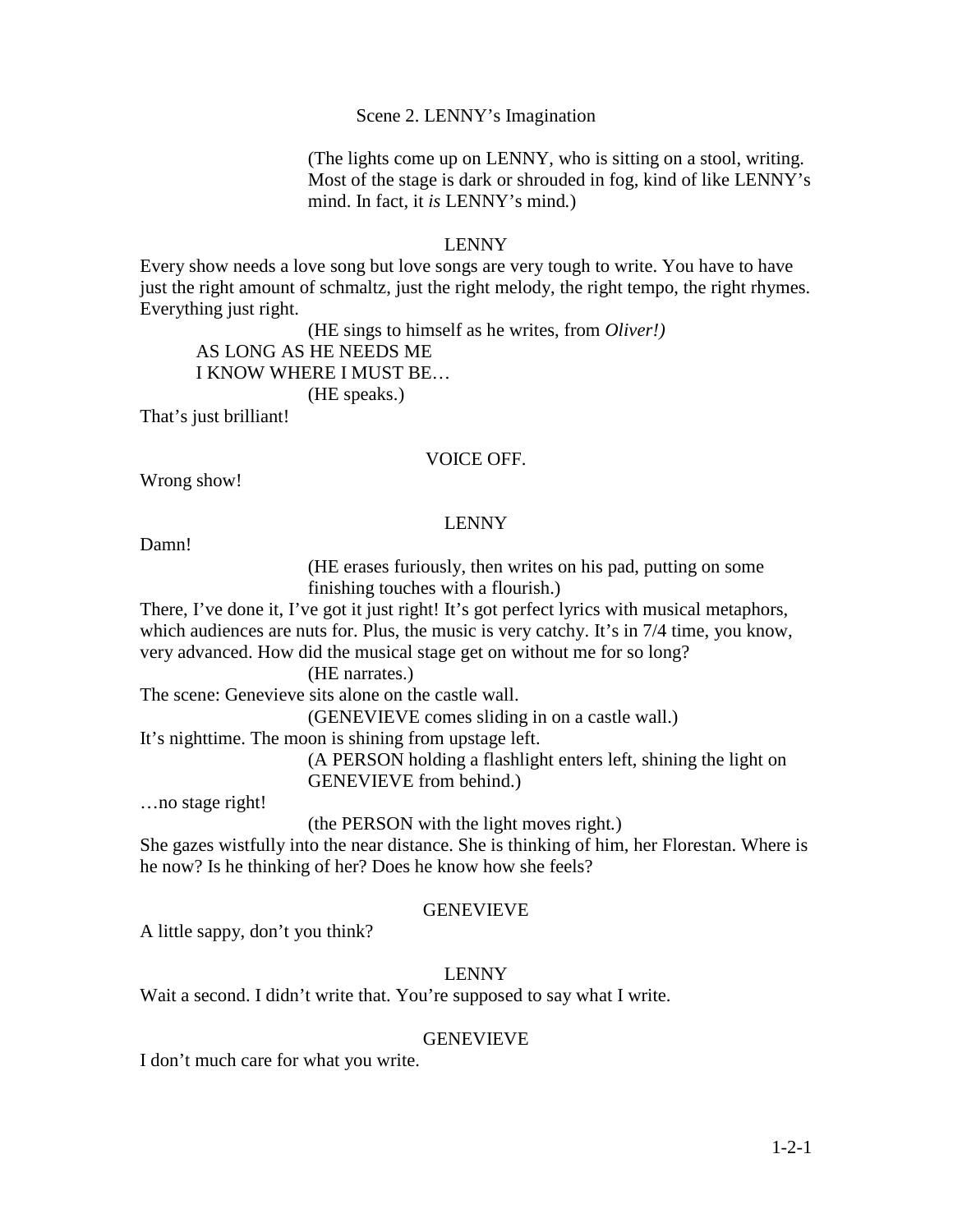Scene 2. LENNY's Imagination

(The lights come up on LENNY, who is sitting on a stool, writing. Most of the stage is dark or shrouded in fog, kind of like LENNY's mind. In fact, it *is* LENNY's mind.)

LENNY

Every show needs a love song but love songs are very tough to write. You have to have just the right amount of schmaltz, just the right melody, the right tempo, the right rhymes. Everything just right.

(HE sings to himself as he writes, from *Oliver!)*

AS LONG AS HE NEEDS ME
I KNOW WHERE I MUST BE…

(HE speaks.)

That's just brilliant!

VOICE OFF.

Wrong show!

LENNY

Damn!

(HE erases furiously, then writes on his pad, putting on some finishing touches with a flourish.)

There, I've done it, I've got it just right! It's got perfect lyrics with musical metaphors, which audiences are nuts for. Plus, the music is very catchy. It's in 7/4 time, you know, very advanced. How did the musical stage get on without me for so long?

(HE narrates.)

The scene: Genevieve sits alone on the castle wall.

(GENEVIEVE comes sliding in on a castle wall.)

It's nighttime. The moon is shining from upstage left.

(A PERSON holding a flashlight enters left, shining the light on GENEVIEVE from behind.)

…no stage right!

(the PERSON with the light moves right.)

She gazes wistfully into the near distance. She is thinking of him, her Florestan. Where is he now? Is he thinking of her? Does he know how she feels?

GENEVIEVE

A little sappy, don't you think?

LENNY

Wait a second. I didn't write that. You're supposed to say what I write.

GENEVIEVE

I don't much care for what you write.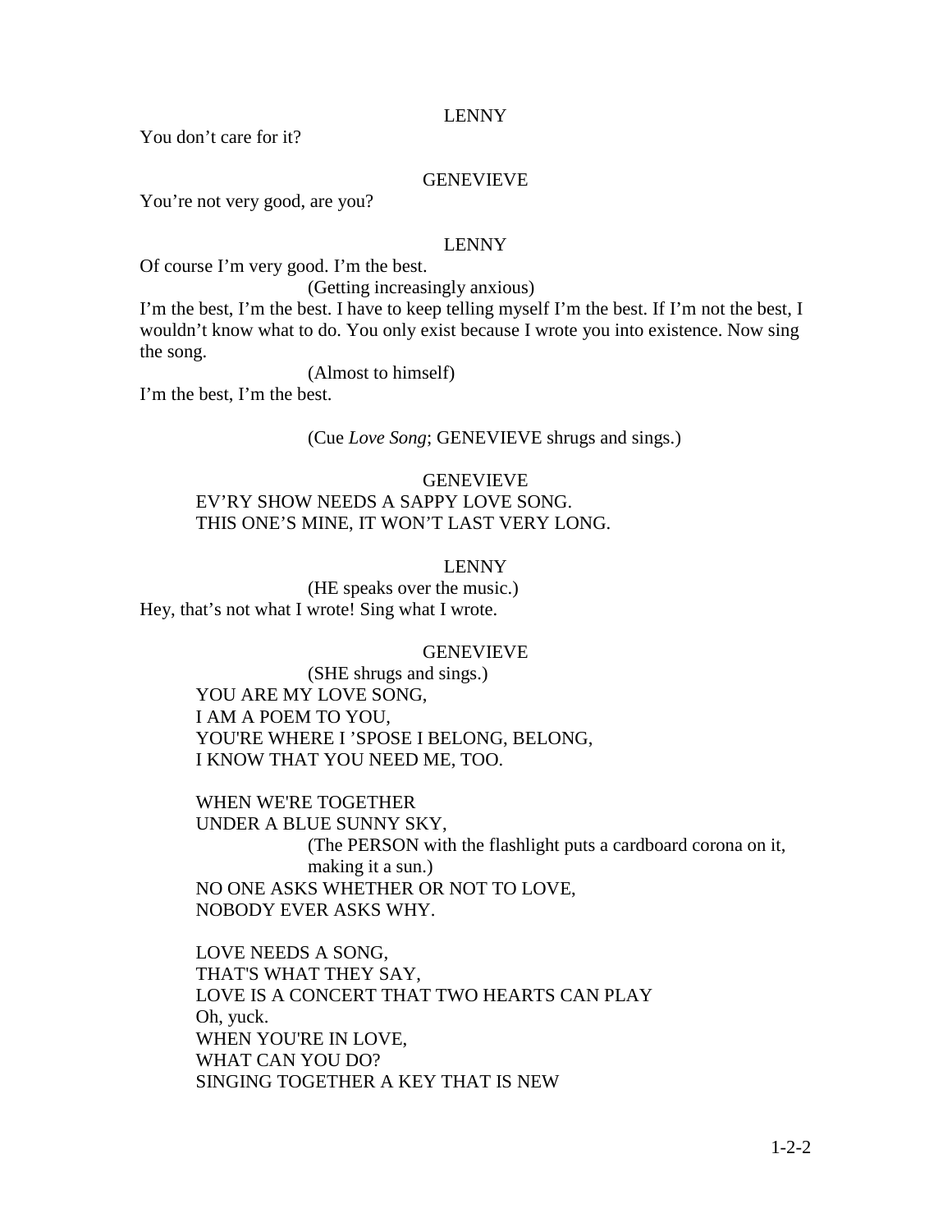LENNY

You don't care for it?

GENEVIEVE

You're not very good, are you?

LENNY

Of course I'm very good. I'm the best.

(Getting increasingly anxious)

I'm the best, I'm the best. I have to keep telling myself I'm the best. If I'm not the best, I wouldn't know what to do. You only exist because I wrote you into existence. Now sing the song.

(Almost to himself)

I'm the best, I'm the best.

(Cue *Love Song*; GENEVIEVE shrugs and sings.)

GENEVIEVE

EV'RY SHOW NEEDS A SAPPY LOVE SONG.
THIS ONE'S MINE, IT WON'T LAST VERY LONG.

LENNY

(HE speaks over the music.)

Hey, that's not what I wrote! Sing what I wrote.

GENEVIEVE

(SHE shrugs and sings.)

YOU ARE MY LOVE SONG,
I AM A POEM TO YOU,
YOU'RE WHERE I 'SPOSE I BELONG, BELONG,
I KNOW THAT YOU NEED ME, TOO.

WHEN WE'RE TOGETHER
UNDER A BLUE SUNNY SKY,

(The PERSON with the flashlight puts a cardboard corona on it, making it a sun.)

NO ONE ASKS WHETHER OR NOT TO LOVE,
NOBODY EVER ASKS WHY.

LOVE NEEDS A SONG,
THAT'S WHAT THEY SAY,
LOVE IS A CONCERT THAT TWO HEARTS CAN PLAY
Oh, yuck.
WHEN YOU'RE IN LOVE,
WHAT CAN YOU DO?
SINGING TOGETHER A KEY THAT IS NEW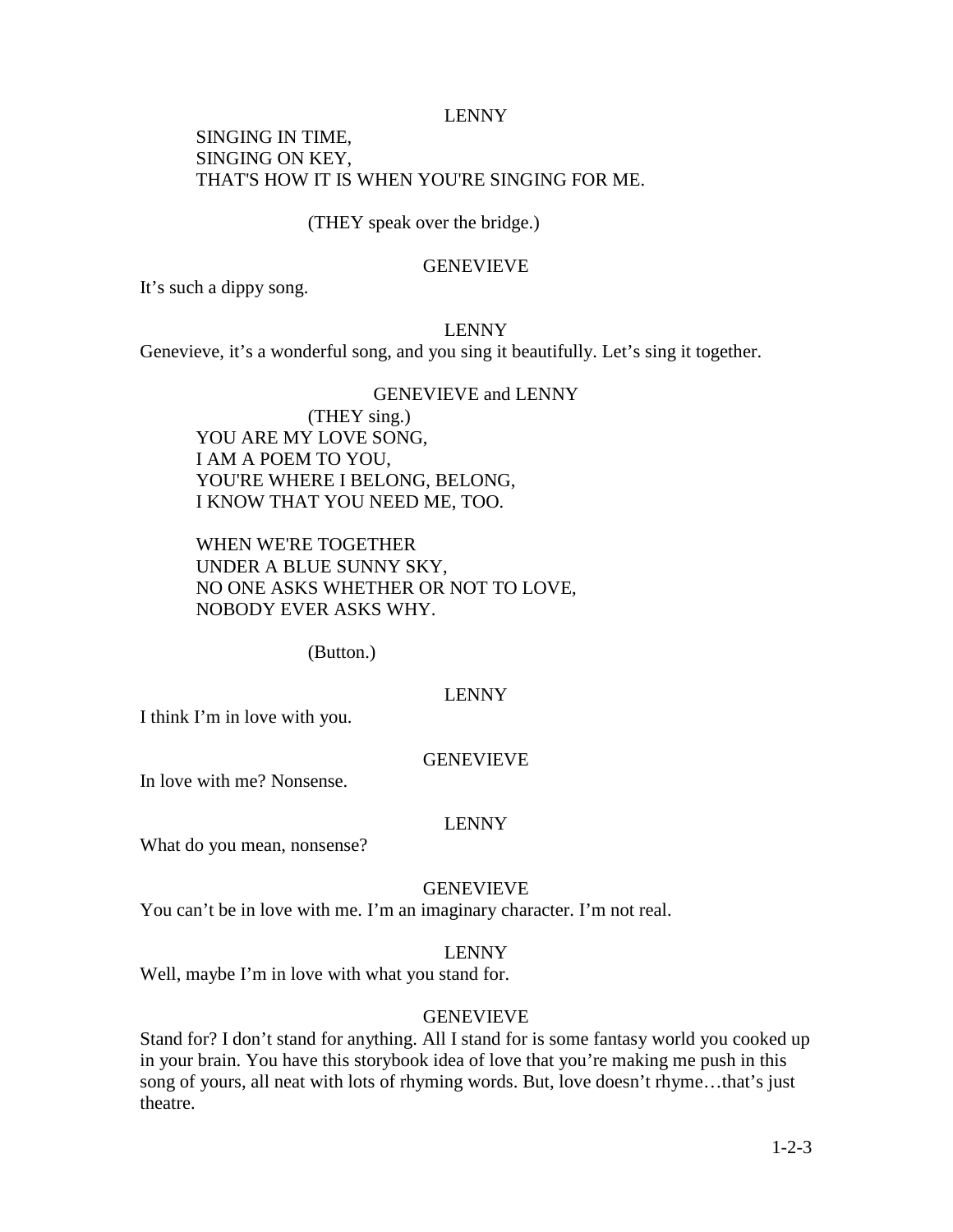LENNY

SINGING IN TIME,
SINGING ON KEY,
THAT'S HOW IT IS WHEN YOU'RE SINGING FOR ME.

(THEY speak over the bridge.)

GENEVIEVE

It's such a dippy song.

LENNY

Genevieve, it's a wonderful song, and you sing it beautifully. Let's sing it together.

GENEVIEVE and LENNY

(THEY sing.)

YOU ARE MY LOVE SONG,
I AM A POEM TO YOU,
YOU'RE WHERE I BELONG, BELONG,
I KNOW THAT YOU NEED ME, TOO.

WHEN WE'RE TOGETHER
UNDER A BLUE SUNNY SKY,
NO ONE ASKS WHETHER OR NOT TO LOVE,
NOBODY EVER ASKS WHY.

(Button.)

LENNY

I think I'm in love with you.

GENEVIEVE

In love with me? Nonsense.

LENNY

What do you mean, nonsense?

GENEVIEVE

You can't be in love with me. I'm an imaginary character. I'm not real.

LENNY

Well, maybe I'm in love with what you stand for.

GENEVIEVE

Stand for? I don't stand for anything. All I stand for is some fantasy world you cooked up in your brain. You have this storybook idea of love that you're making me push in this song of yours, all neat with lots of rhyming words. But, love doesn't rhyme…that's just theatre.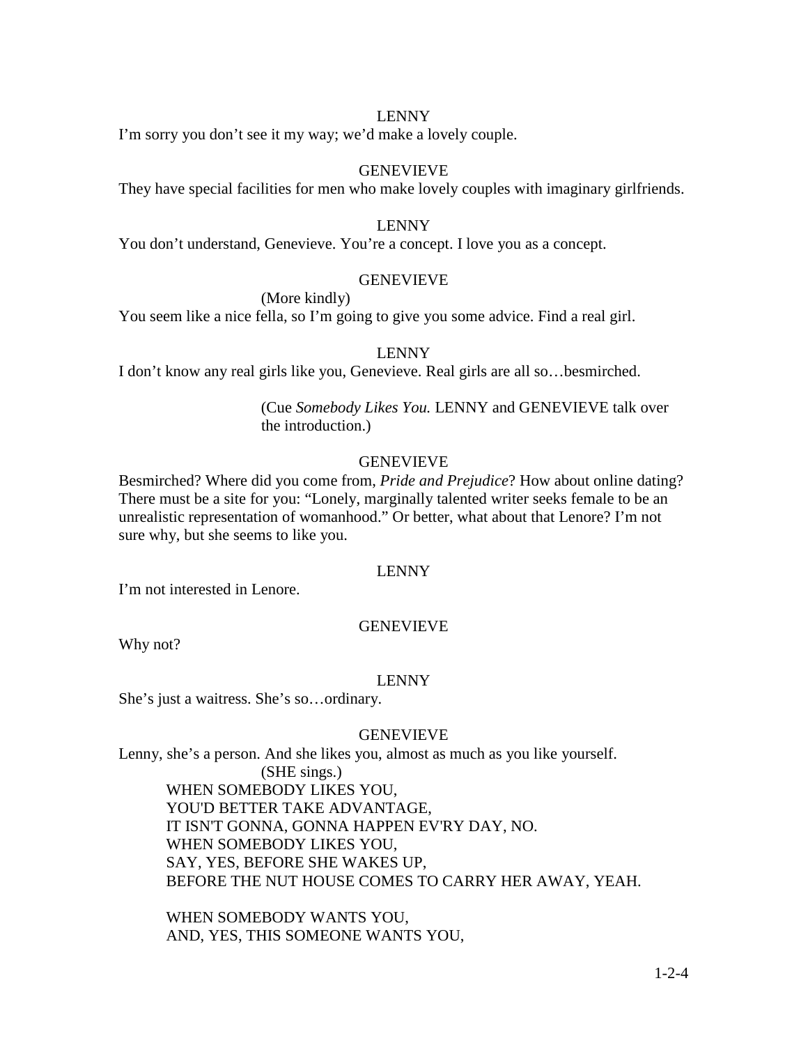LENNY

I'm sorry you don't see it my way; we'd make a lovely couple.

GENEVIEVE

They have special facilities for men who make lovely couples with imaginary girlfriends.

LENNY

You don't understand, Genevieve. You're a concept. I love you as a concept.

GENEVIEVE

(More kindly)

You seem like a nice fella, so I'm going to give you some advice. Find a real girl.

LENNY

I don't know any real girls like you, Genevieve. Real girls are all so…besmirched.

(Cue *Somebody Likes You.* LENNY and GENEVIEVE talk over the introduction.)

GENEVIEVE

Besmirched? Where did you come from, *Pride and Prejudice*? How about online dating? There must be a site for you: "Lonely, marginally talented writer seeks female to be an unrealistic representation of womanhood." Or better, what about that Lenore? I'm not sure why, but she seems to like you.

LENNY

I'm not interested in Lenore.

GENEVIEVE

Why not?

LENNY

She's just a waitress. She's so…ordinary.

GENEVIEVE

Lenny, she's a person. And she likes you, almost as much as you like yourself.

(SHE sings.)

WHEN SOMEBODY LIKES YOU,
YOU'D BETTER TAKE ADVANTAGE,
IT ISN'T GONNA, GONNA HAPPEN EV'RY DAY, NO.
WHEN SOMEBODY LIKES YOU,
SAY, YES, BEFORE SHE WAKES UP,
BEFORE THE NUT HOUSE COMES TO CARRY HER AWAY, YEAH.

WHEN SOMEBODY WANTS YOU,
AND, YES, THIS SOMEONE WANTS YOU,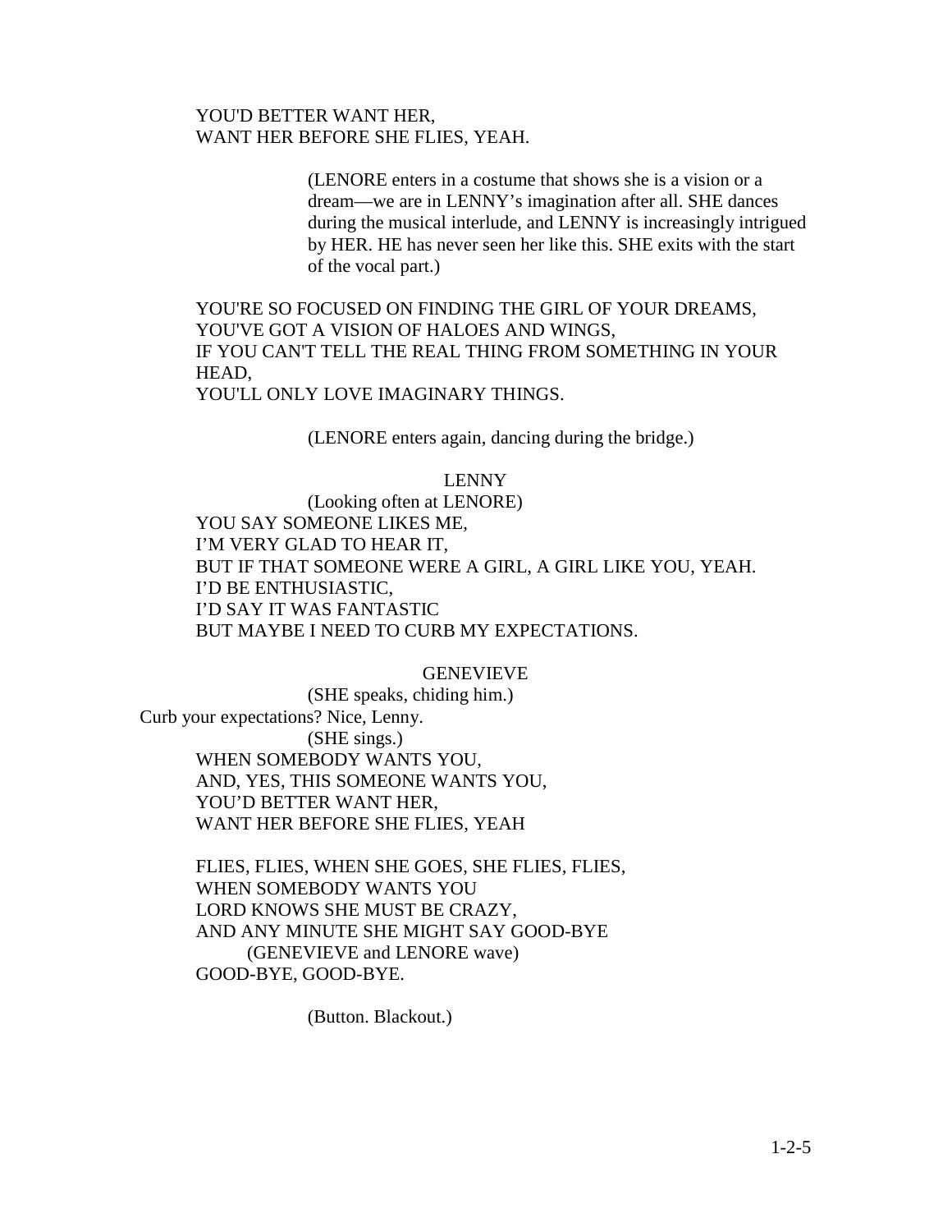YOU'D BETTER WANT HER,
WANT HER BEFORE SHE FLIES, YEAH.

(LENORE enters in a costume that shows she is a vision or a dream—we are in LENNY's imagination after all. SHE dances during the musical interlude, and LENNY is increasingly intrigued by HER. HE has never seen her like this. SHE exits with the start of the vocal part.)

YOU'RE SO FOCUSED ON FINDING THE GIRL OF YOUR DREAMS,
YOU'VE GOT A VISION OF HALOES AND WINGS,
IF YOU CAN'T TELL THE REAL THING FROM SOMETHING IN YOUR HEAD,
YOU'LL ONLY LOVE IMAGINARY THINGS.

(LENORE enters again, dancing during the bridge.)

LENNY

(Looking often at LENORE)

YOU SAY SOMEONE LIKES ME,
I'M VERY GLAD TO HEAR IT,
BUT IF THAT SOMEONE WERE A GIRL, A GIRL LIKE YOU, YEAH.
I'D BE ENTHUSIASTIC,
I'D SAY IT WAS FANTASTIC
BUT MAYBE I NEED TO CURB MY EXPECTATIONS.

GENEVIEVE

(SHE speaks, chiding him.)

Curb your expectations? Nice, Lenny.

(SHE sings.)

WHEN SOMEBODY WANTS YOU,
AND, YES, THIS SOMEONE WANTS YOU,
YOU'D BETTER WANT HER,
WANT HER BEFORE SHE FLIES, YEAH

FLIES, FLIES, WHEN SHE GOES, SHE FLIES, FLIES,
WHEN SOMEBODY WANTS YOU
LORD KNOWS SHE MUST BE CRAZY,
AND ANY MINUTE SHE MIGHT SAY GOOD-BYE

(GENEVIEVE and LENORE wave)

GOOD-BYE, GOOD-BYE.

(Button. Blackout.)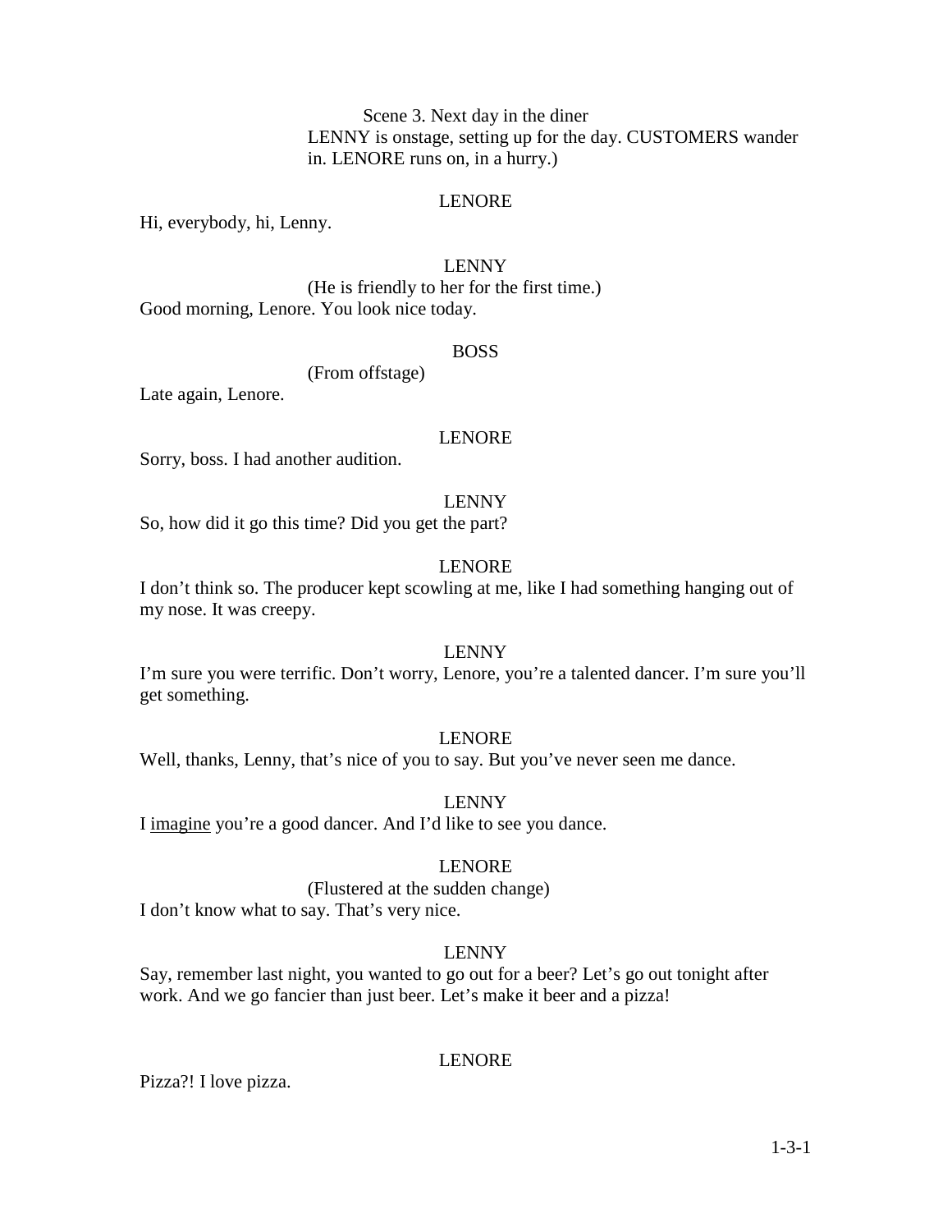Scene 3. Next day in the diner

LENNY is onstage, setting up for the day. CUSTOMERS wander in. LENORE runs on, in a hurry.)

LENORE

Hi, everybody, hi, Lenny.

LENNY

(He is friendly to her for the first time.)

Good morning, Lenore. You look nice today.

BOSS

(From offstage)

Late again, Lenore.

LENORE

Sorry, boss. I had another audition.

LENNY

So, how did it go this time? Did you get the part?

LENORE

I don't think so. The producer kept scowling at me, like I had something hanging out of my nose. It was creepy.

LENNY

I'm sure you were terrific. Don't worry, Lenore, you're a talented dancer. I'm sure you'll get something.

LENORE

Well, thanks, Lenny, that's nice of you to say. But you've never seen me dance.

LENNY

I <u>imagine</u> you're a good dancer. And I'd like to see you dance.

LENORE

(Flustered at the sudden change)

I don't know what to say. That's very nice.

LENNY

Say, remember last night, you wanted to go out for a beer? Let's go out tonight after work. And we go fancier than just beer. Let's make it beer and a pizza!

LENORE

Pizza?! I love pizza.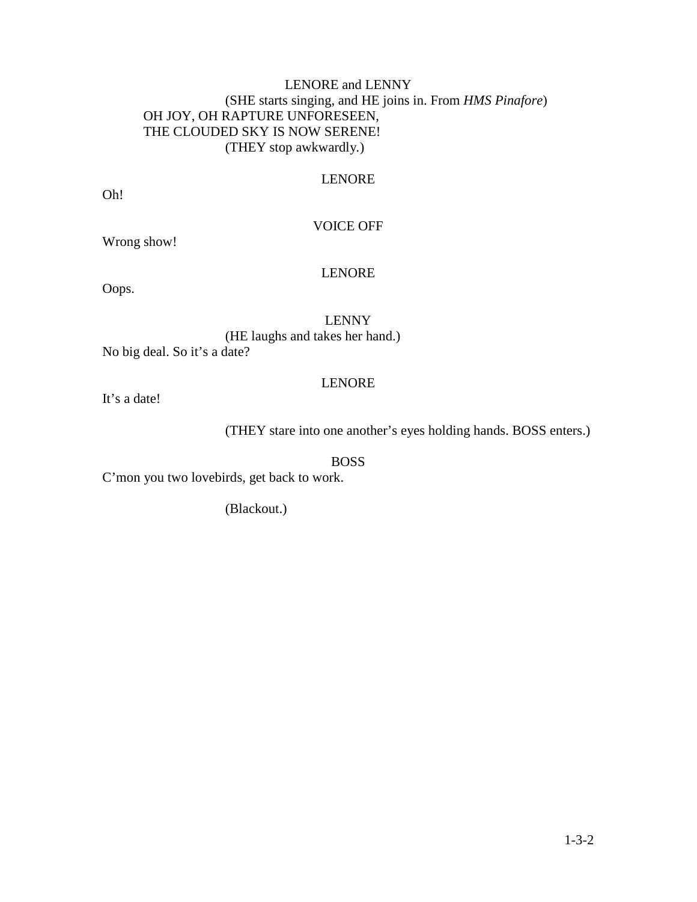LENORE and LENNY

(SHE starts singing, and HE joins in. From *HMS Pinafore*)

OH JOY, OH RAPTURE UNFORESEEN,
THE CLOUDED SKY IS NOW SERENE!

(THEY stop awkwardly.)

LENORE

Oh!

VOICE OFF

Wrong show!

LENORE

Oops.

LENNY

(HE laughs and takes her hand.)

No big deal. So it's a date?

LENORE

It's a date!

(THEY stare into one another's eyes holding hands. BOSS enters.)

BOSS

C'mon you two lovebirds, get back to work.

(Blackout.)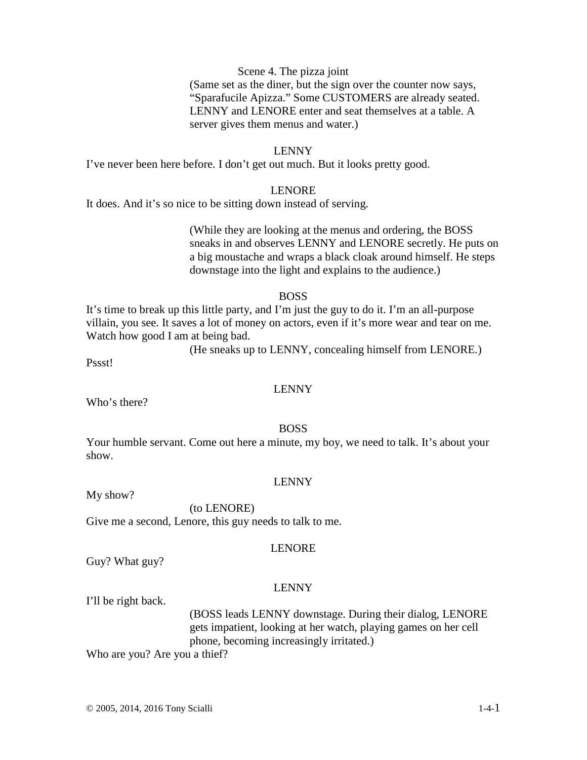### Scene 4. The pizza joint

(Same set as the diner, but the sign over the counter now says, "Sparafucile Apizza." Some CUSTOMERS are already seated. LENNY and LENORE enter and seat themselves at a table. A server gives them menus and water.)

LENNY

I've never been here before. I don't get out much. But it looks pretty good.

LENORE

It does. And it's so nice to be sitting down instead of serving.

(While they are looking at the menus and ordering, the BOSS sneaks in and observes LENNY and LENORE secretly. He puts on a big moustache and wraps a black cloak around himself. He steps downstage into the light and explains to the audience.)

BOSS

It's time to break up this little party, and I'm just the guy to do it. I'm an all-purpose villain, you see. It saves a lot of money on actors, even if it's more wear and tear on me. Watch how good I am at being bad.

(He sneaks up to LENNY, concealing himself from LENORE.)

Pssst!

LENNY

Who's there?

BOSS

Your humble servant. Come out here a minute, my boy, we need to talk. It's about your show.

LENNY

My show?

(to LENORE)

Give me a second, Lenore, this guy needs to talk to me.

LENORE

Guy? What guy?

LENNY

I'll be right back.

(BOSS leads LENNY downstage. During their dialog, LENORE gets impatient, looking at her watch, playing games on her cell phone, becoming increasingly irritated.)

Who are you? Are you a thief?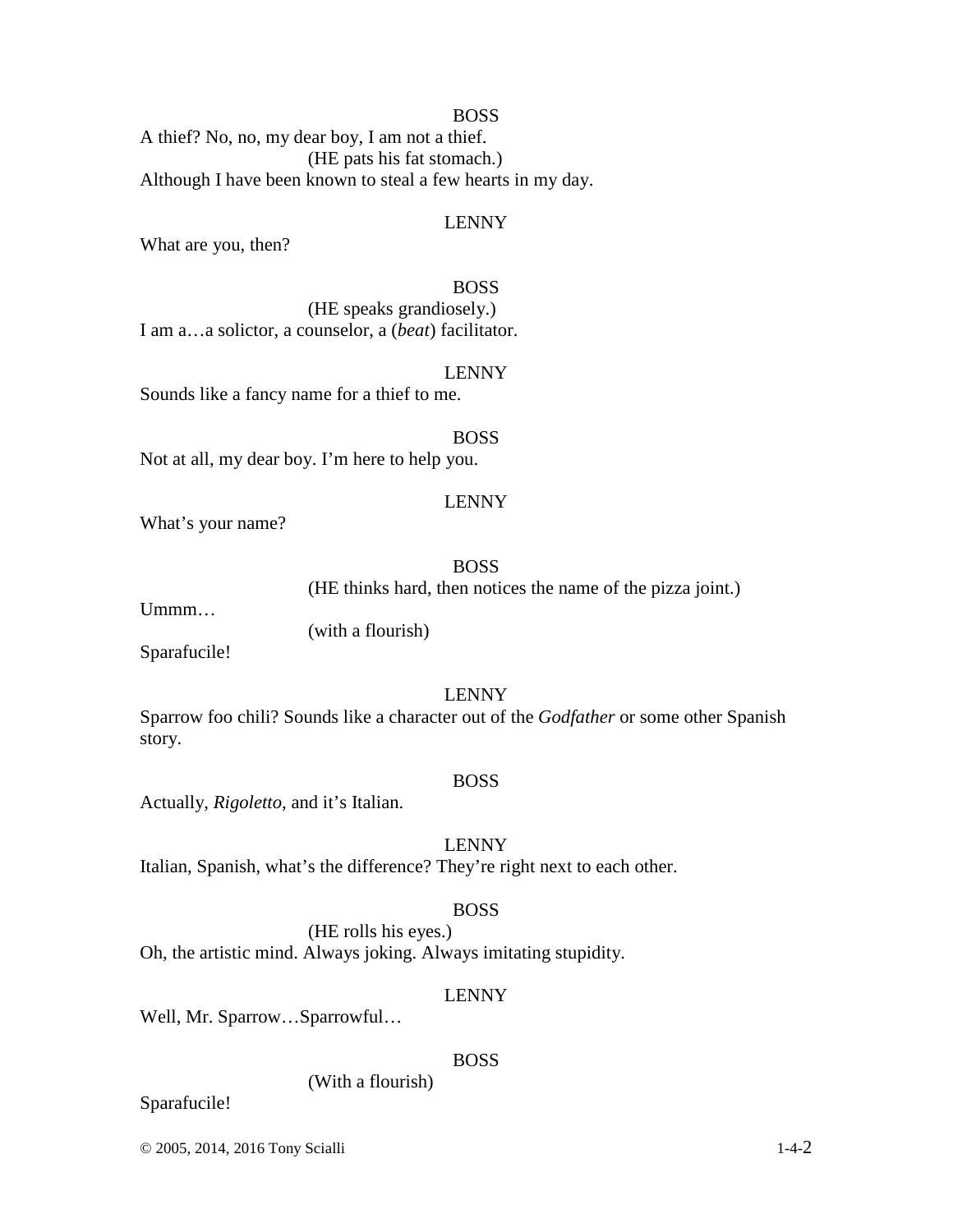BOSS

A thief? No, no, my dear boy, I am not a thief.

(HE pats his fat stomach.)

Although I have been known to steal a few hearts in my day.

LENNY

What are you, then?

BOSS

(HE speaks grandiosely.)

I am a…a solictor, a counselor, a (*beat*) facilitator.

LENNY

Sounds like a fancy name for a thief to me.

BOSS

Not at all, my dear boy. I'm here to help you.

LENNY

What's your name?

BOSS

(HE thinks hard, then notices the name of the pizza joint.)

Ummm…

(with a flourish)

Sparafucile!

LENNY

Sparrow foo chili? Sounds like a character out of the *Godfather* or some other Spanish story.

BOSS

Actually, *Rigoletto*, and it's Italian.

LENNY

Italian, Spanish, what's the difference? They're right next to each other.

BOSS

(HE rolls his eyes.)

Oh, the artistic mind. Always joking. Always imitating stupidity.

LENNY

Well, Mr. Sparrow…Sparrowful…

BOSS

(With a flourish)

Sparafucile!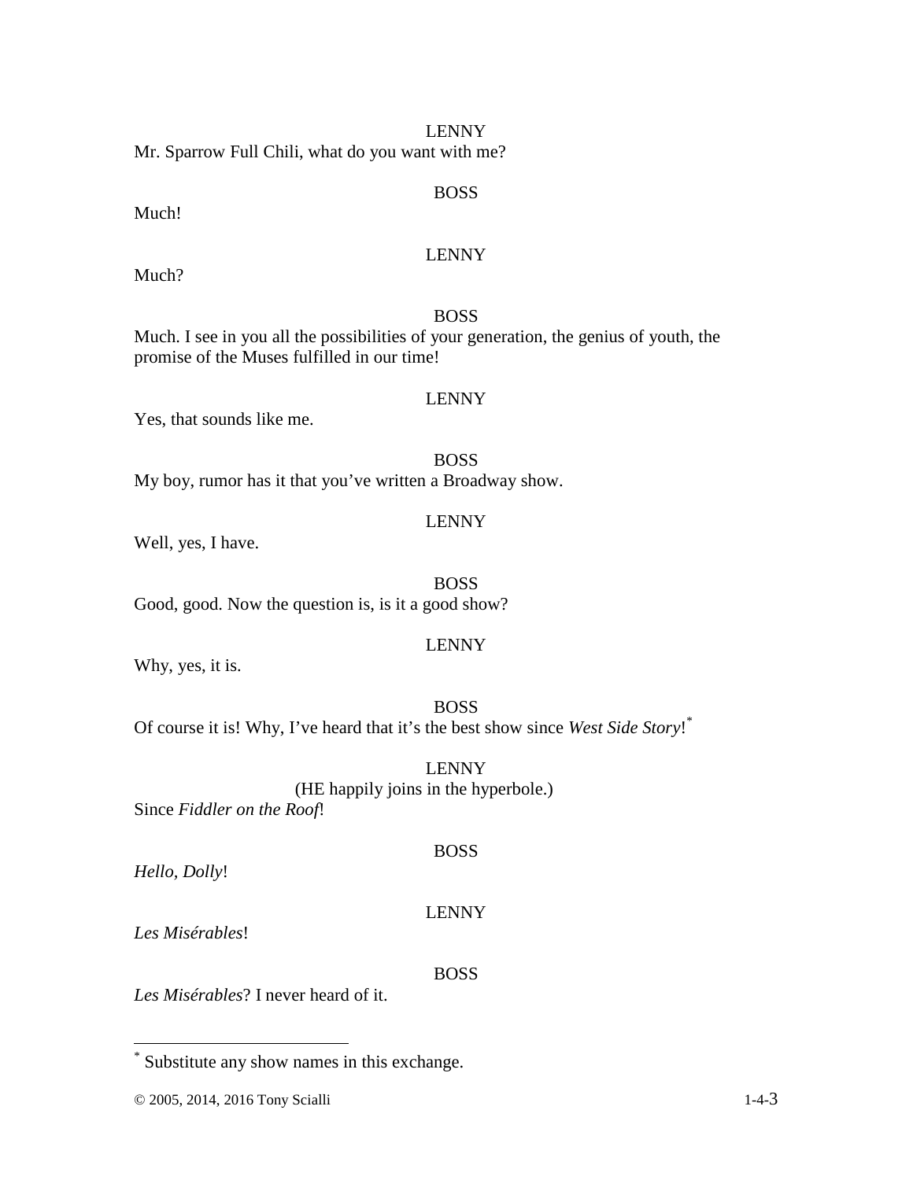LENNY

Mr. Sparrow Full Chili, what do you want with me?

BOSS

Much!

LENNY

Much?

BOSS

Much. I see in you all the possibilities of your generation, the genius of youth, the promise of the Muses fulfilled in our time!

LENNY

Yes, that sounds like me.

BOSS

My boy, rumor has it that you've written a Broadway show.

LENNY

Well, yes, I have.

BOSS

Good, good. Now the question is, is it a good show?

LENNY

Why, yes, it is.

BOSS

Of course it is! Why, I've heard that it's the best show since *West Side Story*![*]

LENNY

(HE happily joins in the hyperbole.)

Since *Fiddler on the Roof*!

BOSS

*Hello, Dolly*!

LENNY

*Les Misérables*!

BOSS

*Les Misérables*? I never heard of it.

---

[*] Substitute any show names in this exchange.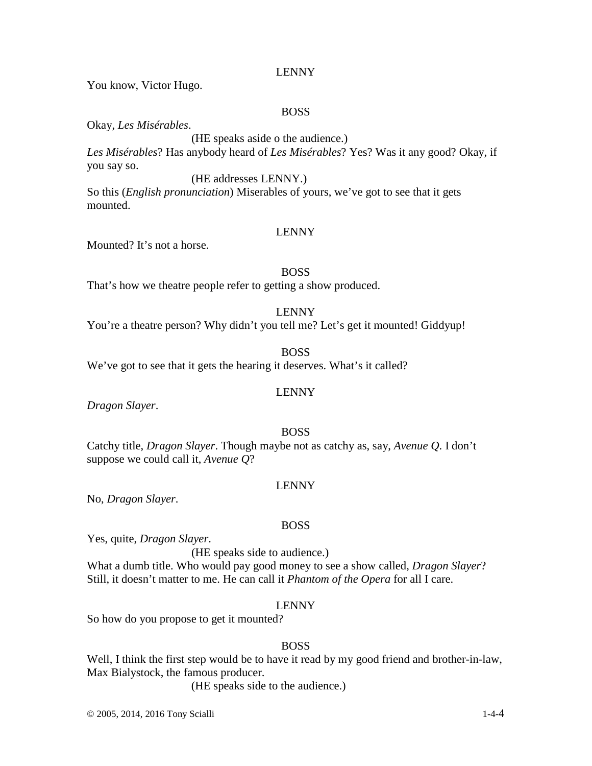LENNY

You know, Victor Hugo.

BOSS

Okay, *Les Misérables*.

(HE speaks aside o the audience.)

*Les Misérables*? Has anybody heard of *Les Misérables*? Yes? Was it any good? Okay, if you say so.

(HE addresses LENNY.)

So this (*English pronunciation*) Miserables of yours, we've got to see that it gets mounted.

LENNY

Mounted? It's not a horse.

BOSS

That's how we theatre people refer to getting a show produced.

LENNY

You're a theatre person? Why didn't you tell me? Let's get it mounted! Giddyup!

BOSS

We've got to see that it gets the hearing it deserves. What's it called?

LENNY

*Dragon Slayer*.

BOSS

Catchy title, *Dragon Slayer*. Though maybe not as catchy as, say, *Avenue Q*. I don't suppose we could call it, *Avenue Q*?

LENNY

No, *Dragon Slayer*.

BOSS

Yes, quite, *Dragon Slayer*.

(HE speaks side to audience.)

What a dumb title. Who would pay good money to see a show called, *Dragon Slayer*? Still, it doesn't matter to me. He can call it *Phantom of the Opera* for all I care.

LENNY

So how do you propose to get it mounted?

BOSS

Well, I think the first step would be to have it read by my good friend and brother-in-law, Max Bialystock, the famous producer.

(HE speaks side to the audience.)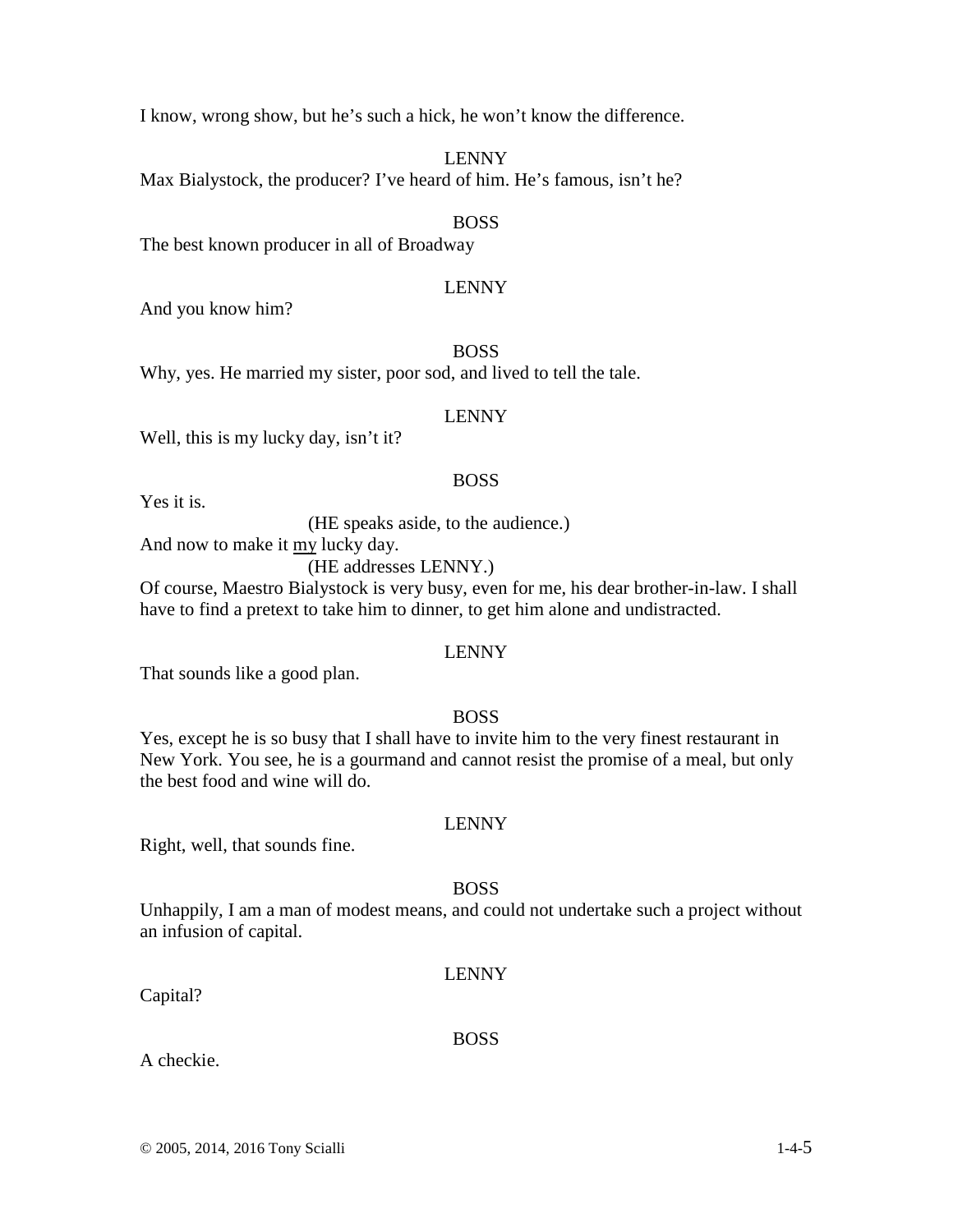I know, wrong show, but he's such a hick, he won't know the difference.

LENNY

Max Bialystock, the producer? I've heard of him. He's famous, isn't he?

BOSS

The best known producer in all of Broadway

LENNY

And you know him?

BOSS

Why, yes. He married my sister, poor sod, and lived to tell the tale.

LENNY

Well, this is my lucky day, isn't it?

BOSS

Yes it is.

(HE speaks aside, to the audience.)

And now to make it <u>my</u> lucky day.

(HE addresses LENNY.)

Of course, Maestro Bialystock is very busy, even for me, his dear brother-in-law. I shall have to find a pretext to take him to dinner, to get him alone and undistracted.

LENNY

That sounds like a good plan.

BOSS

Yes, except he is so busy that I shall have to invite him to the very finest restaurant in New York. You see, he is a gourmand and cannot resist the promise of a meal, but only the best food and wine will do.

LENNY

Right, well, that sounds fine.

BOSS

Unhappily, I am a man of modest means, and could not undertake such a project without an infusion of capital.

LENNY

Capital?

BOSS

A checkie.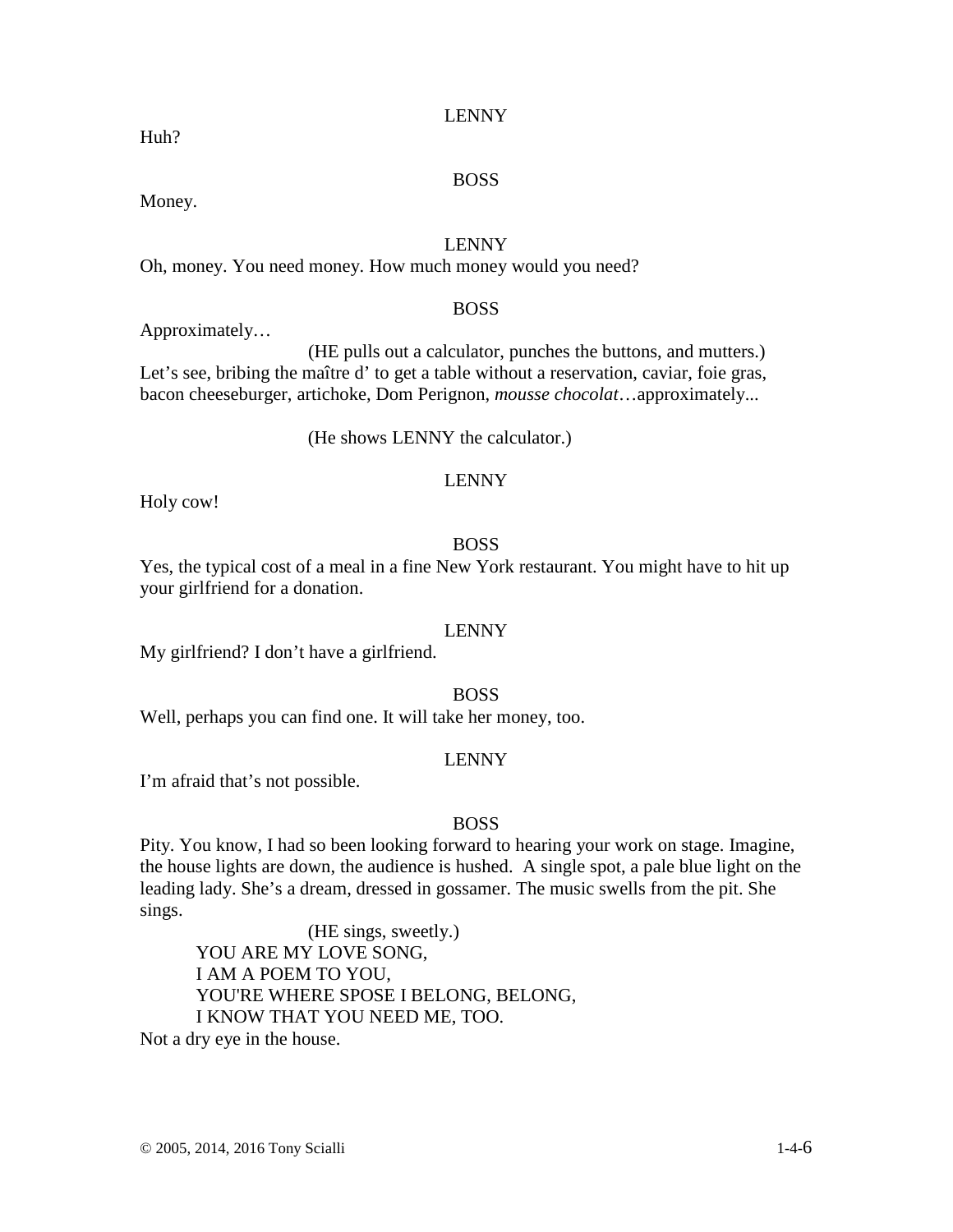LENNY

Huh?

BOSS

Money.

LENNY

Oh, money. You need money. How much money would you need?

BOSS

Approximately…

(HE pulls out a calculator, punches the buttons, and mutters.)

Let's see, bribing the maître d' to get a table without a reservation, caviar, foie gras, bacon cheeseburger, artichoke, Dom Perignon, *mousse chocolat*…approximately...

(He shows LENNY the calculator.)

LENNY

Holy cow!

BOSS

Yes, the typical cost of a meal in a fine New York restaurant. You might have to hit up your girlfriend for a donation.

LENNY

My girlfriend? I don't have a girlfriend.

BOSS

Well, perhaps you can find one. It will take her money, too.

LENNY

I'm afraid that's not possible.

BOSS

Pity. You know, I had so been looking forward to hearing your work on stage. Imagine, the house lights are down, the audience is hushed. A single spot, a pale blue light on the leading lady. She's a dream, dressed in gossamer. The music swells from the pit. She sings.

(HE sings, sweetly.)

YOU ARE MY LOVE SONG,
I AM A POEM TO YOU,
YOU'RE WHERE SPOSE I BELONG, BELONG,
I KNOW THAT YOU NEED ME, TOO.

Not a dry eye in the house.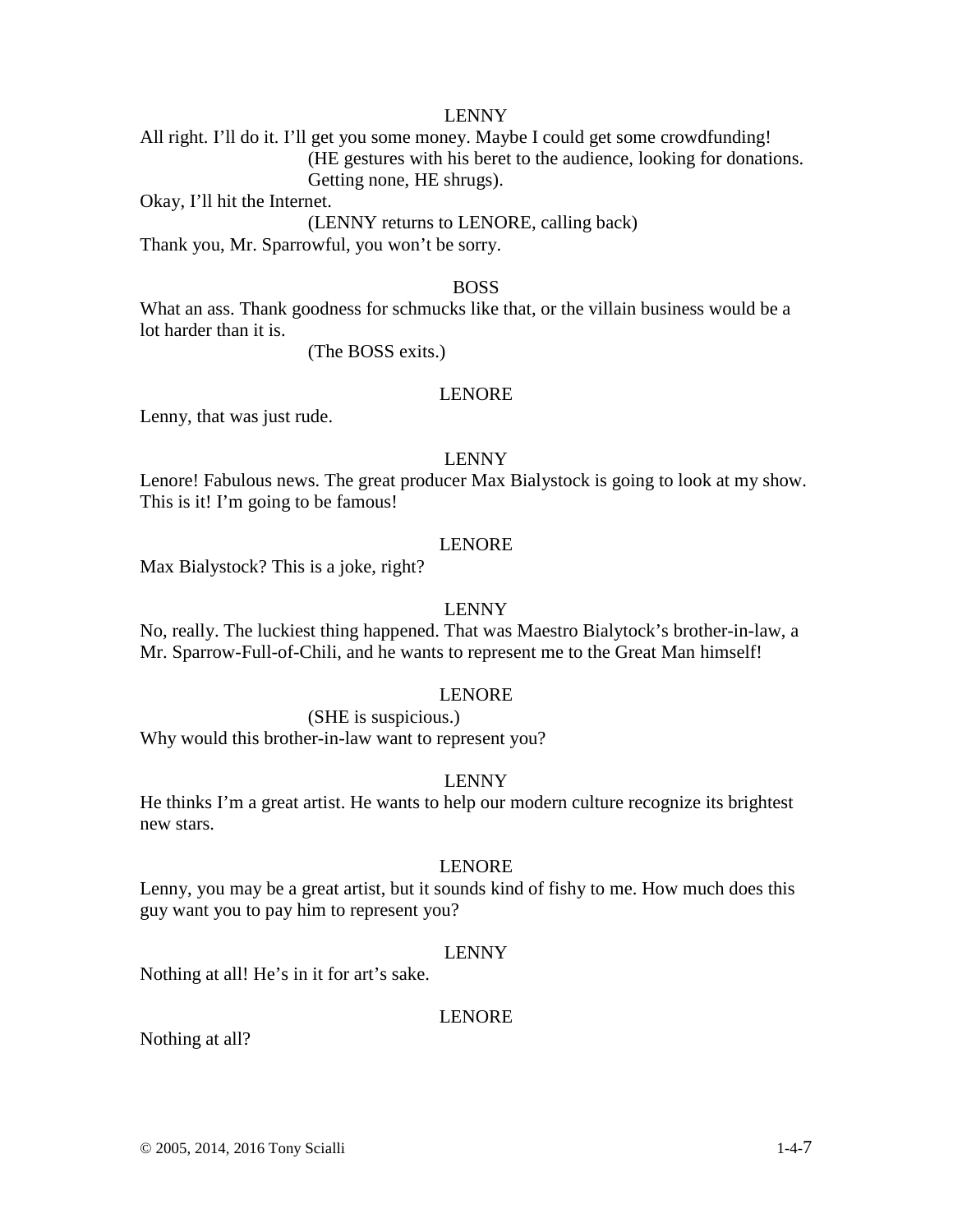LENNY

All right. I'll do it. I'll get you some money. Maybe I could get some crowdfunding!

(HE gestures with his beret to the audience, looking for donations. Getting none, HE shrugs).

Okay, I'll hit the Internet.

(LENNY returns to LENORE, calling back)

Thank you, Mr. Sparrowful, you won't be sorry.

BOSS

What an ass. Thank goodness for schmucks like that, or the villain business would be a lot harder than it is.

(The BOSS exits.)

LENORE

Lenny, that was just rude.

LENNY

Lenore! Fabulous news. The great producer Max Bialystock is going to look at my show. This is it! I'm going to be famous!

LENORE

Max Bialystock? This is a joke, right?

LENNY

No, really. The luckiest thing happened. That was Maestro Bialytock's brother-in-law, a Mr. Sparrow-Full-of-Chili, and he wants to represent me to the Great Man himself!

LENORE

(SHE is suspicious.)

Why would this brother-in-law want to represent you?

LENNY

He thinks I'm a great artist. He wants to help our modern culture recognize its brightest new stars.

LENORE

Lenny, you may be a great artist, but it sounds kind of fishy to me. How much does this guy want you to pay him to represent you?

LENNY

Nothing at all! He's in it for art's sake.

LENORE

Nothing at all?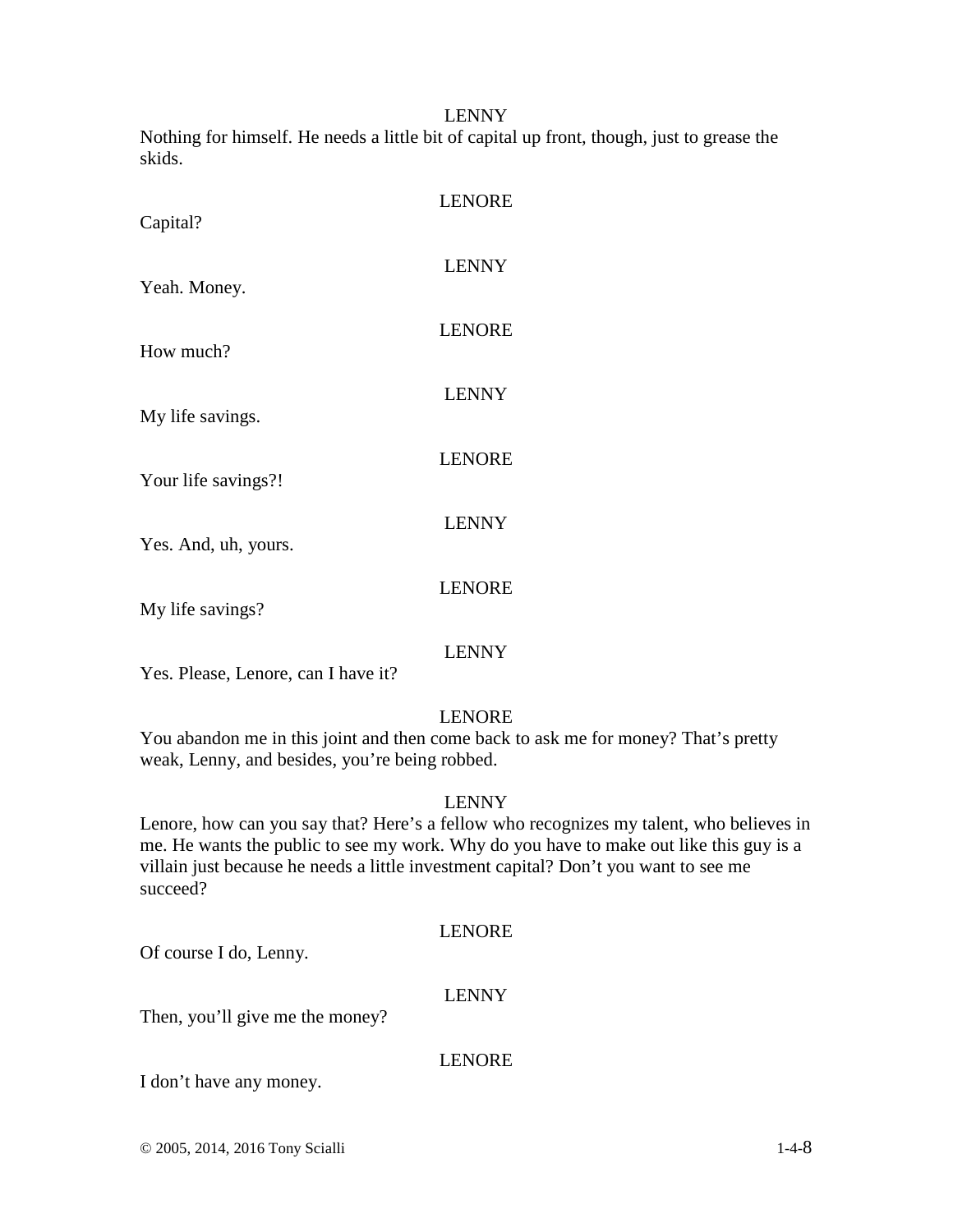LENNY

Nothing for himself. He needs a little bit of capital up front, though, just to grease the skids.

LENORE

Capital?

LENNY

Yeah. Money.

LENORE

How much?

LENNY

My life savings.

LENORE

Your life savings?!

LENNY

Yes. And, uh, yours.

LENORE

My life savings?

LENNY

Yes. Please, Lenore, can I have it?

LENORE

You abandon me in this joint and then come back to ask me for money? That's pretty weak, Lenny, and besides, you're being robbed.

LENNY

Lenore, how can you say that? Here's a fellow who recognizes my talent, who believes in me. He wants the public to see my work. Why do you have to make out like this guy is a villain just because he needs a little investment capital? Don't you want to see me succeed?

LENORE

Of course I do, Lenny.

LENNY

Then, you'll give me the money?

LENORE

I don't have any money.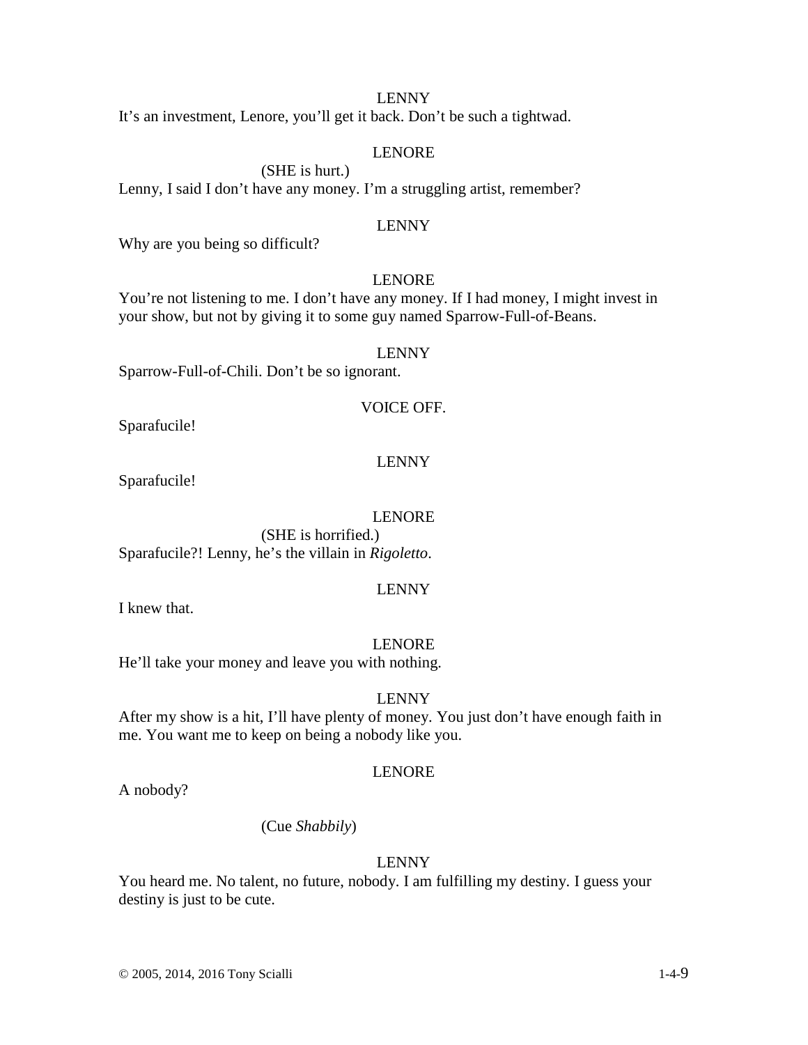LENNY

It's an investment, Lenore, you'll get it back. Don't be such a tightwad.

LENORE

(SHE is hurt.)

Lenny, I said I don't have any money. I'm a struggling artist, remember?

LENNY

Why are you being so difficult?

LENORE

You're not listening to me. I don't have any money. If I had money, I might invest in your show, but not by giving it to some guy named Sparrow-Full-of-Beans.

LENNY

Sparrow-Full-of-Chili. Don't be so ignorant.

VOICE OFF.

Sparafucile!

LENNY

Sparafucile!

LENORE

(SHE is horrified.)

Sparafucile?! Lenny, he's the villain in *Rigoletto*.

LENNY

I knew that.

LENORE

He'll take your money and leave you with nothing.

LENNY

After my show is a hit, I'll have plenty of money. You just don't have enough faith in me. You want me to keep on being a nobody like you.

LENORE

A nobody?

(Cue *Shabbily*)

LENNY

You heard me. No talent, no future, nobody. I am fulfilling my destiny. I guess your destiny is just to be cute.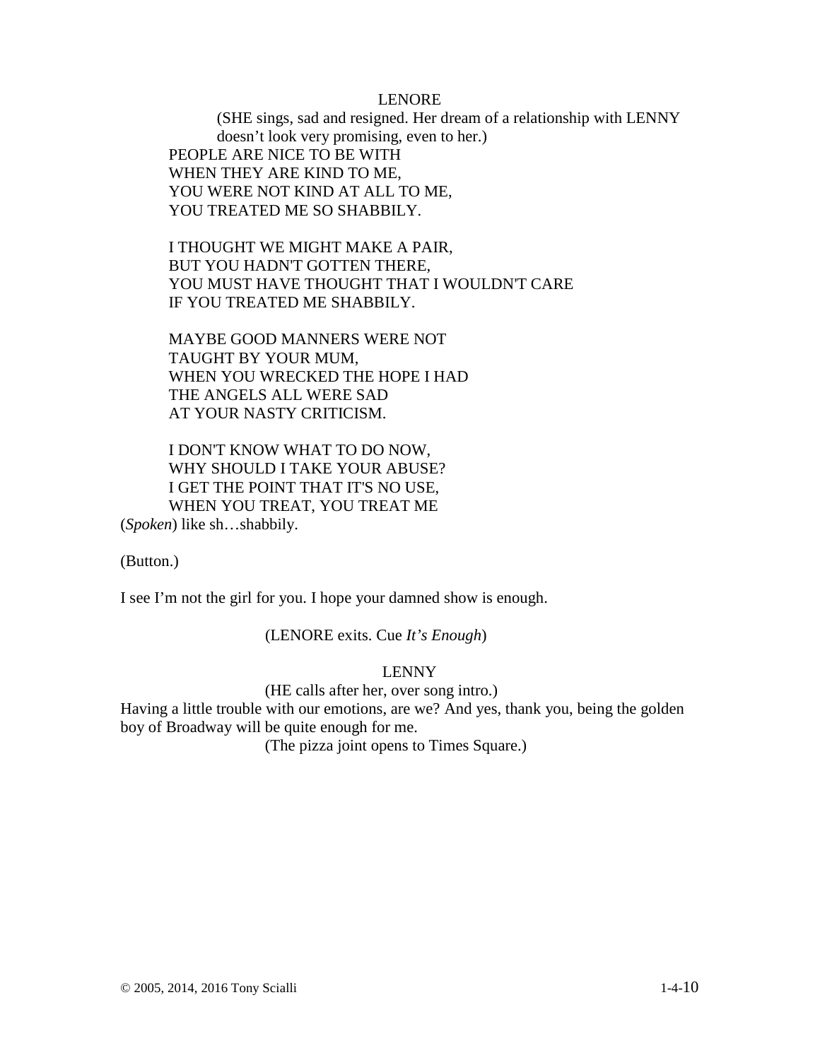LENORE

(SHE sings, sad and resigned. Her dream of a relationship with LENNY doesn't look very promising, even to her.)

PEOPLE ARE NICE TO BE WITH
WHEN THEY ARE KIND TO ME,
YOU WERE NOT KIND AT ALL TO ME,
YOU TREATED ME SO SHABBILY.

I THOUGHT WE MIGHT MAKE A PAIR,
BUT YOU HADN'T GOTTEN THERE,
YOU MUST HAVE THOUGHT THAT I WOULDN'T CARE
IF YOU TREATED ME SHABBILY.

MAYBE GOOD MANNERS WERE NOT
TAUGHT BY YOUR MUM,
WHEN YOU WRECKED THE HOPE I HAD
THE ANGELS ALL WERE SAD
AT YOUR NASTY CRITICISM.

I DON'T KNOW WHAT TO DO NOW,
WHY SHOULD I TAKE YOUR ABUSE?
I GET THE POINT THAT IT'S NO USE,
WHEN YOU TREAT, YOU TREAT ME
(*Spoken*) like sh…shabbily.

(Button.)

I see I'm not the girl for you. I hope your damned show is enough.

(LENORE exits. Cue *It's Enough*)

LENNY

(HE calls after her, over song intro.)

Having a little trouble with our emotions, are we? And yes, thank you, being the golden boy of Broadway will be quite enough for me.

(The pizza joint opens to Times Square.)

© 2005, 2014, 2016 Tony Scialli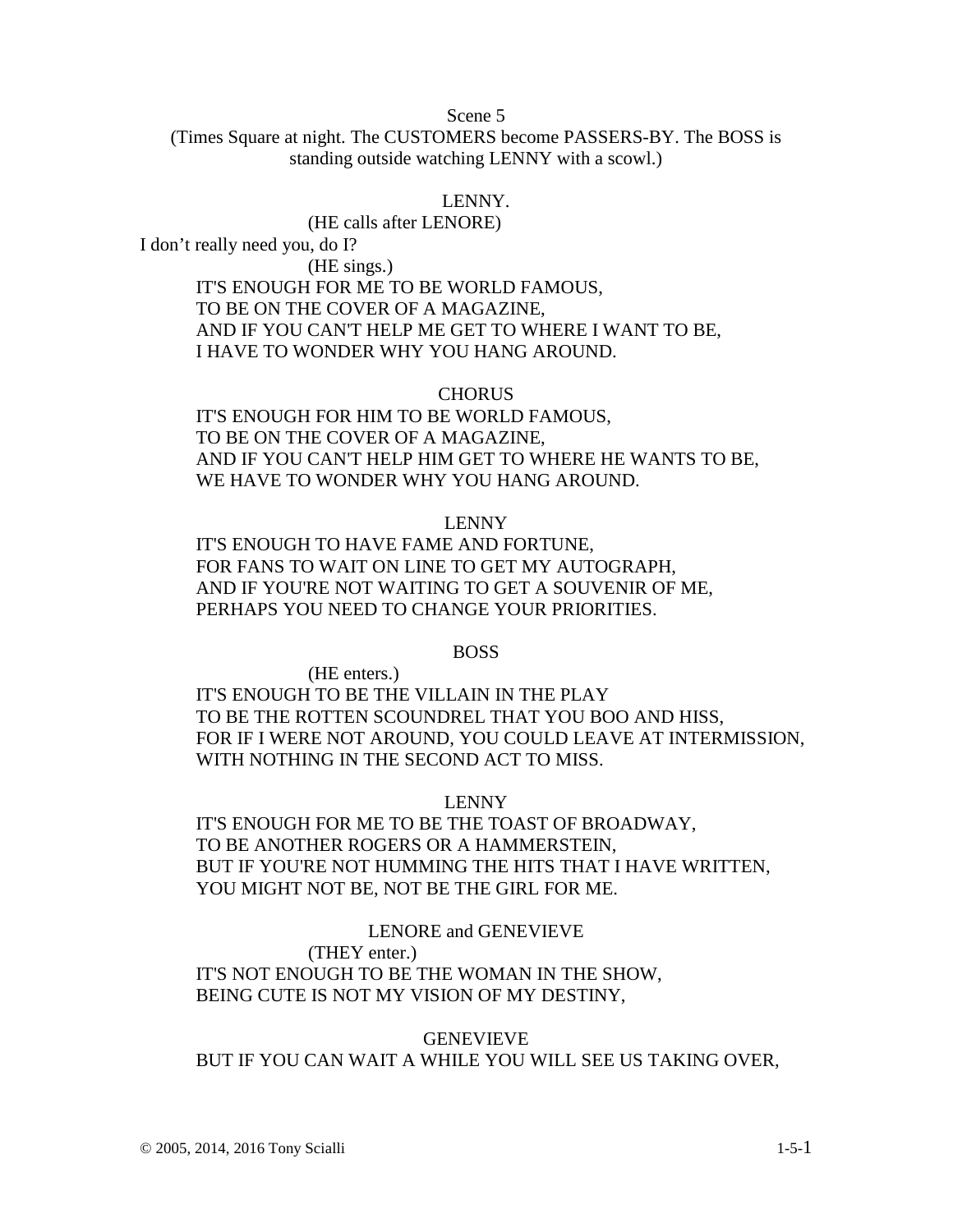Scene 5

(Times Square at night. The CUSTOMERS become PASSERS-BY. The BOSS is standing outside watching LENNY with a scowl.)

LENNY.

(HE calls after LENORE)

I don't really need you, do I?

(HE sings.)

IT'S ENOUGH FOR ME TO BE WORLD FAMOUS,
TO BE ON THE COVER OF A MAGAZINE,
AND IF YOU CAN'T HELP ME GET TO WHERE I WANT TO BE,
I HAVE TO WONDER WHY YOU HANG AROUND.

CHORUS

IT'S ENOUGH FOR HIM TO BE WORLD FAMOUS,
TO BE ON THE COVER OF A MAGAZINE,
AND IF YOU CAN'T HELP HIM GET TO WHERE HE WANTS TO BE,
WE HAVE TO WONDER WHY YOU HANG AROUND.

LENNY

IT'S ENOUGH TO HAVE FAME AND FORTUNE,
FOR FANS TO WAIT ON LINE TO GET MY AUTOGRAPH,
AND IF YOU'RE NOT WAITING TO GET A SOUVENIR OF ME,
PERHAPS YOU NEED TO CHANGE YOUR PRIORITIES.

BOSS

(HE enters.)

IT'S ENOUGH TO BE THE VILLAIN IN THE PLAY
TO BE THE ROTTEN SCOUNDREL THAT YOU BOO AND HISS,
FOR IF I WERE NOT AROUND, YOU COULD LEAVE AT INTERMISSION,
WITH NOTHING IN THE SECOND ACT TO MISS.

LENNY

IT'S ENOUGH FOR ME TO BE THE TOAST OF BROADWAY,
TO BE ANOTHER ROGERS OR A HAMMERSTEIN,
BUT IF YOU'RE NOT HUMMING THE HITS THAT I HAVE WRITTEN,
YOU MIGHT NOT BE, NOT BE THE GIRL FOR ME.

LENORE and GENEVIEVE

(THEY enter.)

IT'S NOT ENOUGH TO BE THE WOMAN IN THE SHOW,
BEING CUTE IS NOT MY VISION OF MY DESTINY,

GENEVIEVE

BUT IF YOU CAN WAIT A WHILE YOU WILL SEE US TAKING OVER,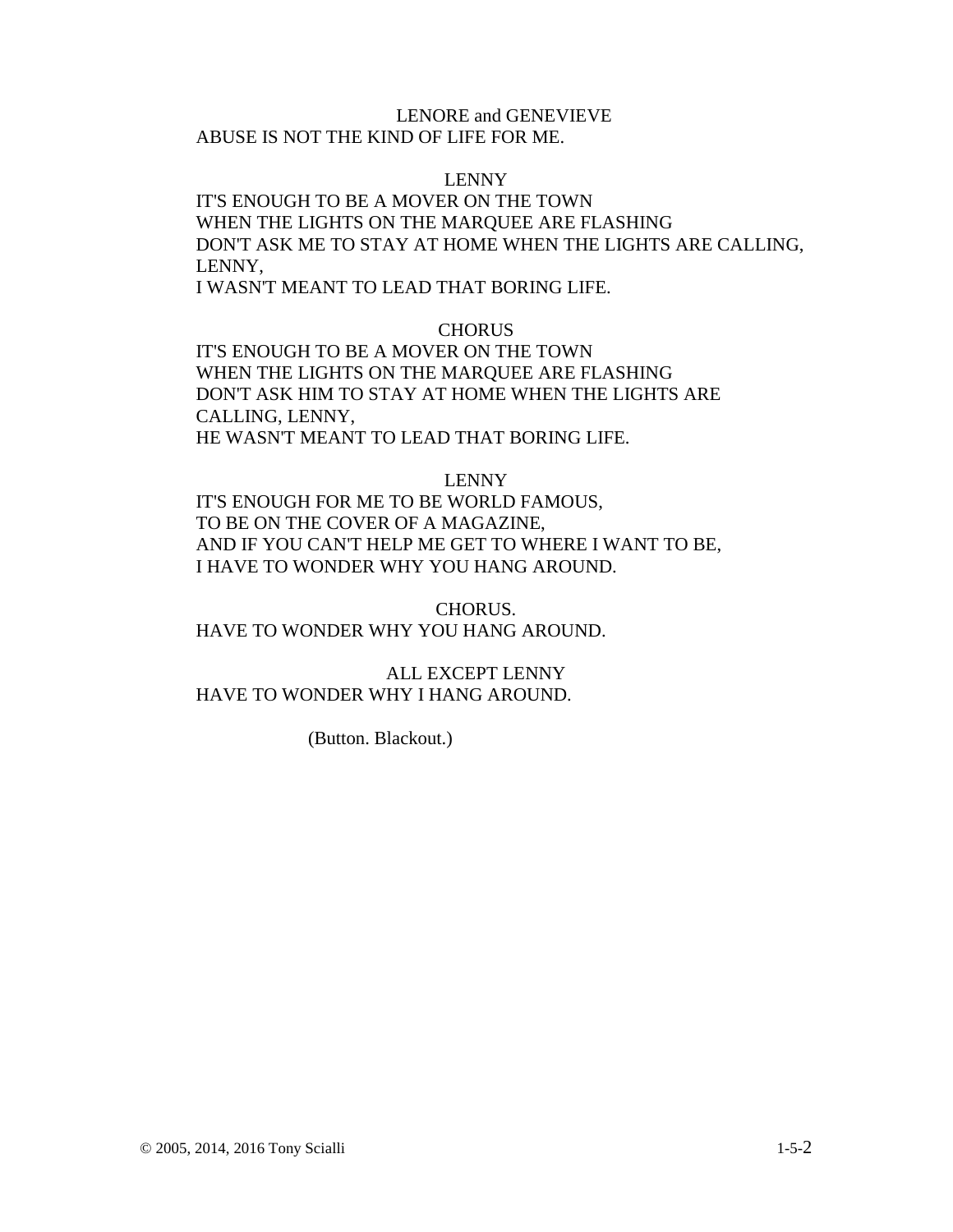LENORE and GENEVIEVE

ABUSE IS NOT THE KIND OF LIFE FOR ME.

LENNY

IT'S ENOUGH TO BE A MOVER ON THE TOWN
WHEN THE LIGHTS ON THE MARQUEE ARE FLASHING
DON'T ASK ME TO STAY AT HOME WHEN THE LIGHTS ARE CALLING, LENNY,
I WASN'T MEANT TO LEAD THAT BORING LIFE.

CHORUS

IT'S ENOUGH TO BE A MOVER ON THE TOWN
WHEN THE LIGHTS ON THE MARQUEE ARE FLASHING
DON'T ASK HIM TO STAY AT HOME WHEN THE LIGHTS ARE CALLING, LENNY,
HE WASN'T MEANT TO LEAD THAT BORING LIFE.

LENNY

IT'S ENOUGH FOR ME TO BE WORLD FAMOUS,
TO BE ON THE COVER OF A MAGAZINE,
AND IF YOU CAN'T HELP ME GET TO WHERE I WANT TO BE,
I HAVE TO WONDER WHY YOU HANG AROUND.

CHORUS.

HAVE TO WONDER WHY YOU HANG AROUND.

ALL EXCEPT LENNY

HAVE TO WONDER WHY I HANG AROUND.

(Button. Blackout.)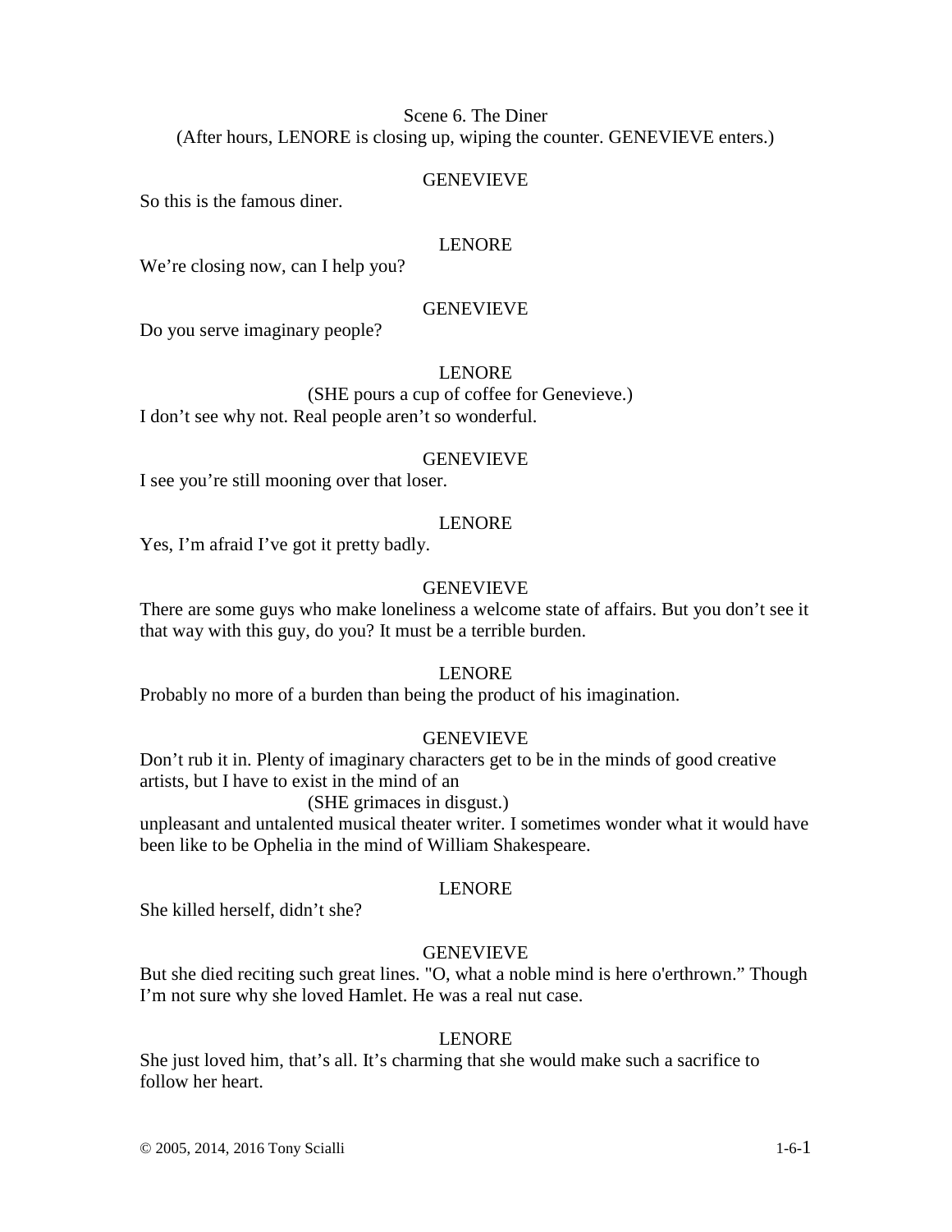Scene 6. The Diner

(After hours, LENORE is closing up, wiping the counter. GENEVIEVE enters.)

GENEVIEVE

So this is the famous diner.

LENORE

We’re closing now, can I help you?

GENEVIEVE

Do you serve imaginary people?

LENORE

(SHE pours a cup of coffee for Genevieve.)

I don’t see why not. Real people aren’t so wonderful.

GENEVIEVE

I see you’re still mooning over that loser.

LENORE

Yes, I’m afraid I’ve got it pretty badly.

GENEVIEVE

There are some guys who make loneliness a welcome state of affairs. But you don’t see it that way with this guy, do you? It must be a terrible burden.

LENORE

Probably no more of a burden than being the product of his imagination.

GENEVIEVE

Don’t rub it in. Plenty of imaginary characters get to be in the minds of good creative artists, but I have to exist in the mind of an

(SHE grimaces in disgust.)

unpleasant and untalented musical theater writer. I sometimes wonder what it would have been like to be Ophelia in the mind of William Shakespeare.

LENORE

She killed herself, didn’t she?

GENEVIEVE

But she died reciting such great lines. "O, what a noble mind is here o'erthrown.” Though I’m not sure why she loved Hamlet. He was a real nut case.

LENORE

She just loved him, that’s all. It’s charming that she would make such a sacrifice to follow her heart.

© 2005, 2014, 2016 Tony Scialli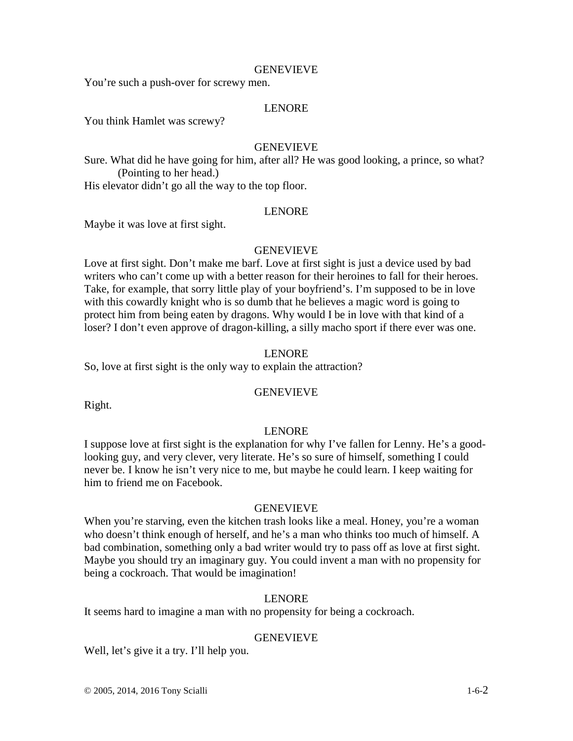GENEVIEVE

You're such a push-over for screwy men.

LENORE

You think Hamlet was screwy?

GENEVIEVE

Sure. What did he have going for him, after all? He was good looking, a prince, so what?
(Pointing to her head.)
His elevator didn't go all the way to the top floor.

LENORE

Maybe it was love at first sight.

GENEVIEVE

Love at first sight. Don't make me barf. Love at first sight is just a device used by bad writers who can't come up with a better reason for their heroines to fall for their heroes. Take, for example, that sorry little play of your boyfriend's. I'm supposed to be in love with this cowardly knight who is so dumb that he believes a magic word is going to protect him from being eaten by dragons. Why would I be in love with that kind of a loser? I don't even approve of dragon-killing, a silly macho sport if there ever was one.

LENORE

So, love at first sight is the only way to explain the attraction?

GENEVIEVE

Right.

LENORE

I suppose love at first sight is the explanation for why I've fallen for Lenny. He's a good-looking guy, and very clever, very literate. He's so sure of himself, something I could never be. I know he isn't very nice to me, but maybe he could learn. I keep waiting for him to friend me on Facebook.

GENEVIEVE

When you're starving, even the kitchen trash looks like a meal. Honey, you're a woman who doesn't think enough of herself, and he's a man who thinks too much of himself. A bad combination, something only a bad writer would try to pass off as love at first sight. Maybe you should try an imaginary guy. You could invent a man with no propensity for being a cockroach. That would be imagination!

LENORE

It seems hard to imagine a man with no propensity for being a cockroach.

GENEVIEVE

Well, let's give it a try. I'll help you.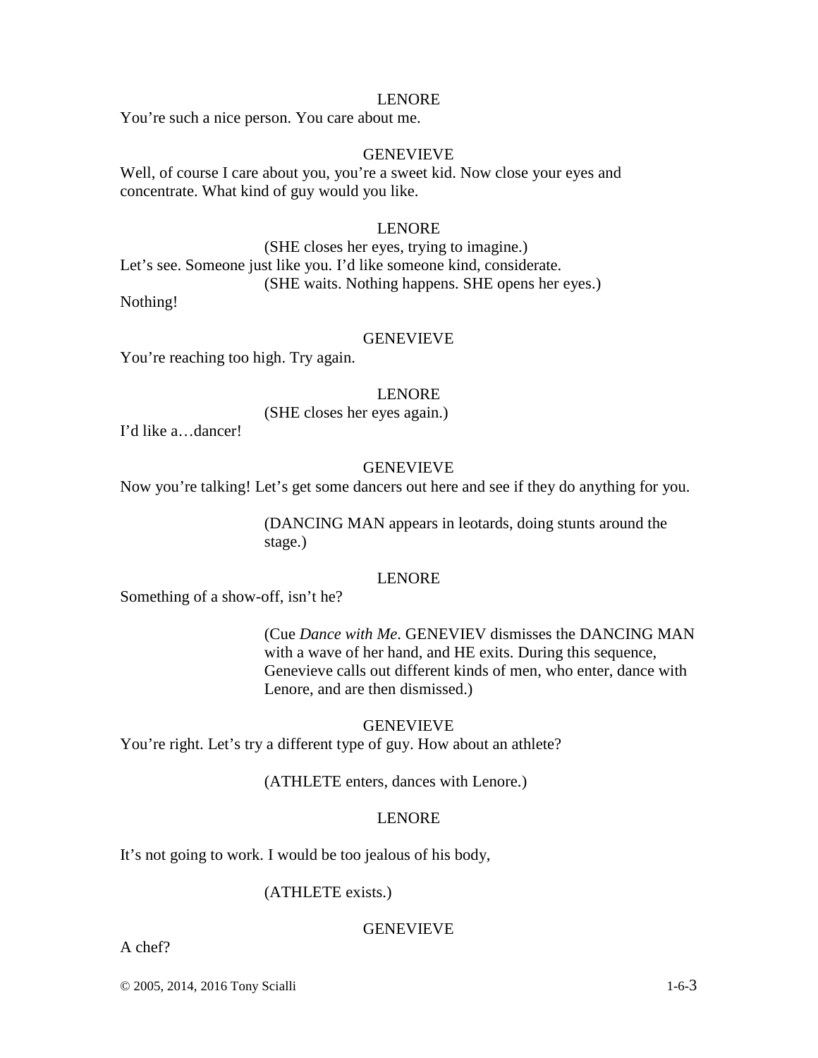LENORE

You're such a nice person. You care about me.

GENEVIEVE

Well, of course I care about you, you're a sweet kid. Now close your eyes and concentrate. What kind of guy would you like.

LENORE

(SHE closes her eyes, trying to imagine.)

Let's see. Someone just like you. I'd like someone kind, considerate.

(SHE waits. Nothing happens. SHE opens her eyes.)

Nothing!

GENEVIEVE

You're reaching too high. Try again.

LENORE

(SHE closes her eyes again.)

I'd like a…dancer!

GENEVIEVE

Now you're talking! Let's get some dancers out here and see if they do anything for you.

(DANCING MAN appears in leotards, doing stunts around the stage.)

LENORE

Something of a show-off, isn't he?

(Cue *Dance with Me*. GENEVIEV dismisses the DANCING MAN with a wave of her hand, and HE exits. During this sequence, Genevieve calls out different kinds of men, who enter, dance with Lenore, and are then dismissed.)

GENEVIEVE

You're right. Let's try a different type of guy. How about an athlete?

(ATHLETE enters, dances with Lenore.)

LENORE

It's not going to work. I would be too jealous of his body,

(ATHLETE exists.)

GENEVIEVE

A chef?

© 2005, 2014, 2016 Tony Scialli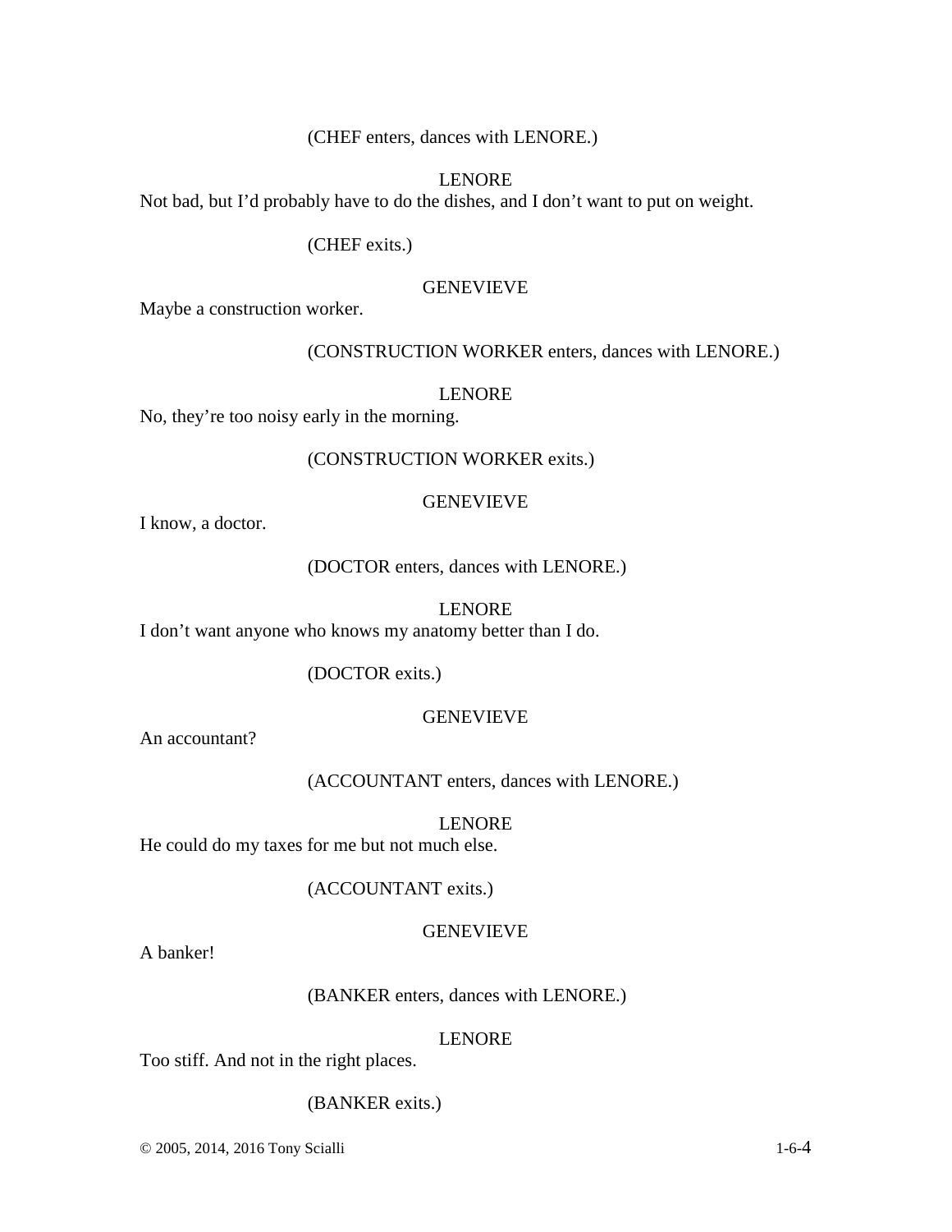(CHEF enters, dances with LENORE.)

LENORE

Not bad, but I'd probably have to do the dishes, and I don't want to put on weight.

(CHEF exits.)

GENEVIEVE

Maybe a construction worker.

(CONSTRUCTION WORKER enters, dances with LENORE.)

LENORE

No, they're too noisy early in the morning.

(CONSTRUCTION WORKER exits.)

GENEVIEVE

I know, a doctor.

(DOCTOR enters, dances with LENORE.)

LENORE

I don't want anyone who knows my anatomy better than I do.

(DOCTOR exits.)

GENEVIEVE

An accountant?

(ACCOUNTANT enters, dances with LENORE.)

LENORE

He could do my taxes for me but not much else.

(ACCOUNTANT exits.)

GENEVIEVE

A banker!

(BANKER enters, dances with LENORE.)

LENORE

Too stiff. And not in the right places.

(BANKER exits.)

© 2005, 2014, 2016 Tony Scialli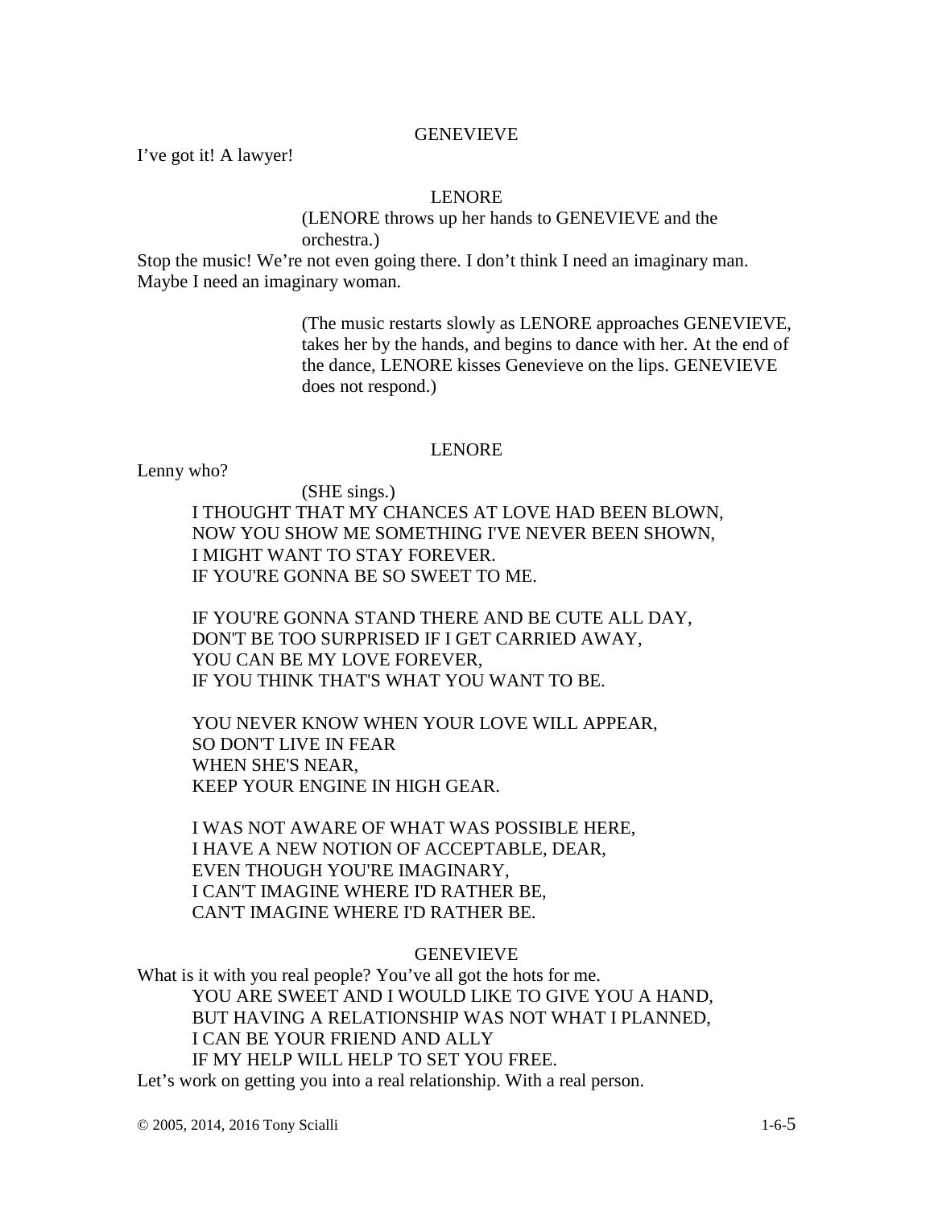GENEVIEVE

I've got it! A lawyer!

LENORE

(LENORE throws up her hands to GENEVIEVE and the orchestra.)

Stop the music! We're not even going there. I don't think I need an imaginary man. Maybe I need an imaginary woman.

(The music restarts slowly as LENORE approaches GENEVIEVE, takes her by the hands, and begins to dance with her. At the end of the dance, LENORE kisses Genevieve on the lips. GENEVIEVE does not respond.)

LENORE

Lenny who?

(SHE sings.)

I THOUGHT THAT MY CHANCES AT LOVE HAD BEEN BLOWN,
NOW YOU SHOW ME SOMETHING I'VE NEVER BEEN SHOWN,
I MIGHT WANT TO STAY FOREVER.
IF YOU'RE GONNA BE SO SWEET TO ME.

IF YOU'RE GONNA STAND THERE AND BE CUTE ALL DAY,
DON'T BE TOO SURPRISED IF I GET CARRIED AWAY,
YOU CAN BE MY LOVE FOREVER,
IF YOU THINK THAT'S WHAT YOU WANT TO BE.

YOU NEVER KNOW WHEN YOUR LOVE WILL APPEAR,
SO DON'T LIVE IN FEAR
WHEN SHE'S NEAR,
KEEP YOUR ENGINE IN HIGH GEAR.

I WAS NOT AWARE OF WHAT WAS POSSIBLE HERE,
I HAVE A NEW NOTION OF ACCEPTABLE, DEAR,
EVEN THOUGH YOU'RE IMAGINARY,
I CAN'T IMAGINE WHERE I'D RATHER BE,
CAN'T IMAGINE WHERE I'D RATHER BE.

GENEVIEVE

What is it with you real people? You've all got the hots for me.

YOU ARE SWEET AND I WOULD LIKE TO GIVE YOU A HAND,
BUT HAVING A RELATIONSHIP WAS NOT WHAT I PLANNED,
I CAN BE YOUR FRIEND AND ALLY
IF MY HELP WILL HELP TO SET YOU FREE.

Let's work on getting you into a real relationship. With a real person.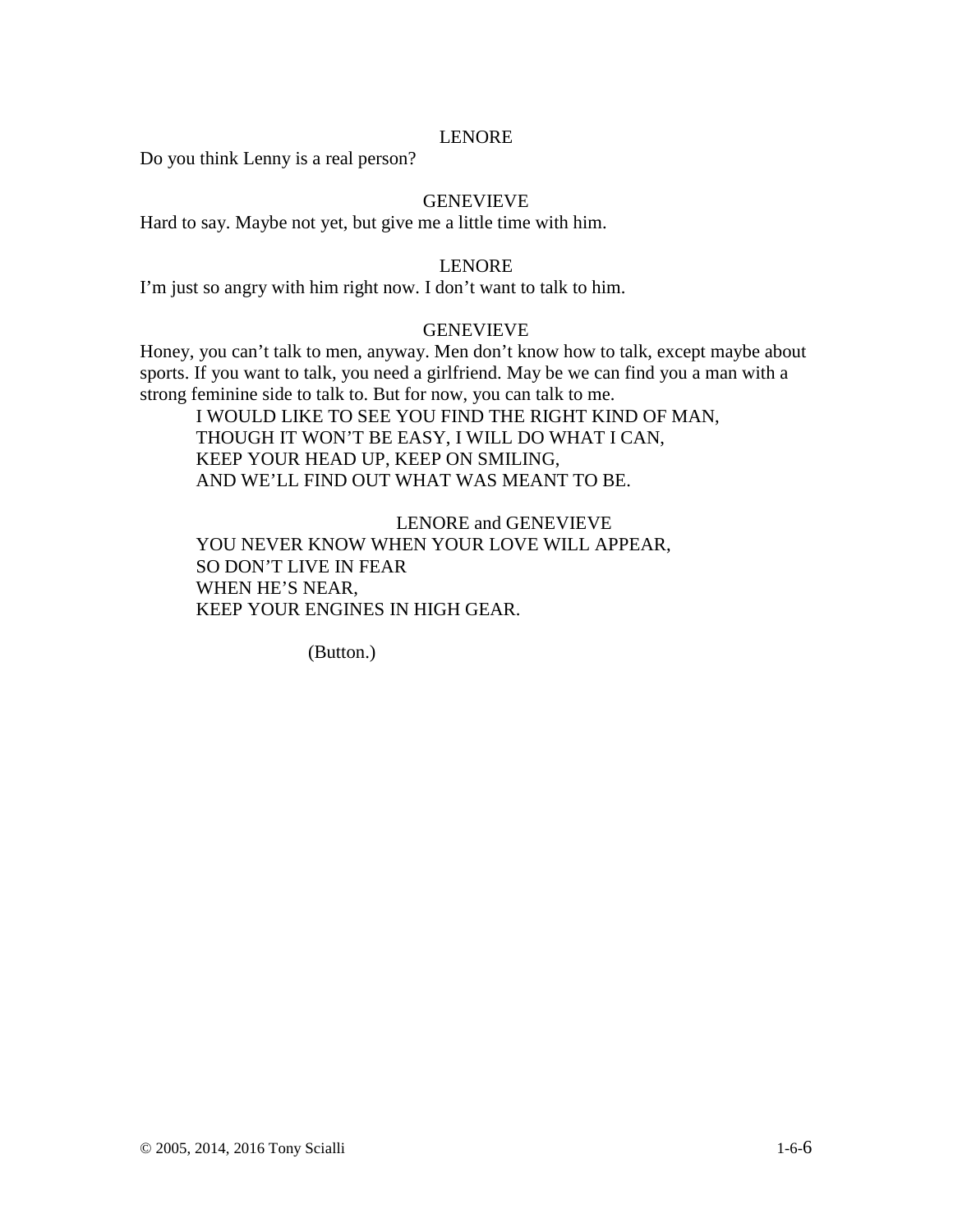LENORE

Do you think Lenny is a real person?

GENEVIEVE

Hard to say. Maybe not yet, but give me a little time with him.

LENORE

I'm just so angry with him right now. I don't want to talk to him.

GENEVIEVE

Honey, you can't talk to men, anyway. Men don't know how to talk, except maybe about sports. If you want to talk, you need a girlfriend. May be we can find you a man with a strong feminine side to talk to. But for now, you can talk to me.

I WOULD LIKE TO SEE YOU FIND THE RIGHT KIND OF MAN,
THOUGH IT WON'T BE EASY, I WILL DO WHAT I CAN,
KEEP YOUR HEAD UP, KEEP ON SMILING,
AND WE'LL FIND OUT WHAT WAS MEANT TO BE.

LENORE and GENEVIEVE

YOU NEVER KNOW WHEN YOUR LOVE WILL APPEAR,
SO DON'T LIVE IN FEAR
WHEN HE'S NEAR,
KEEP YOUR ENGINES IN HIGH GEAR.

(Button.)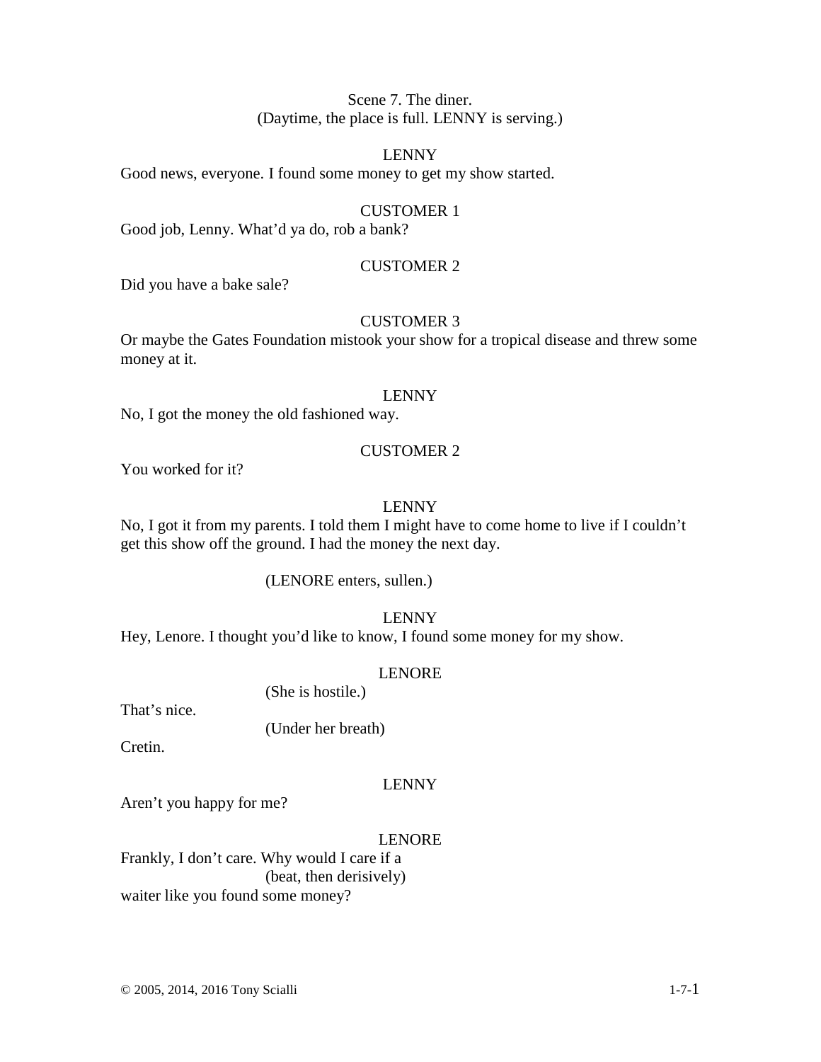Scene 7. The diner.
(Daytime, the place is full. LENNY is serving.)

LENNY
Good news, everyone. I found some money to get my show started.

CUSTOMER 1
Good job, Lenny. What'd ya do, rob a bank?

CUSTOMER 2
Did you have a bake sale?

CUSTOMER 3
Or maybe the Gates Foundation mistook your show for a tropical disease and threw some money at it.

LENNY
No, I got the money the old fashioned way.

CUSTOMER 2
You worked for it?

LENNY
No, I got it from my parents. I told them I might have to come home to live if I couldn't get this show off the ground. I had the money the next day.

(LENORE enters, sullen.)

LENNY
Hey, Lenore. I thought you'd like to know, I found some money for my show.

LENORE
(She is hostile.)
That's nice.
(Under her breath)
Cretin.

LENNY
Aren't you happy for me?

LENORE
Frankly, I don't care. Why would I care if a
(beat, then derisively)
waiter like you found some money?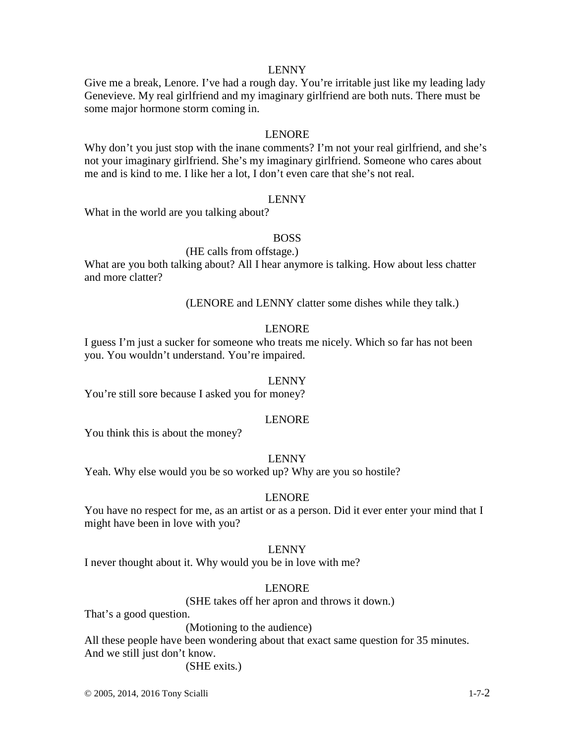LENNY

Give me a break, Lenore. I've had a rough day. You're irritable just like my leading lady Genevieve. My real girlfriend and my imaginary girlfriend are both nuts. There must be some major hormone storm coming in.

LENORE

Why don't you just stop with the inane comments? I'm not your real girlfriend, and she's not your imaginary girlfriend. She's my imaginary girlfriend. Someone who cares about me and is kind to me. I like her a lot, I don't even care that she's not real.

LENNY

What in the world are you talking about?

BOSS

(HE calls from offstage.)

What are you both talking about? All I hear anymore is talking. How about less chatter and more clatter?

(LENORE and LENNY clatter some dishes while they talk.)

LENORE

I guess I'm just a sucker for someone who treats me nicely. Which so far has not been you. You wouldn't understand. You're impaired.

LENNY

You're still sore because I asked you for money?

LENORE

You think this is about the money?

LENNY

Yeah. Why else would you be so worked up? Why are you so hostile?

LENORE

You have no respect for me, as an artist or as a person. Did it ever enter your mind that I might have been in love with you?

LENNY

I never thought about it. Why would you be in love with me?

LENORE

(SHE takes off her apron and throws it down.)

That's a good question.

(Motioning to the audience)

All these people have been wondering about that exact same question for 35 minutes. And we still just don't know.

(SHE exits.)

© 2005, 2014, 2016 Tony Scialli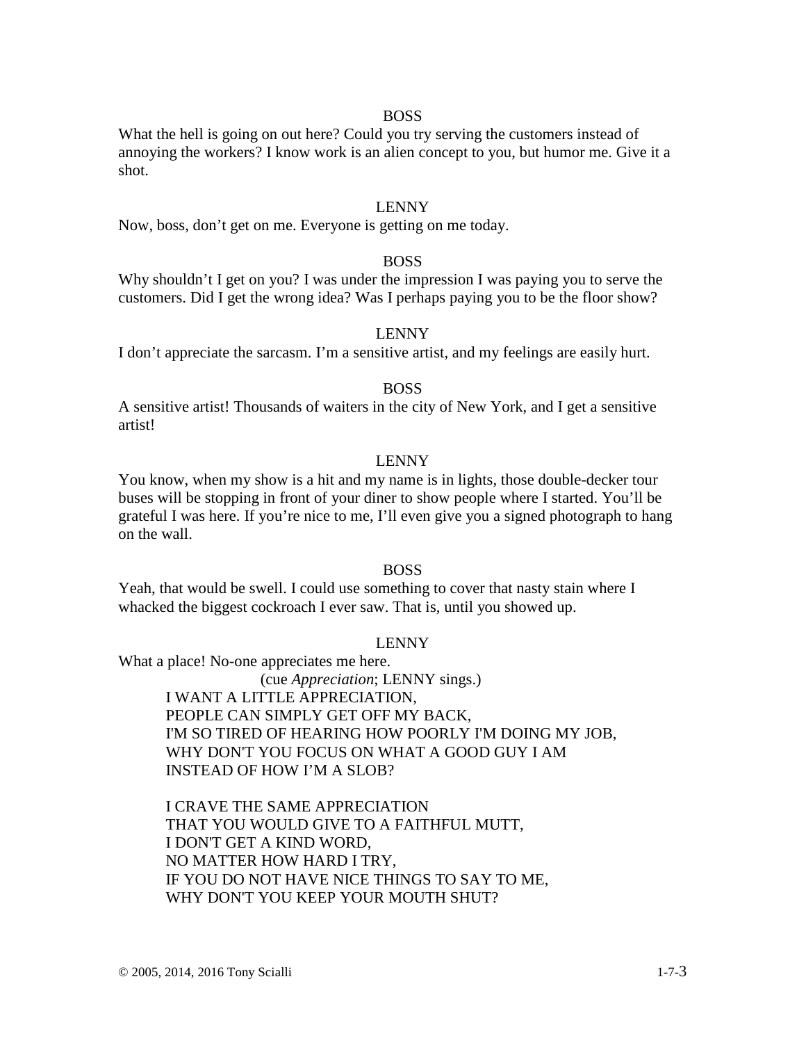BOSS

What the hell is going on out here? Could you try serving the customers instead of annoying the workers? I know work is an alien concept to you, but humor me. Give it a shot.

LENNY

Now, boss, don't get on me. Everyone is getting on me today.

BOSS

Why shouldn't I get on you? I was under the impression I was paying you to serve the customers. Did I get the wrong idea? Was I perhaps paying you to be the floor show?

LENNY

I don't appreciate the sarcasm. I'm a sensitive artist, and my feelings are easily hurt.

BOSS

A sensitive artist! Thousands of waiters in the city of New York, and I get a sensitive artist!

LENNY

You know, when my show is a hit and my name is in lights, those double-decker tour buses will be stopping in front of your diner to show people where I started. You'll be grateful I was here. If you're nice to me, I'll even give you a signed photograph to hang on the wall.

BOSS

Yeah, that would be swell. I could use something to cover that nasty stain where I whacked the biggest cockroach I ever saw. That is, until you showed up.

LENNY

What a place! No-one appreciates me here.

(cue *Appreciation*; LENNY sings.)

I WANT A LITTLE APPRECIATION,
PEOPLE CAN SIMPLY GET OFF MY BACK,
I'M SO TIRED OF HEARING HOW POORLY I'M DOING MY JOB,
WHY DON'T YOU FOCUS ON WHAT A GOOD GUY I AM
INSTEAD OF HOW I'M A SLOB?

I CRAVE THE SAME APPRECIATION
THAT YOU WOULD GIVE TO A FAITHFUL MUTT,
I DON'T GET A KIND WORD,
NO MATTER HOW HARD I TRY,
IF YOU DO NOT HAVE NICE THINGS TO SAY TO ME,
WHY DON'T YOU KEEP YOUR MOUTH SHUT?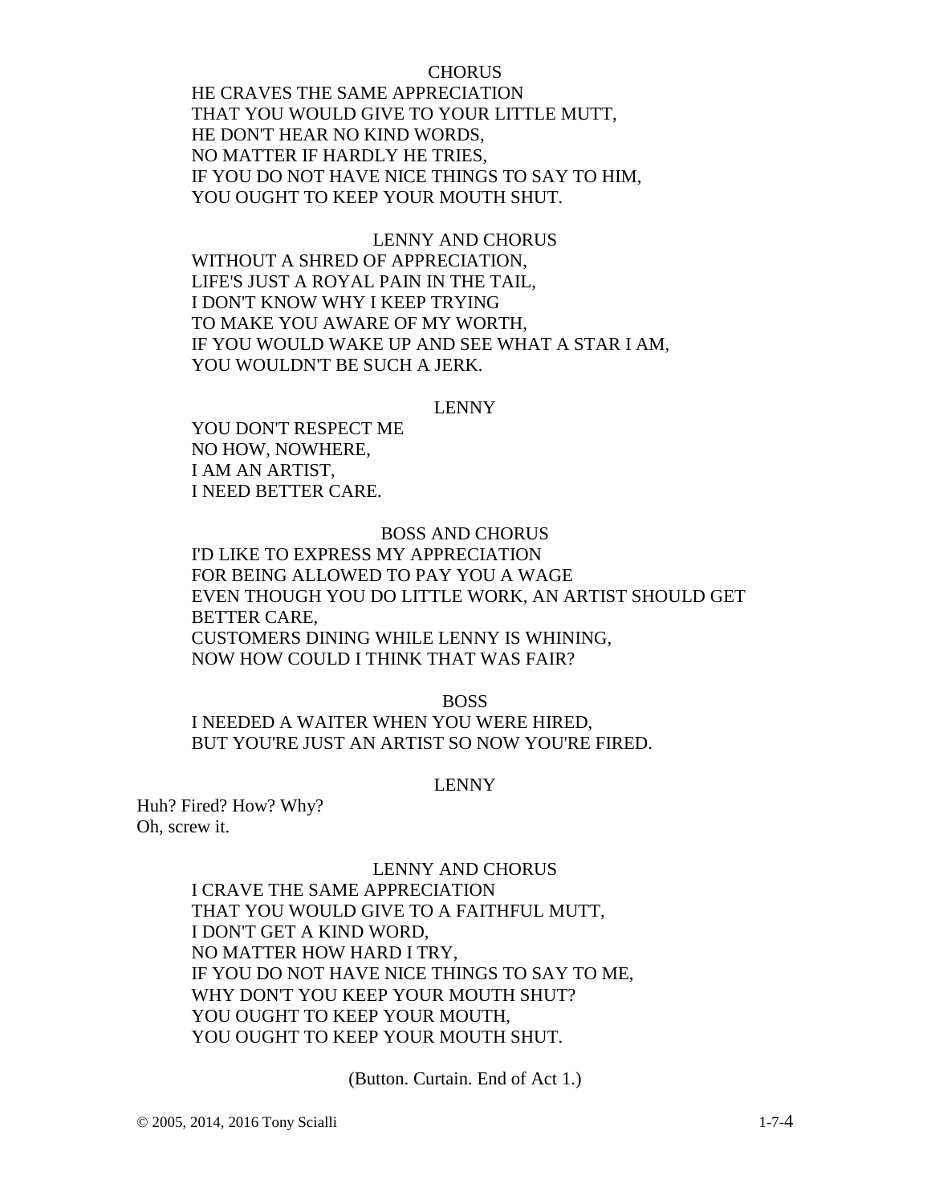CHORUS

HE CRAVES THE SAME APPRECIATION
THAT YOU WOULD GIVE TO YOUR LITTLE MUTT,
HE DON'T HEAR NO KIND WORDS,
NO MATTER IF HARDLY HE TRIES,
IF YOU DO NOT HAVE NICE THINGS TO SAY TO HIM,
YOU OUGHT TO KEEP YOUR MOUTH SHUT.

LENNY AND CHORUS

WITHOUT A SHRED OF APPRECIATION,
LIFE'S JUST A ROYAL PAIN IN THE TAIL,
I DON'T KNOW WHY I KEEP TRYING
TO MAKE YOU AWARE OF MY WORTH,
IF YOU WOULD WAKE UP AND SEE WHAT A STAR I AM,
YOU WOULDN'T BE SUCH A JERK.

LENNY

YOU DON'T RESPECT ME
NO HOW, NOWHERE,
I AM AN ARTIST,
I NEED BETTER CARE.

BOSS AND CHORUS

I'D LIKE TO EXPRESS MY APPRECIATION
FOR BEING ALLOWED TO PAY YOU A WAGE
EVEN THOUGH YOU DO LITTLE WORK, AN ARTIST SHOULD GET BETTER CARE,
CUSTOMERS DINING WHILE LENNY IS WHINING,
NOW HOW COULD I THINK THAT WAS FAIR?

BOSS

I NEEDED A WAITER WHEN YOU WERE HIRED,
BUT YOU'RE JUST AN ARTIST SO NOW YOU'RE FIRED.

LENNY

Huh? Fired? How? Why?
Oh, screw it.

LENNY AND CHORUS

I CRAVE THE SAME APPRECIATION
THAT YOU WOULD GIVE TO A FAITHFUL MUTT,
I DON'T GET A KIND WORD,
NO MATTER HOW HARD I TRY,
IF YOU DO NOT HAVE NICE THINGS TO SAY TO ME,
WHY DON'T YOU KEEP YOUR MOUTH SHUT?
YOU OUGHT TO KEEP YOUR MOUTH,
YOU OUGHT TO KEEP YOUR MOUTH SHUT.

(Button. Curtain. End of Act 1.)

© 2005, 2014, 2016 Tony Scialli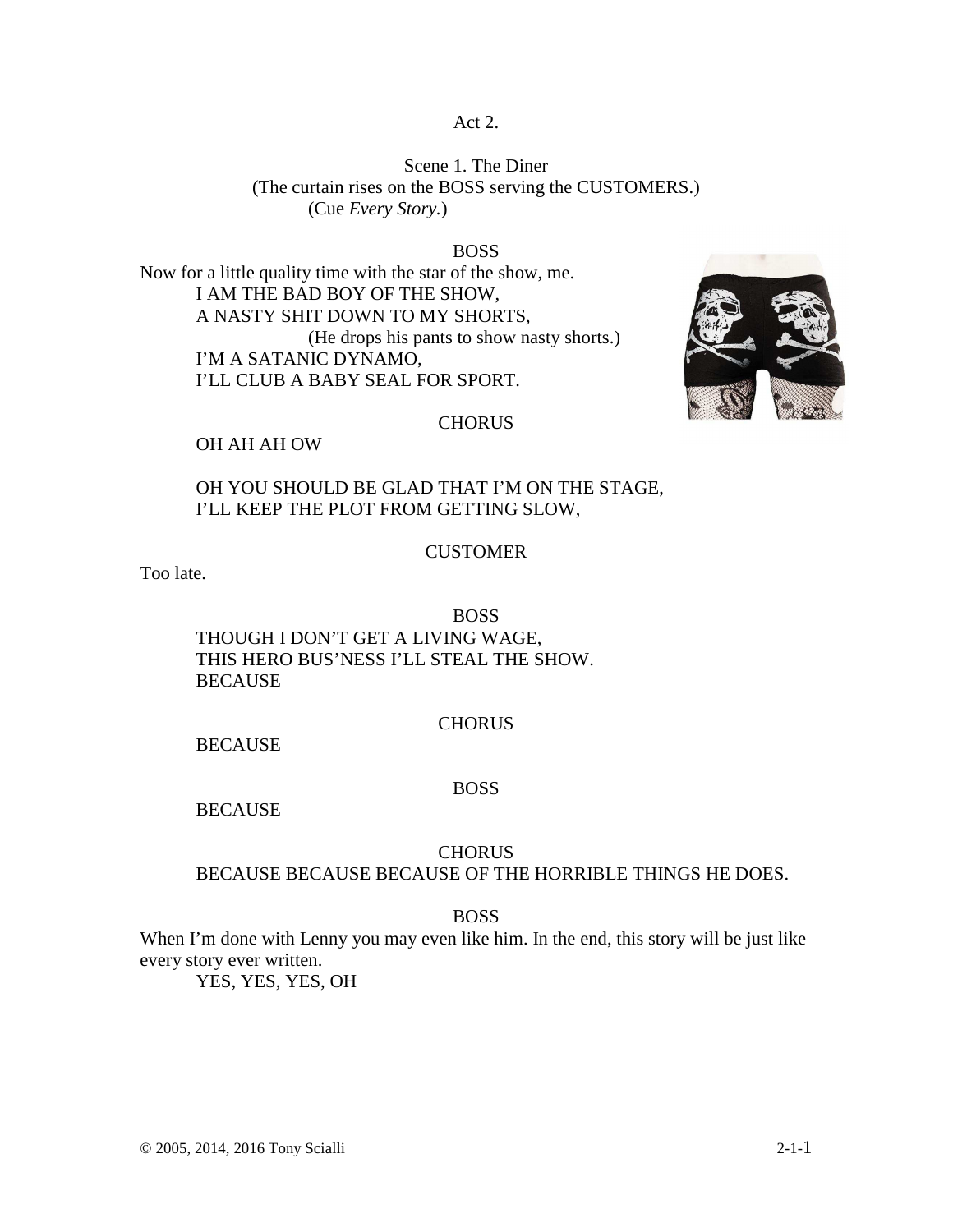Act 2.

Scene 1. The Diner

(The curtain rises on the BOSS serving the CUSTOMERS.)

(Cue *Every Story*.)

BOSS

Now for a little quality time with the star of the show, me.

I AM THE BAD BOY OF THE SHOW,
A NASTY SHIT DOWN TO MY SHORTS,

(He drops his pants to show nasty shorts.)

I'M A SATANIC DYNAMO,
I'LL CLUB A BABY SEAL FOR SPORT.

CHORUS

OH AH AH OW

OH YOU SHOULD BE GLAD THAT I'M ON THE STAGE,
I'LL KEEP THE PLOT FROM GETTING SLOW,

CUSTOMER

Too late.

BOSS

THOUGH I DON'T GET A LIVING WAGE,
THIS HERO BUS'NESS I'LL STEAL THE SHOW.
BECAUSE

CHORUS

BECAUSE

BOSS

BECAUSE

CHORUS

BECAUSE BECAUSE BECAUSE OF THE HORRIBLE THINGS HE DOES.

BOSS

When I'm done with Lenny you may even like him. In the end, this story will be just like every story ever written.

YES, YES, YES, OH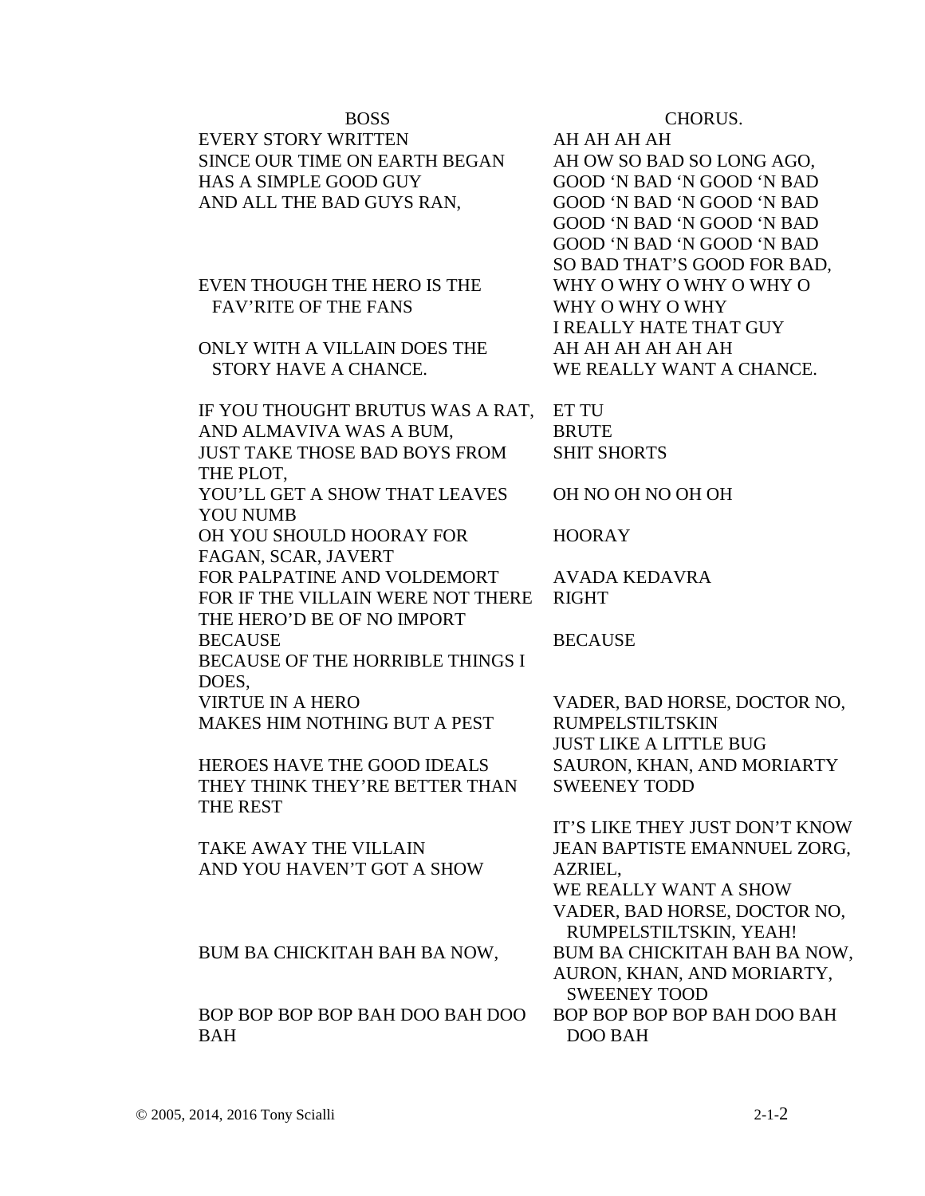| BOSS | CHORUS. |
|---|---|
| EVERY STORY WRITTEN | AH AH AH AH |
| SINCE OUR TIME ON EARTH BEGAN | AH OW SO BAD SO LONG AGO, |
| HAS A SIMPLE GOOD GUY | GOOD 'N BAD 'N GOOD 'N BAD |
| AND ALL THE BAD GUYS RAN, | GOOD 'N BAD 'N GOOD 'N BAD |
| | GOOD 'N BAD 'N GOOD 'N BAD |
| | GOOD 'N BAD 'N GOOD 'N BAD |
| | SO BAD THAT'S GOOD FOR BAD, |
| EVEN THOUGH THE HERO IS THE | WHY O WHY O WHY O WHY O |
| FAV'RITE OF THE FANS | WHY O WHY O WHY |
| | I REALLY HATE THAT GUY |
| ONLY WITH A VILLAIN DOES THE | AH AH AH AH AH AH |
| STORY HAVE A CHANCE. | WE REALLY WANT A CHANCE. |
| IF YOU THOUGHT BRUTUS WAS A RAT, | ET TU |
| AND ALMAVIVA WAS A BUM, | BRUTE |
| JUST TAKE THOSE BAD BOYS FROM THE PLOT, | SHIT SHORTS |
| YOU'LL GET A SHOW THAT LEAVES YOU NUMB | OH NO OH NO OH OH |
| OH YOU SHOULD HOORAY FOR FAGAN, SCAR, JAVERT | HOORAY |
| FOR PALPATINE AND VOLDEMORT | AVADA KEDAVRA |
| FOR IF THE VILLAIN WERE NOT THERE | RIGHT |
| THE HERO'D BE OF NO IMPORT | |
| BECAUSE | BECAUSE |
| BECAUSE OF THE HORRIBLE THINGS I DOES, | |
| VIRTUE IN A HERO | VADER, BAD HORSE, DOCTOR NO, |
| MAKES HIM NOTHING BUT A PEST | RUMPELSTILTSKIN |
| | JUST LIKE A LITTLE BUG |
| HEROES HAVE THE GOOD IDEALS | SAURON, KHAN, AND MORIARTY |
| THEY THINK THEY'RE BETTER THAN THE REST | SWEENEY TODD |
| | IT'S LIKE THEY JUST DON'T KNOW |
| TAKE AWAY THE VILLAIN | JEAN BAPTISTE EMANNUEL ZORG, |
| AND YOU HAVEN'T GOT A SHOW | AZRIEL, |
| | WE REALLY WANT A SHOW |
| | VADER, BAD HORSE, DOCTOR NO, RUMPELSTILTSKIN, YEAH! |
| BUM BA CHICKITAH BAH BA NOW, | BUM BA CHICKITAH BAH BA NOW, |
| | AURON, KHAN, AND MORIARTY, SWEENEY TOOD |
| BOP BOP BOP BOP BAH DOO BAH DOO BAH | BOP BOP BOP BOP BAH DOO BAH DOO BAH |

© 2005, 2014, 2016 Tony Scialli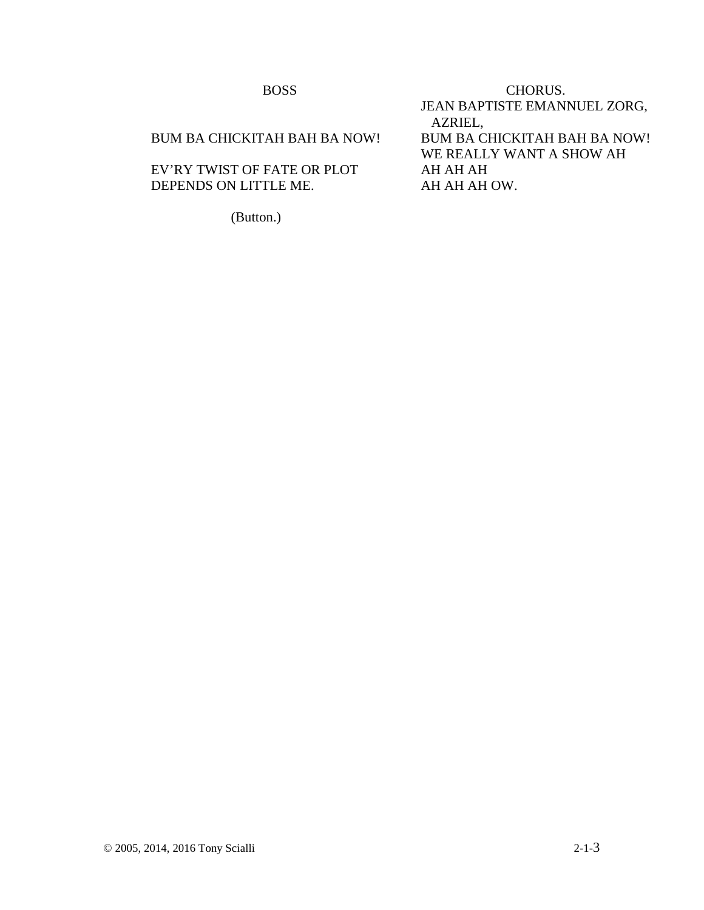| BOSS | CHORUS. |
| --- | --- |
| | JEAN BAPTISTE EMANNUEL ZORG, AZRIEL, |
| BUM BA CHICKITAH BAH BA NOW! | BUM BA CHICKITAH BAH BA NOW! |
| | WE REALLY WANT A SHOW AH |
| EV'RY TWIST OF FATE OR PLOT | AH AH AH |
| DEPENDS ON LITTLE ME. | AH AH AH OW. |

(Button.)

© 2005, 2014, 2016 Tony Scialli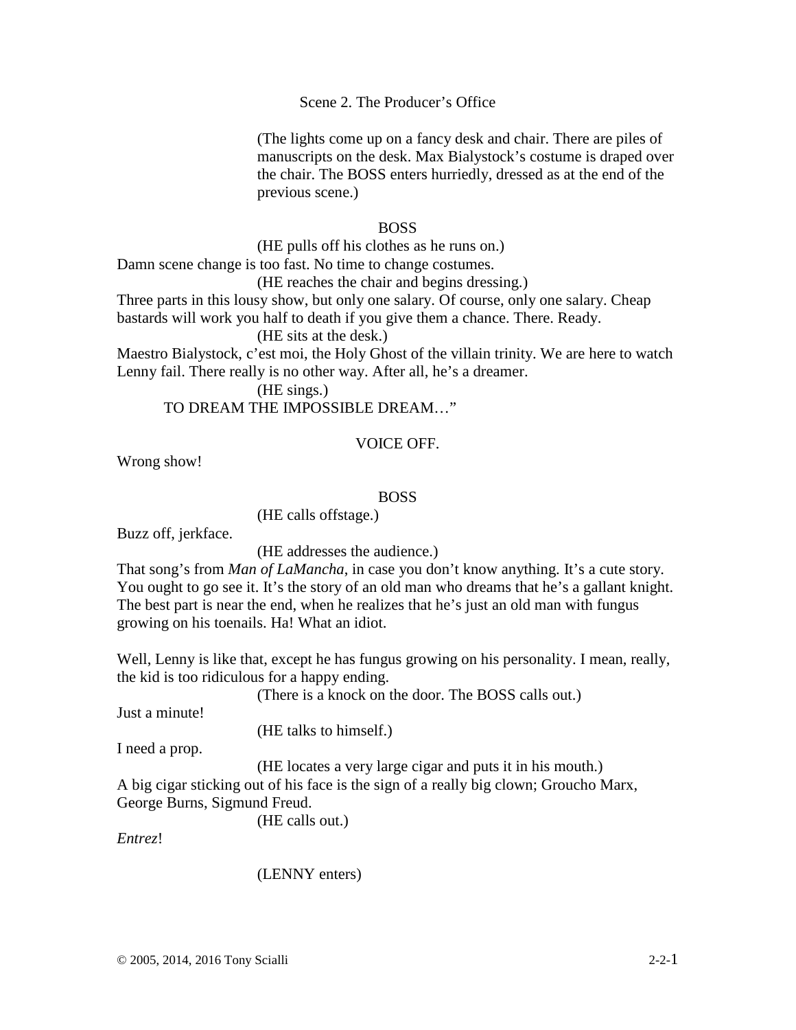Scene 2. The Producer's Office

(The lights come up on a fancy desk and chair. There are piles of manuscripts on the desk. Max Bialystock's costume is draped over the chair. The BOSS enters hurriedly, dressed as at the end of the previous scene.)

BOSS

(HE pulls off his clothes as he runs on.)

Damn scene change is too fast. No time to change costumes.

(HE reaches the chair and begins dressing.)

Three parts in this lousy show, but only one salary. Of course, only one salary. Cheap bastards will work you half to death if you give them a chance. There. Ready.

(HE sits at the desk.)

Maestro Bialystock, c'est moi, the Holy Ghost of the villain trinity. We are here to watch Lenny fail. There really is no other way. After all, he's a dreamer.

(HE sings.)

TO DREAM THE IMPOSSIBLE DREAM…"

VOICE OFF.

Wrong show!

BOSS

(HE calls offstage.)

Buzz off, jerkface.

(HE addresses the audience.)

That song's from *Man of LaMancha*, in case you don't know anything. It's a cute story. You ought to go see it. It's the story of an old man who dreams that he's a gallant knight. The best part is near the end, when he realizes that he's just an old man with fungus growing on his toenails. Ha! What an idiot.

Well, Lenny is like that, except he has fungus growing on his personality. I mean, really, the kid is too ridiculous for a happy ending.

(There is a knock on the door. The BOSS calls out.)

Just a minute!

(HE talks to himself.)

I need a prop.

(HE locates a very large cigar and puts it in his mouth.)

A big cigar sticking out of his face is the sign of a really big clown; Groucho Marx, George Burns, Sigmund Freud.

(HE calls out.)

*Entrez*!

(LENNY enters)

© 2005, 2014, 2016 Tony Scialli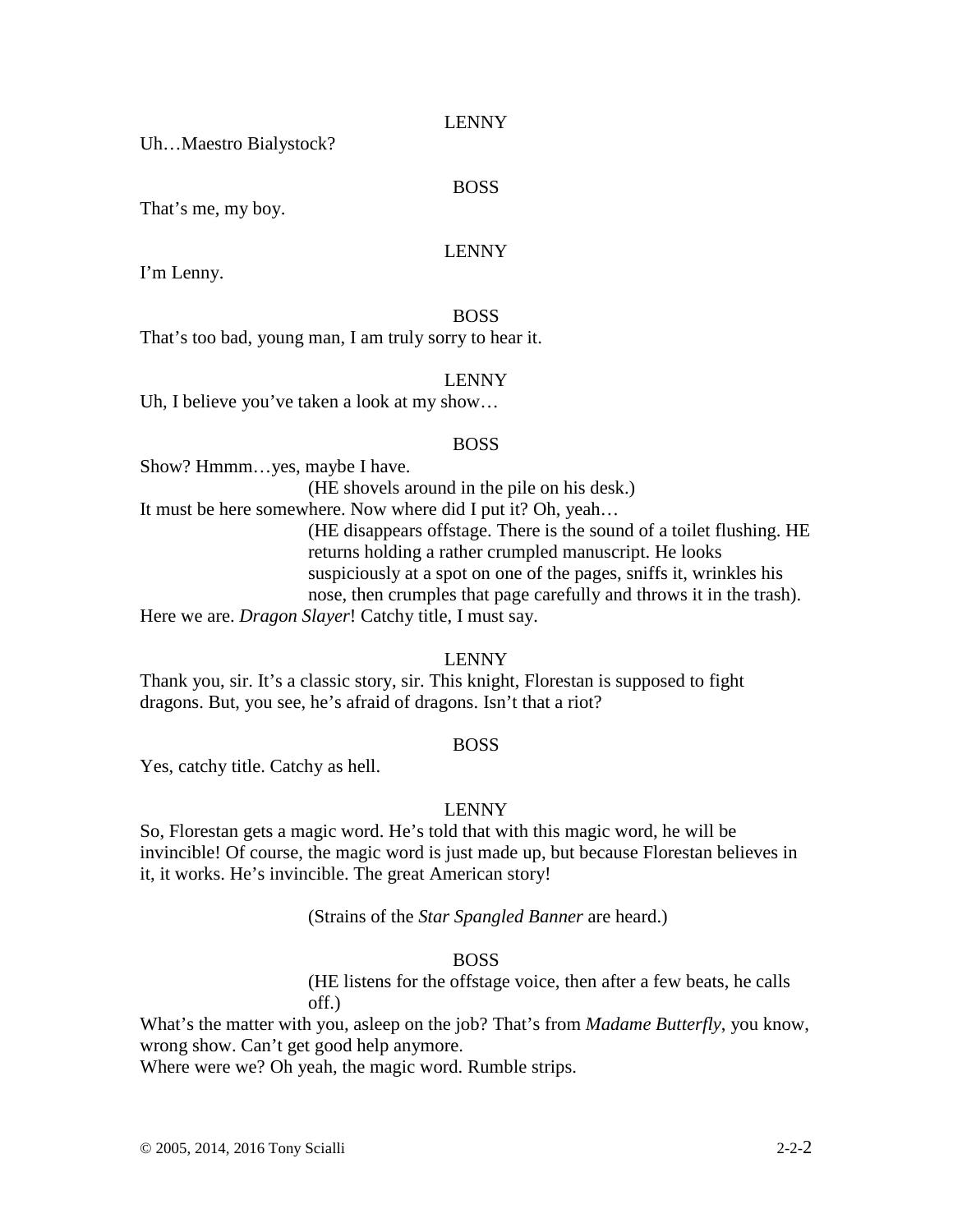LENNY

Uh…Maestro Bialystock?

BOSS

That's me, my boy.

LENNY

I'm Lenny.

BOSS

That's too bad, young man, I am truly sorry to hear it.

LENNY

Uh, I believe you've taken a look at my show…

BOSS

Show? Hmmm…yes, maybe I have.

(HE shovels around in the pile on his desk.)

It must be here somewhere. Now where did I put it? Oh, yeah…

(HE disappears offstage. There is the sound of a toilet flushing. HE returns holding a rather crumpled manuscript. He looks suspiciously at a spot on one of the pages, sniffs it, wrinkles his nose, then crumples that page carefully and throws it in the trash).

Here we are. *Dragon Slayer*! Catchy title, I must say.

LENNY

Thank you, sir. It's a classic story, sir. This knight, Florestan is supposed to fight dragons. But, you see, he's afraid of dragons. Isn't that a riot?

BOSS

Yes, catchy title. Catchy as hell.

LENNY

So, Florestan gets a magic word. He's told that with this magic word, he will be invincible! Of course, the magic word is just made up, but because Florestan believes in it, it works. He's invincible. The great American story!

(Strains of the *Star Spangled Banner* are heard.)

BOSS

(HE listens for the offstage voice, then after a few beats, he calls off.)

What's the matter with you, asleep on the job? That's from *Madame Butterfly*, you know, wrong show. Can't get good help anymore.

Where were we? Oh yeah, the magic word. Rumble strips.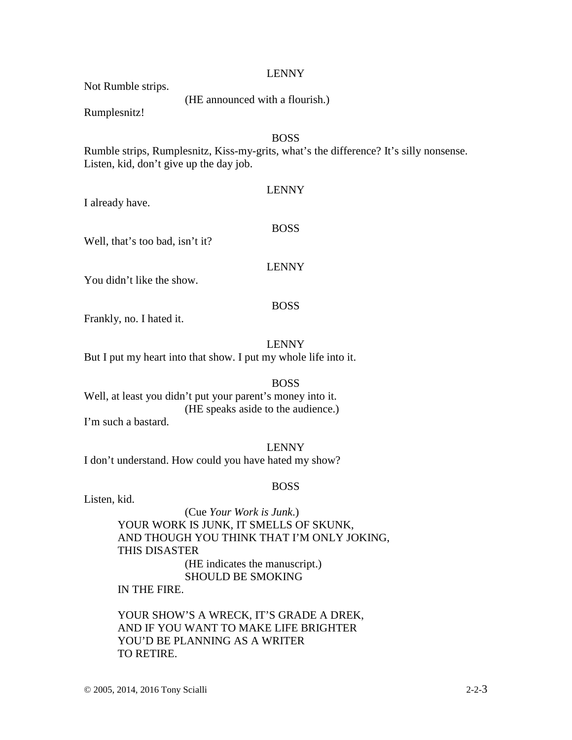LENNY

Not Rumble strips.

(HE announced with a flourish.)

Rumplesnitz!

BOSS

Rumble strips, Rumplesnitz, Kiss-my-grits, what's the difference? It's silly nonsense. Listen, kid, don't give up the day job.

LENNY

I already have.

BOSS

Well, that's too bad, isn't it?

LENNY

You didn't like the show.

BOSS

Frankly, no. I hated it.

LENNY

But I put my heart into that show. I put my whole life into it.

BOSS

Well, at least you didn't put your parent's money into it.

(HE speaks aside to the audience.)

I'm such a bastard.

LENNY

I don't understand. How could you have hated my show?

BOSS

Listen, kid.

(Cue *Your Work is Junk.*)

YOUR WORK IS JUNK, IT SMELLS OF SKUNK,
AND THOUGH YOU THINK THAT I'M ONLY JOKING,
THIS DISASTER

(HE indicates the manuscript.)

SHOULD BE SMOKING
IN THE FIRE.

YOUR SHOW'S A WRECK, IT'S GRADE A DREK,
AND IF YOU WANT TO MAKE LIFE BRIGHTER
YOU'D BE PLANNING AS A WRITER
TO RETIRE.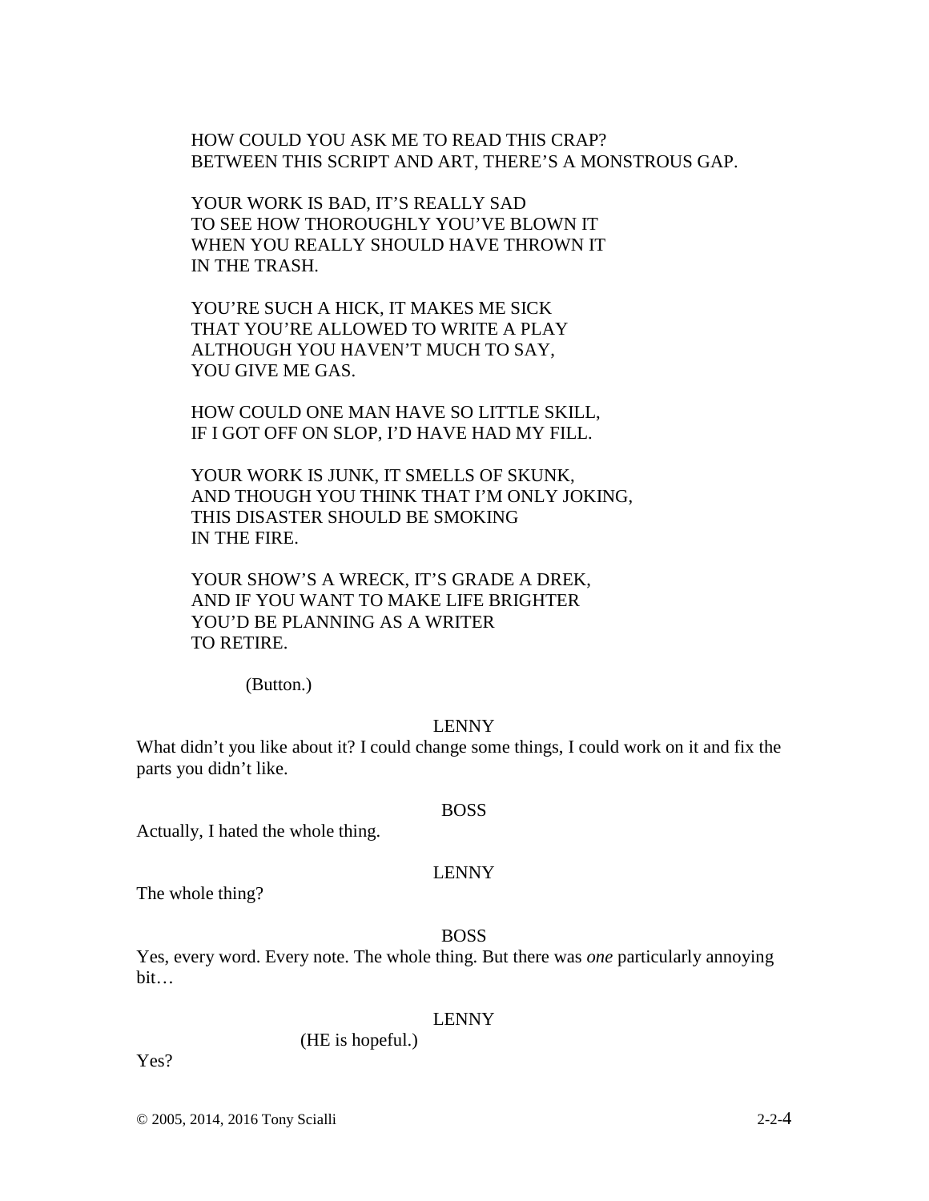HOW COULD YOU ASK ME TO READ THIS CRAP?
BETWEEN THIS SCRIPT AND ART, THERE'S A MONSTROUS GAP.

YOUR WORK IS BAD, IT'S REALLY SAD
TO SEE HOW THOROUGHLY YOU'VE BLOWN IT
WHEN YOU REALLY SHOULD HAVE THROWN IT
IN THE TRASH.

YOU'RE SUCH A HICK, IT MAKES ME SICK
THAT YOU'RE ALLOWED TO WRITE A PLAY
ALTHOUGH YOU HAVEN'T MUCH TO SAY,
YOU GIVE ME GAS.

HOW COULD ONE MAN HAVE SO LITTLE SKILL,
IF I GOT OFF ON SLOP, I'D HAVE HAD MY FILL.

YOUR WORK IS JUNK, IT SMELLS OF SKUNK,
AND THOUGH YOU THINK THAT I'M ONLY JOKING,
THIS DISASTER SHOULD BE SMOKING
IN THE FIRE.

YOUR SHOW'S A WRECK, IT'S GRADE A DREK,
AND IF YOU WANT TO MAKE LIFE BRIGHTER
YOU'D BE PLANNING AS A WRITER
TO RETIRE.

(Button.)

LENNY

What didn't you like about it? I could change some things, I could work on it and fix the parts you didn't like.

BOSS

Actually, I hated the whole thing.

LENNY

The whole thing?

BOSS

Yes, every word. Every note. The whole thing. But there was *one* particularly annoying bit…

LENNY

(HE is hopeful.)

Yes?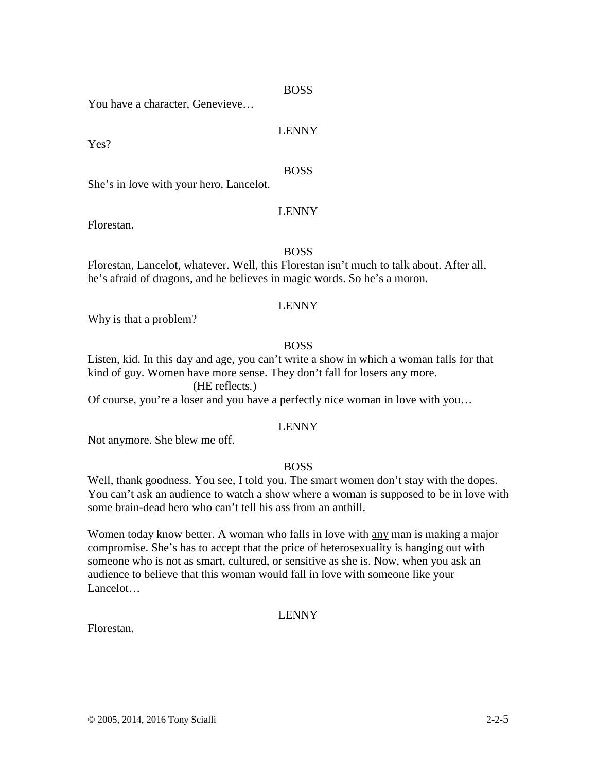BOSS

You have a character, Genevieve…

LENNY

Yes?

BOSS

She's in love with your hero, Lancelot.

LENNY

Florestan.

BOSS

Florestan, Lancelot, whatever. Well, this Florestan isn't much to talk about. After all, he's afraid of dragons, and he believes in magic words. So he's a moron.

LENNY

Why is that a problem?

BOSS

Listen, kid. In this day and age, you can't write a show in which a woman falls for that kind of guy. Women have more sense. They don't fall for losers any more.

(HE reflects.)

Of course, you're a loser and you have a perfectly nice woman in love with you…

LENNY

Not anymore. She blew me off.

BOSS

Well, thank goodness. You see, I told you. The smart women don't stay with the dopes. You can't ask an audience to watch a show where a woman is supposed to be in love with some brain-dead hero who can't tell his ass from an anthill.

Women today know better. A woman who falls in love with <u>any</u> man is making a major compromise. She's has to accept that the price of heterosexuality is hanging out with someone who is not as smart, cultured, or sensitive as she is. Now, when you ask an audience to believe that this woman would fall in love with someone like your Lancelot…

LENNY

Florestan.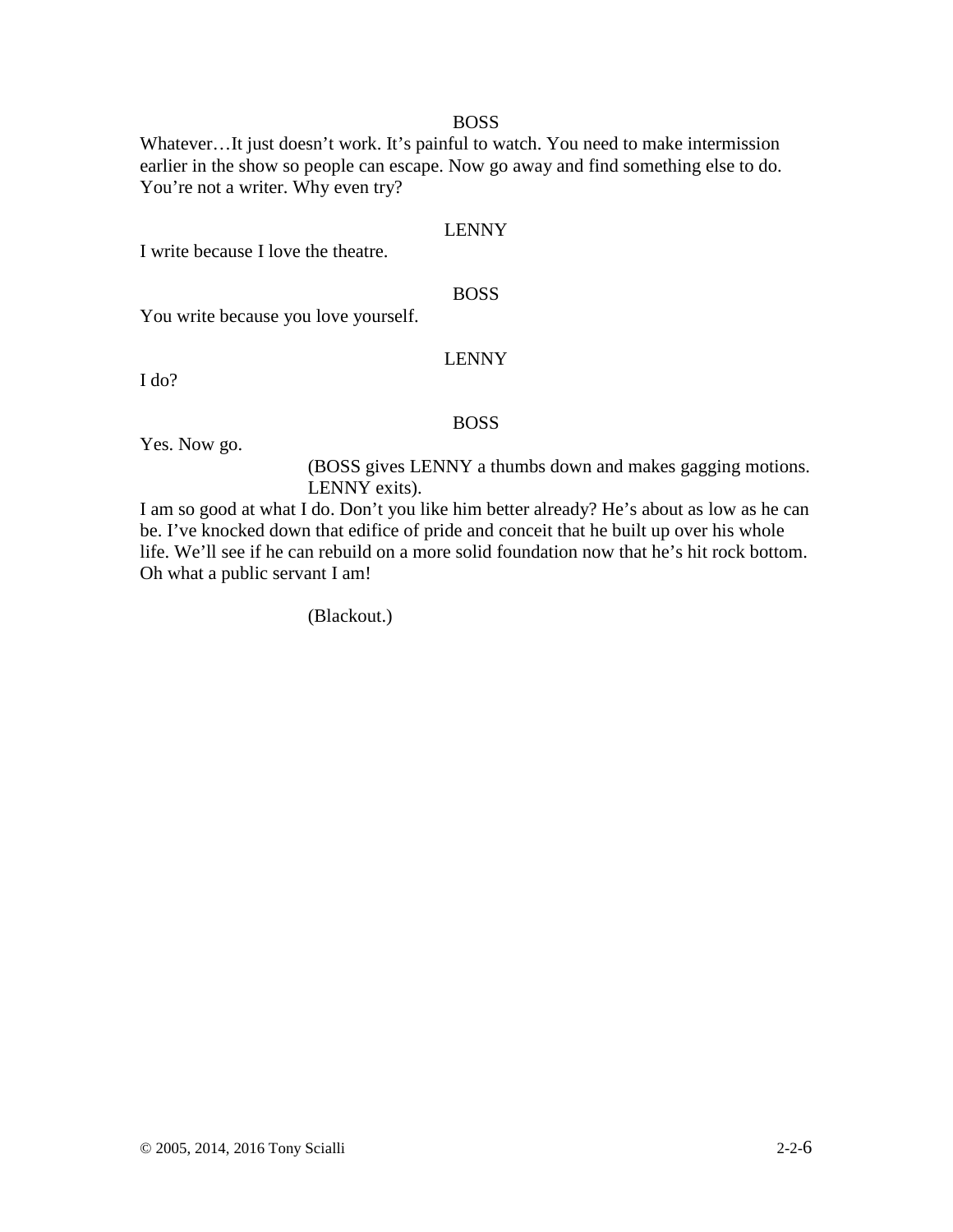BOSS

Whatever…It just doesn't work. It's painful to watch. You need to make intermission earlier in the show so people can escape. Now go away and find something else to do. You're not a writer. Why even try?

LENNY

I write because I love the theatre.

BOSS

You write because you love yourself.

LENNY

I do?

BOSS

Yes. Now go.

(BOSS gives LENNY a thumbs down and makes gagging motions. LENNY exits).

I am so good at what I do. Don't you like him better already? He's about as low as he can be. I've knocked down that edifice of pride and conceit that he built up over his whole life. We'll see if he can rebuild on a more solid foundation now that he's hit rock bottom. Oh what a public servant I am!

(Blackout.)

© 2005, 2014, 2016 Tony Scialli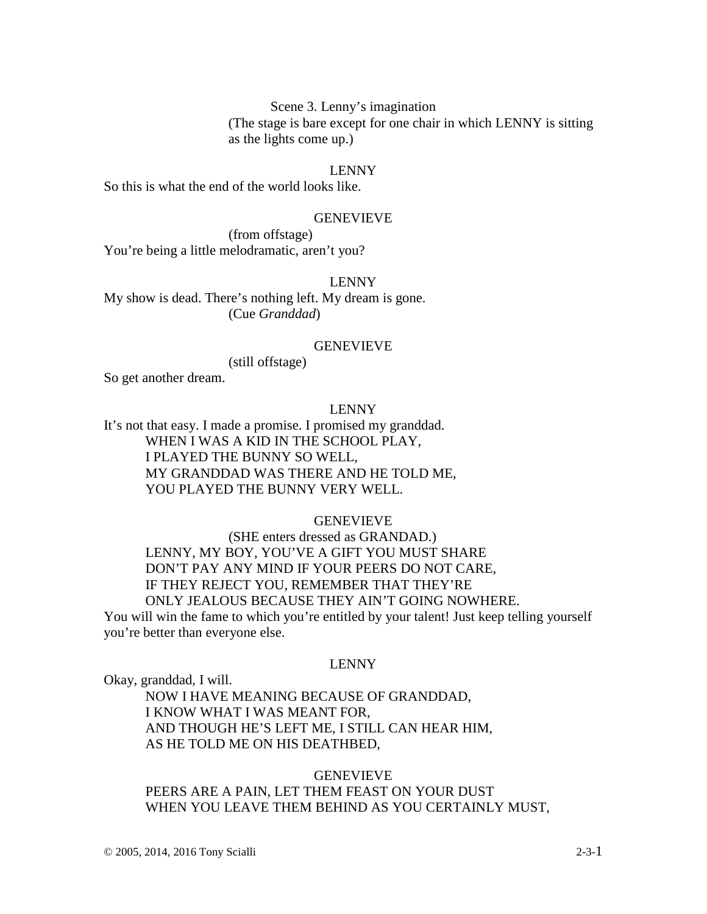Scene 3. Lenny's imagination

(The stage is bare except for one chair in which LENNY is sitting as the lights come up.)

LENNY

So this is what the end of the world looks like.

GENEVIEVE

(from offstage)

You're being a little melodramatic, aren't you?

LENNY

My show is dead. There's nothing left. My dream is gone.

(Cue *Granddad*)

GENEVIEVE

(still offstage)

So get another dream.

LENNY

It's not that easy. I made a promise. I promised my granddad.

WHEN I WAS A KID IN THE SCHOOL PLAY,
I PLAYED THE BUNNY SO WELL,
MY GRANDDAD WAS THERE AND HE TOLD ME,
YOU PLAYED THE BUNNY VERY WELL.

GENEVIEVE

(SHE enters dressed as GRANDAD.)

LENNY, MY BOY, YOU'VE A GIFT YOU MUST SHARE
DON'T PAY ANY MIND IF YOUR PEERS DO NOT CARE,
IF THEY REJECT YOU, REMEMBER THAT THEY'RE
ONLY JEALOUS BECAUSE THEY AIN'T GOING NOWHERE.

You will win the fame to which you're entitled by your talent! Just keep telling yourself you're better than everyone else.

LENNY

Okay, granddad, I will.

NOW I HAVE MEANING BECAUSE OF GRANDDAD,
I KNOW WHAT I WAS MEANT FOR,
AND THOUGH HE'S LEFT ME, I STILL CAN HEAR HIM,
AS HE TOLD ME ON HIS DEATHBED,

GENEVIEVE

PEERS ARE A PAIN, LET THEM FEAST ON YOUR DUST
WHEN YOU LEAVE THEM BEHIND AS YOU CERTAINLY MUST,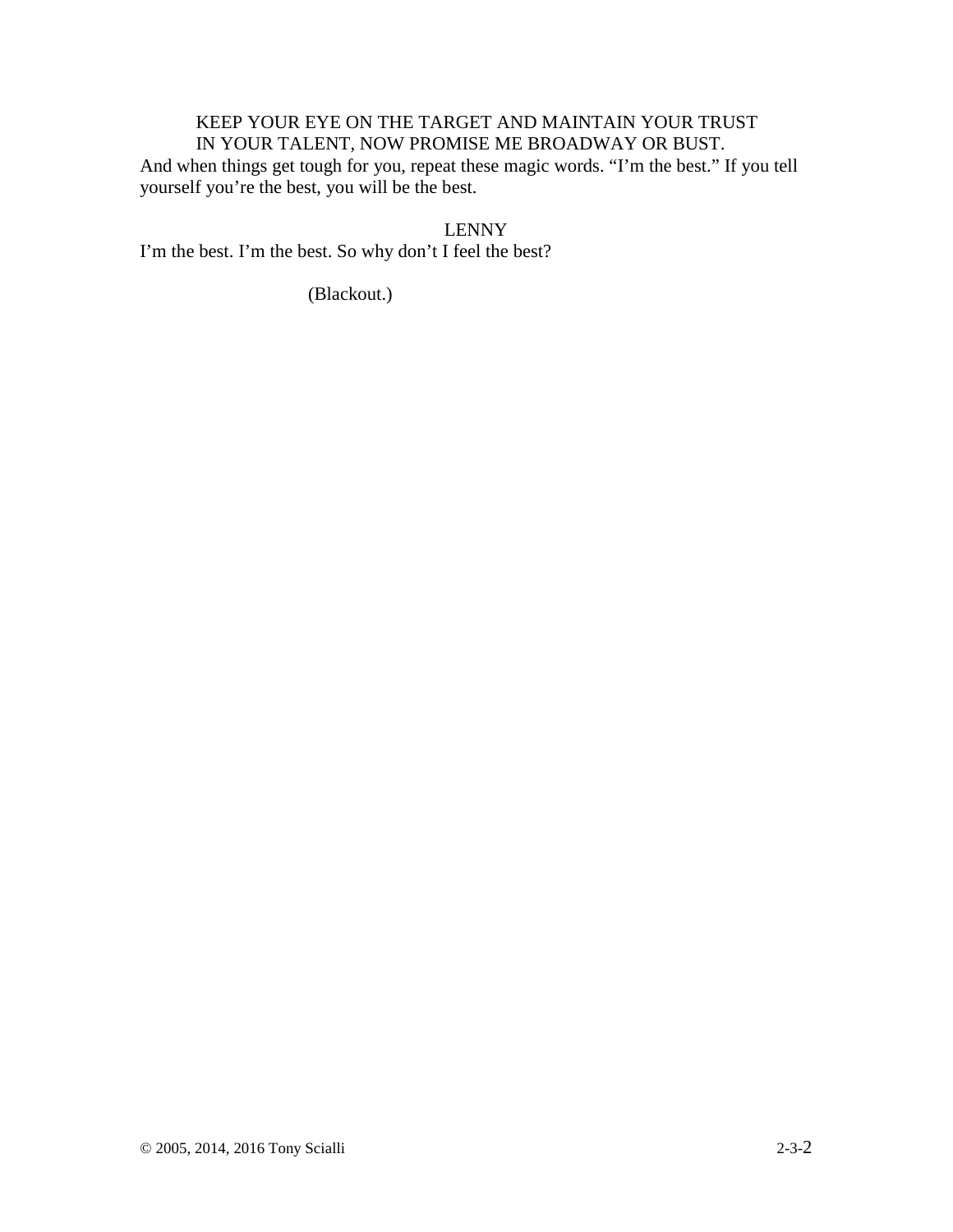KEEP YOUR EYE ON THE TARGET AND MAINTAIN YOUR TRUST
IN YOUR TALENT, NOW PROMISE ME BROADWAY OR BUST.

And when things get tough for you, repeat these magic words. “I’m the best.” If you tell yourself you’re the best, you will be the best.

LENNY

I’m the best. I’m the best. So why don’t I feel the best?

(Blackout.)

© 2005, 2014, 2016 Tony Scialli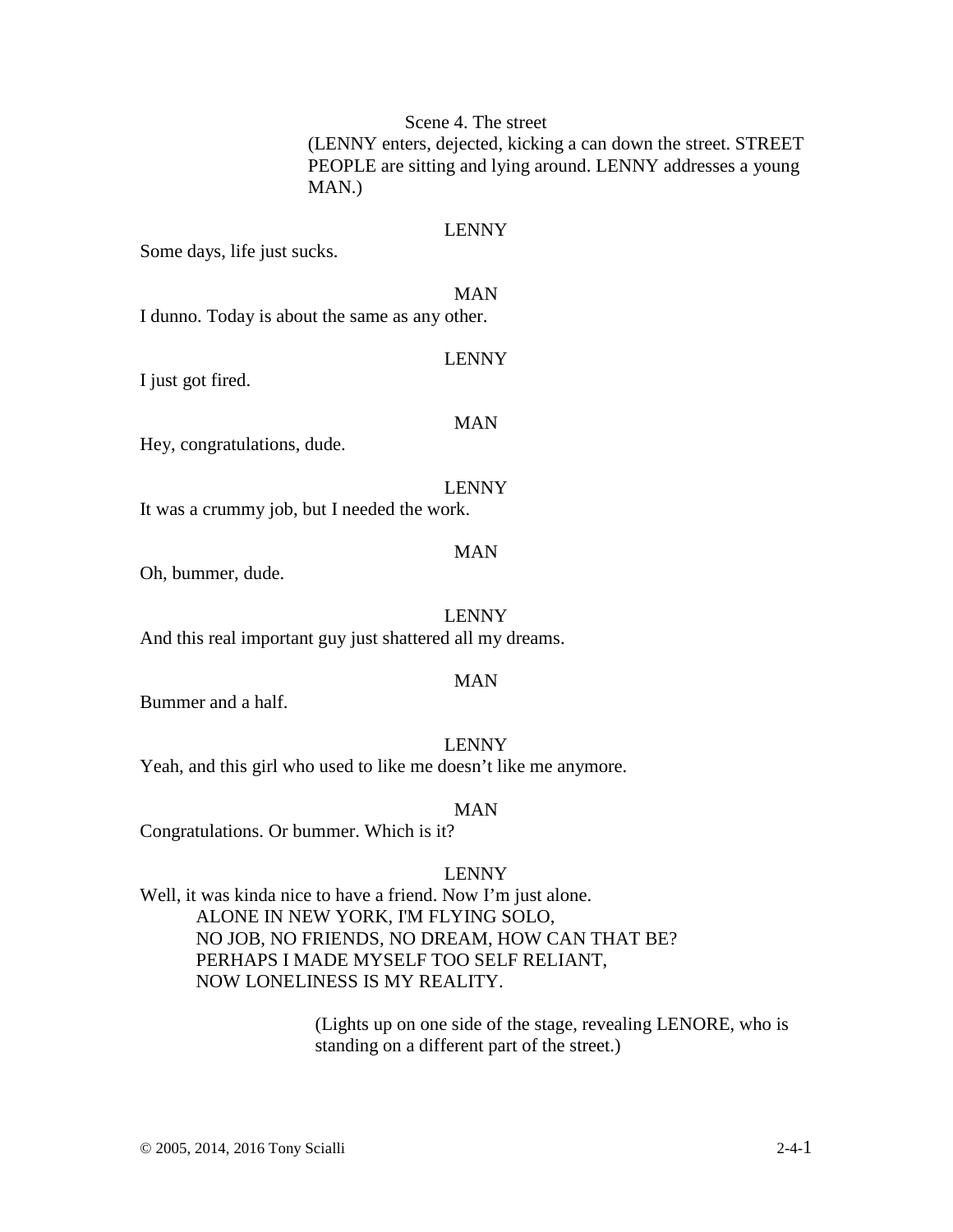Scene 4. The street

(LENNY enters, dejected, kicking a can down the street. STREET PEOPLE are sitting and lying around. LENNY addresses a young MAN.)

LENNY

Some days, life just sucks.

MAN

I dunno. Today is about the same as any other.

LENNY

I just got fired.

MAN

Hey, congratulations, dude.

LENNY

It was a crummy job, but I needed the work.

MAN

Oh, bummer, dude.

LENNY

And this real important guy just shattered all my dreams.

MAN

Bummer and a half.

LENNY

Yeah, and this girl who used to like me doesn't like me anymore.

MAN

Congratulations. Or bummer. Which is it?

LENNY

Well, it was kinda nice to have a friend. Now I'm just alone.

ALONE IN NEW YORK, I'M FLYING SOLO,
NO JOB, NO FRIENDS, NO DREAM, HOW CAN THAT BE?
PERHAPS I MADE MYSELF TOO SELF RELIANT,
NOW LONELINESS IS MY REALITY.

(Lights up on one side of the stage, revealing LENORE, who is standing on a different part of the street.)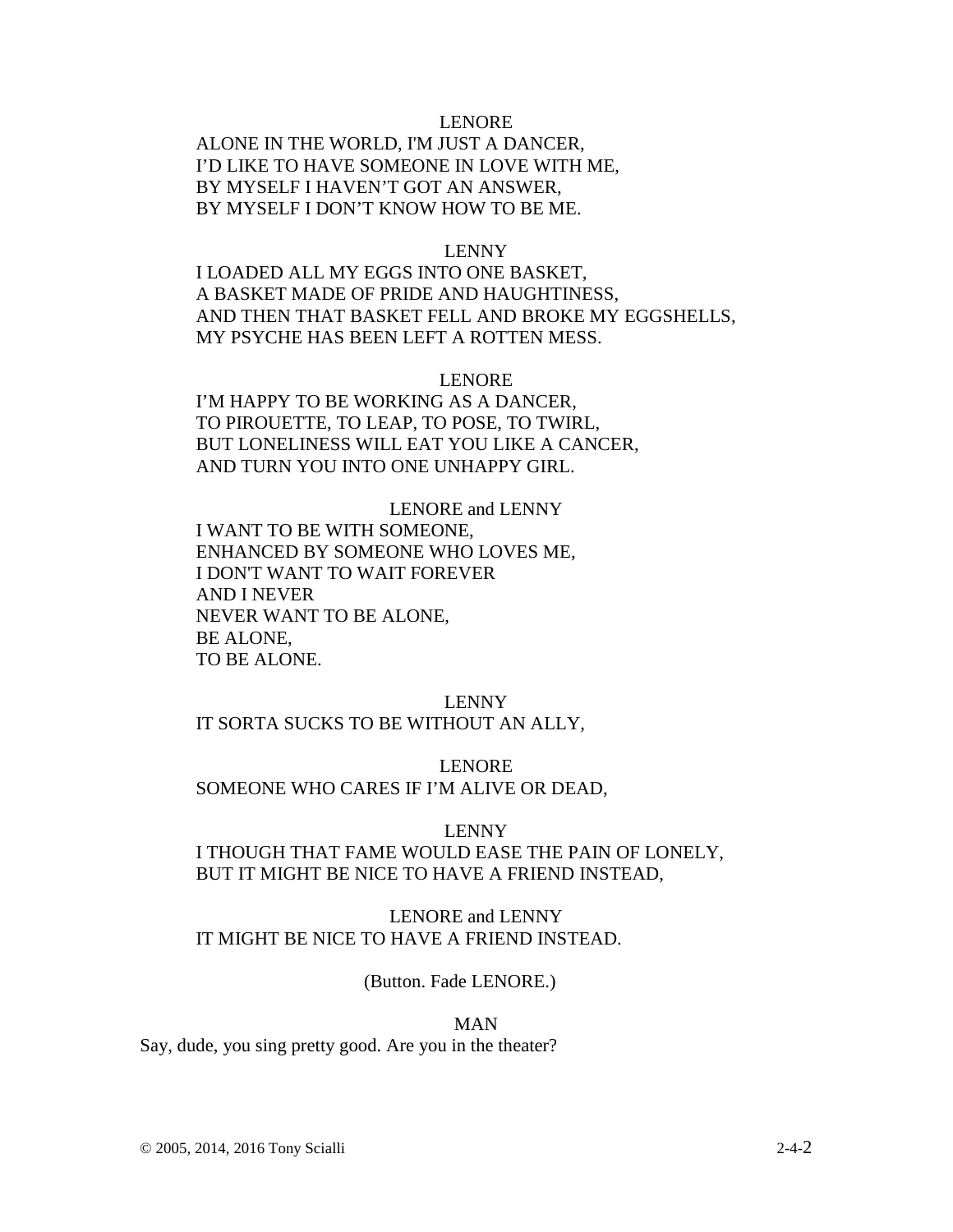LENORE

ALONE IN THE WORLD, I'M JUST A DANCER,
I'D LIKE TO HAVE SOMEONE IN LOVE WITH ME,
BY MYSELF I HAVEN'T GOT AN ANSWER,
BY MYSELF I DON'T KNOW HOW TO BE ME.

LENNY

I LOADED ALL MY EGGS INTO ONE BASKET,
A BASKET MADE OF PRIDE AND HAUGHTINESS,
AND THEN THAT BASKET FELL AND BROKE MY EGGSHELLS,
MY PSYCHE HAS BEEN LEFT A ROTTEN MESS.

LENORE

I'M HAPPY TO BE WORKING AS A DANCER,
TO PIROUETTE, TO LEAP, TO POSE, TO TWIRL,
BUT LONELINESS WILL EAT YOU LIKE A CANCER,
AND TURN YOU INTO ONE UNHAPPY GIRL.

LENORE and LENNY

I WANT TO BE WITH SOMEONE,
ENHANCED BY SOMEONE WHO LOVES ME,
I DON'T WANT TO WAIT FOREVER
AND I NEVER
NEVER WANT TO BE ALONE,
BE ALONE,
TO BE ALONE.

LENNY

IT SORTA SUCKS TO BE WITHOUT AN ALLY,

LENORE

SOMEONE WHO CARES IF I'M ALIVE OR DEAD,

LENNY

I THOUGH THAT FAME WOULD EASE THE PAIN OF LONELY,
BUT IT MIGHT BE NICE TO HAVE A FRIEND INSTEAD,

LENORE and LENNY

IT MIGHT BE NICE TO HAVE A FRIEND INSTEAD.

(Button. Fade LENORE.)

MAN

Say, dude, you sing pretty good. Are you in the theater?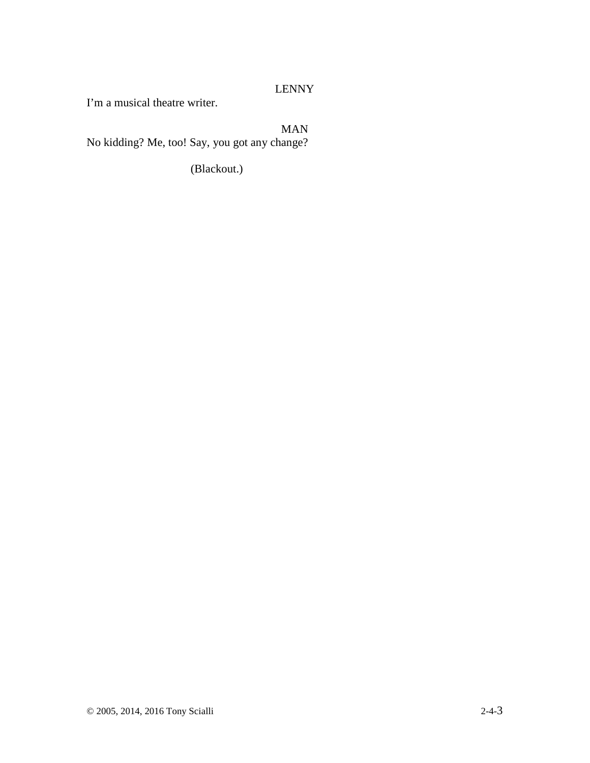LENNY

I'm a musical theatre writer.

MAN

No kidding? Me, too! Say, you got any change?

(Blackout.)

© 2005, 2014, 2016 Tony Scialli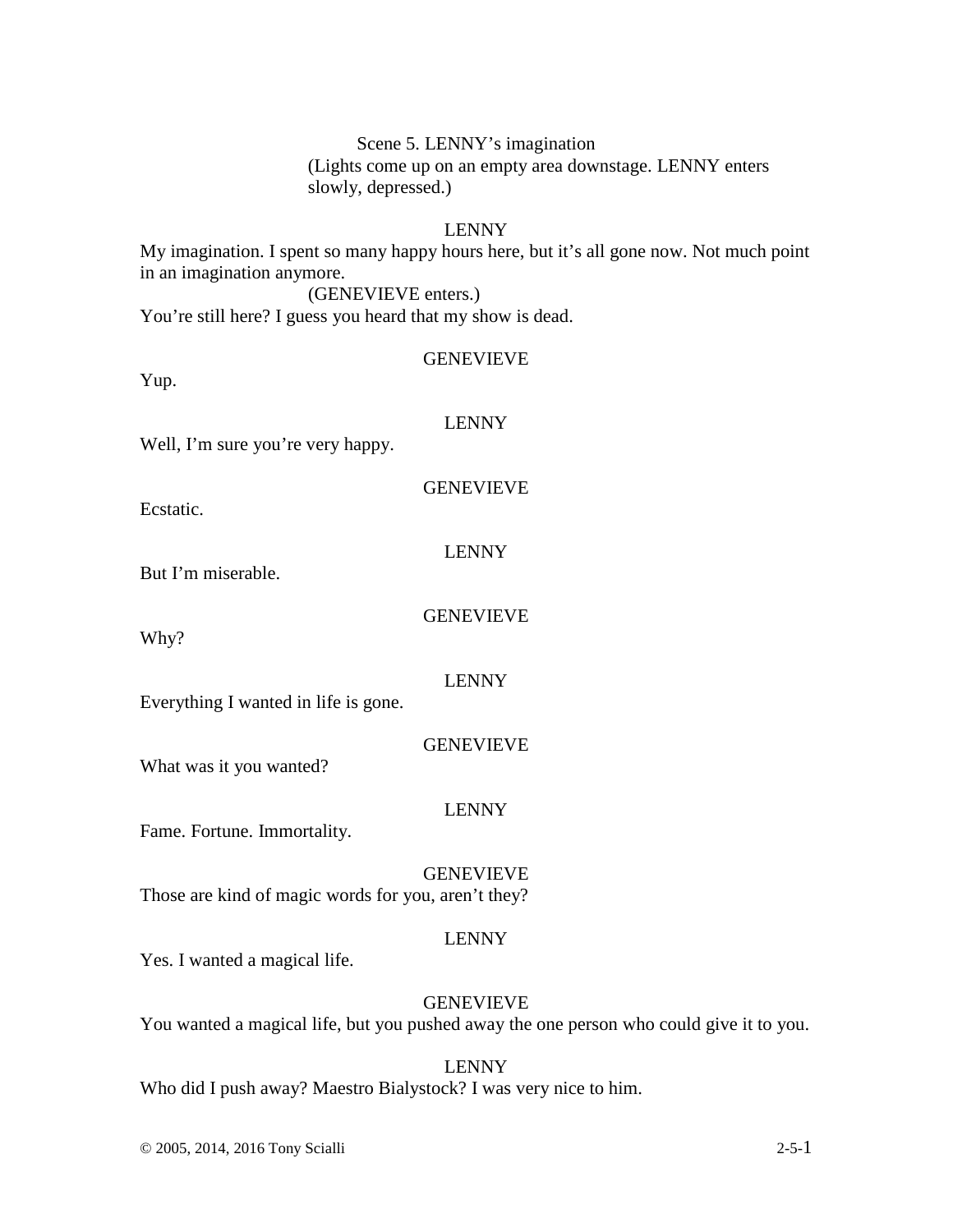Scene 5. LENNY's imagination

(Lights come up on an empty area downstage. LENNY enters slowly, depressed.)

LENNY

My imagination. I spent so many happy hours here, but it's all gone now. Not much point in an imagination anymore.

(GENEVIEVE enters.)

You're still here? I guess you heard that my show is dead.

GENEVIEVE

Yup.

LENNY

Well, I'm sure you're very happy.

GENEVIEVE

Ecstatic.

LENNY

But I'm miserable.

GENEVIEVE

Why?

LENNY

Everything I wanted in life is gone.

GENEVIEVE

What was it you wanted?

LENNY

Fame. Fortune. Immortality.

GENEVIEVE

Those are kind of magic words for you, aren't they?

LENNY

Yes. I wanted a magical life.

GENEVIEVE

You wanted a magical life, but you pushed away the one person who could give it to you.

LENNY

Who did I push away? Maestro Bialystock? I was very nice to him.

© 2005, 2014, 2016 Tony Scialli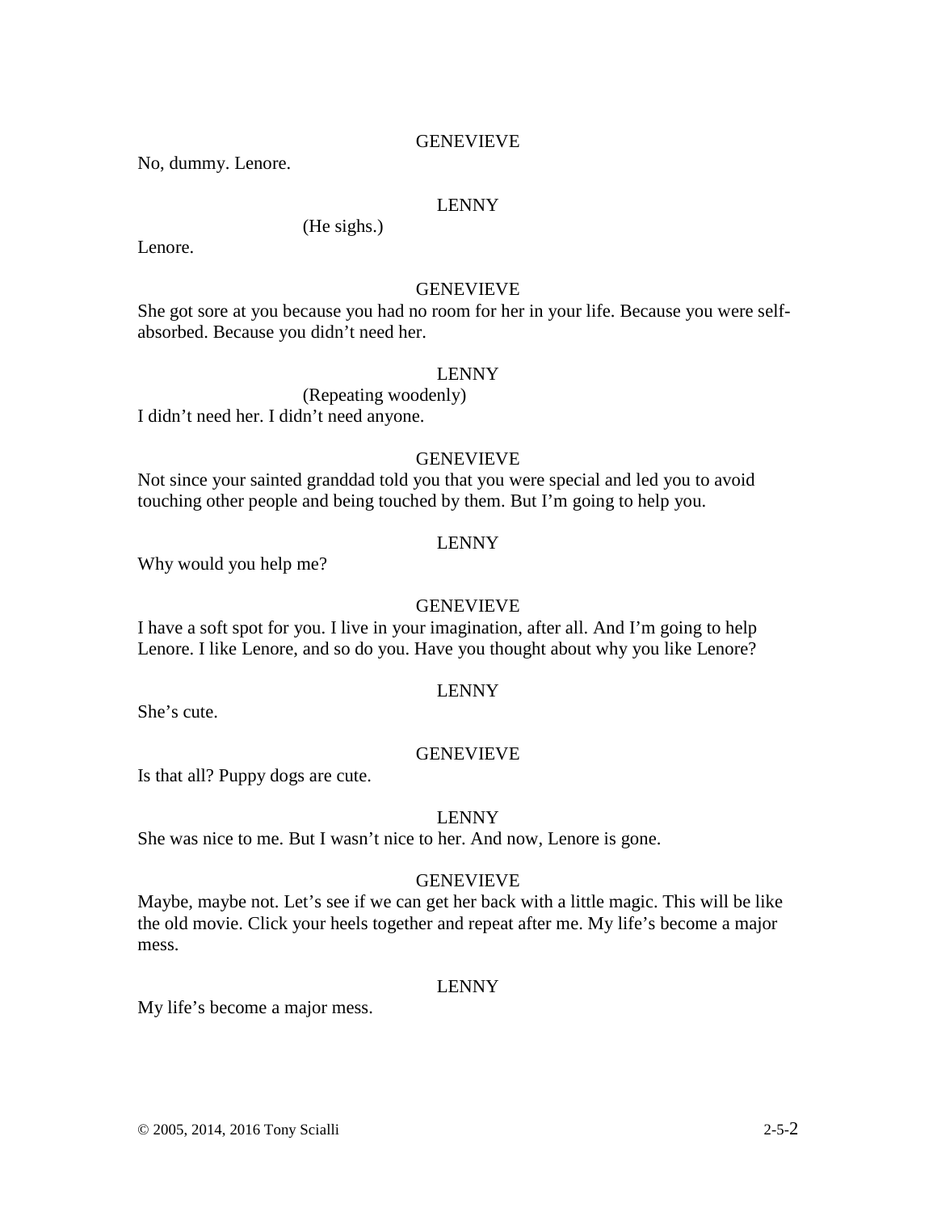GENEVIEVE

No, dummy. Lenore.

LENNY

(He sighs.)

Lenore.

GENEVIEVE

She got sore at you because you had no room for her in your life. Because you were self-absorbed. Because you didn't need her.

LENNY

(Repeating woodenly)

I didn't need her. I didn't need anyone.

GENEVIEVE

Not since your sainted granddad told you that you were special and led you to avoid touching other people and being touched by them. But I'm going to help you.

LENNY

Why would you help me?

GENEVIEVE

I have a soft spot for you. I live in your imagination, after all. And I'm going to help Lenore. I like Lenore, and so do you. Have you thought about why you like Lenore?

LENNY

She's cute.

GENEVIEVE

Is that all? Puppy dogs are cute.

LENNY

She was nice to me. But I wasn't nice to her. And now, Lenore is gone.

GENEVIEVE

Maybe, maybe not. Let's see if we can get her back with a little magic. This will be like the old movie. Click your heels together and repeat after me. My life's become a major mess.

LENNY

My life's become a major mess.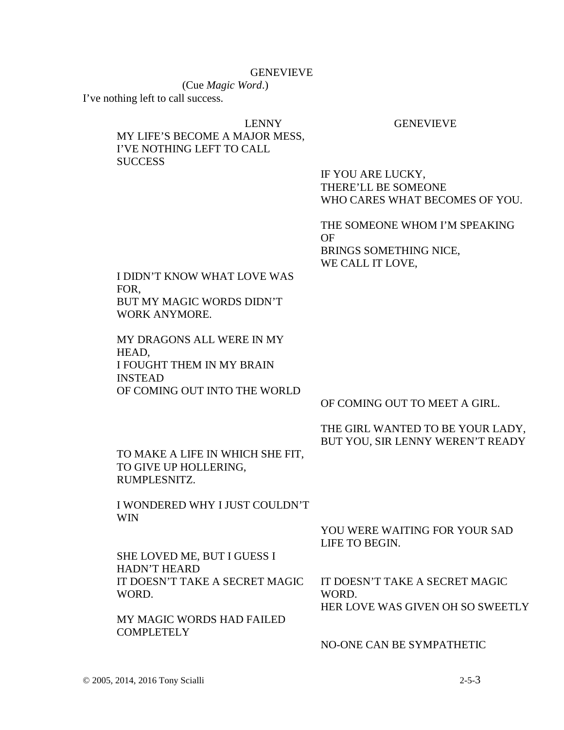GENEVIEVE

(Cue *Magic Word*.)

I've nothing left to call success.

| LENNY | GENEVIEVE |
|---|---|
| MY LIFE'S BECOME A MAJOR MESS, I'VE NOTHING LEFT TO CALL SUCCESS | |
| | IF YOU ARE LUCKY, THERE'LL BE SOMEONE WHO CARES WHAT BECOMES OF YOU. |
| | THE SOMEONE WHOM I'M SPEAKING OF BRINGS SOMETHING NICE, WE CALL IT LOVE, |
| I DIDN'T KNOW WHAT LOVE WAS FOR, BUT MY MAGIC WORDS DIDN'T WORK ANYMORE. | |
| MY DRAGONS ALL WERE IN MY HEAD, I FOUGHT THEM IN MY BRAIN INSTEAD OF COMING OUT INTO THE WORLD | |
| | OF COMING OUT TO MEET A GIRL. |
| | THE GIRL WANTED TO BE YOUR LADY, BUT YOU, SIR LENNY WEREN'T READY |
| TO MAKE A LIFE IN WHICH SHE FIT, TO GIVE UP HOLLERING, RUMPLESNITZ. | |
| I WONDERED WHY I JUST COULDN'T WIN | |
| | YOU WERE WAITING FOR YOUR SAD LIFE TO BEGIN. |
| SHE LOVED ME, BUT I GUESS I HADN'T HEARD | |
| IT DOESN'T TAKE A SECRET MAGIC WORD. | IT DOESN'T TAKE A SECRET MAGIC WORD. |
| | HER LOVE WAS GIVEN OH SO SWEETLY |
| MY MAGIC WORDS HAD FAILED COMPLETELY | |
| | NO-ONE CAN BE SYMPATHETIC |

© 2005, 2014, 2016 Tony Scialli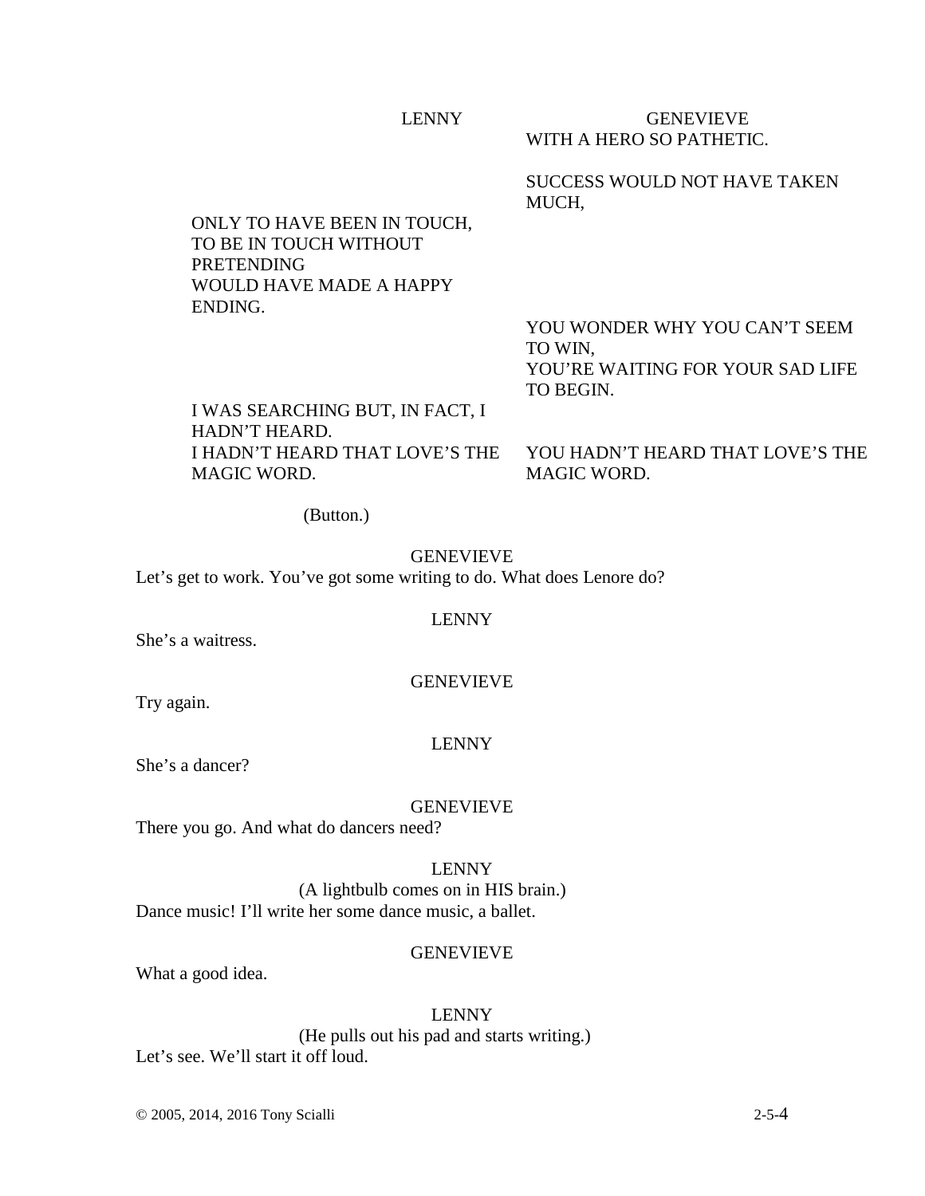| LENNY | GENEVIEVE |
| --- | --- |
| | WITH A HERO SO PATHETIC. |
| | SUCCESS WOULD NOT HAVE TAKEN MUCH, |
| ONLY TO HAVE BEEN IN TOUCH, TO BE IN TOUCH WITHOUT PRETENDING WOULD HAVE MADE A HAPPY ENDING. | |
| | YOU WONDER WHY YOU CAN'T SEEM TO WIN, YOU'RE WAITING FOR YOUR SAD LIFE TO BEGIN. |
| I WAS SEARCHING BUT, IN FACT, I HADN'T HEARD. | |
| I HADN'T HEARD THAT LOVE'S THE MAGIC WORD. | YOU HADN'T HEARD THAT LOVE'S THE MAGIC WORD. |

(Button.)

GENEVIEVE

Let's get to work. You've got some writing to do. What does Lenore do?

LENNY

She's a waitress.

GENEVIEVE

Try again.

LENNY

She's a dancer?

GENEVIEVE

There you go. And what do dancers need?

LENNY

(A lightbulb comes on in HIS brain.)

Dance music! I'll write her some dance music, a ballet.

GENEVIEVE

What a good idea.

LENNY

(He pulls out his pad and starts writing.)

Let's see. We'll start it off loud.

© 2005, 2014, 2016 Tony Scialli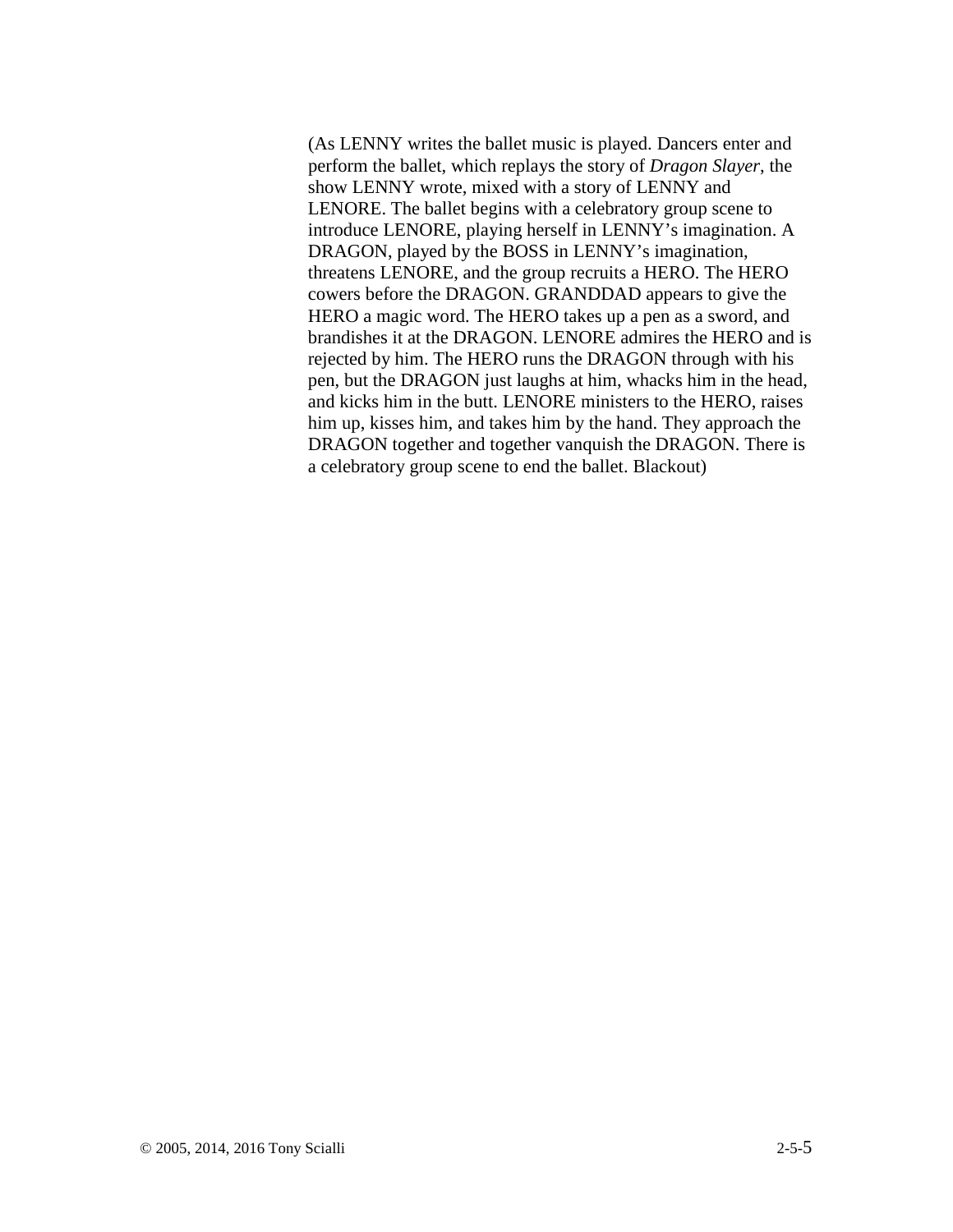(As LENNY writes the ballet music is played. Dancers enter and perform the ballet, which replays the story of *Dragon Slayer*, the show LENNY wrote, mixed with a story of LENNY and LENORE. The ballet begins with a celebratory group scene to introduce LENORE, playing herself in LENNY's imagination. A DRAGON, played by the BOSS in LENNY's imagination, threatens LENORE, and the group recruits a HERO. The HERO cowers before the DRAGON. GRANDDAD appears to give the HERO a magic word. The HERO takes up a pen as a sword, and brandishes it at the DRAGON. LENORE admires the HERO and is rejected by him. The HERO runs the DRAGON through with his pen, but the DRAGON just laughs at him, whacks him in the head, and kicks him in the butt. LENORE ministers to the HERO, raises him up, kisses him, and takes him by the hand. They approach the DRAGON together and together vanquish the DRAGON. There is a celebratory group scene to end the ballet. Blackout)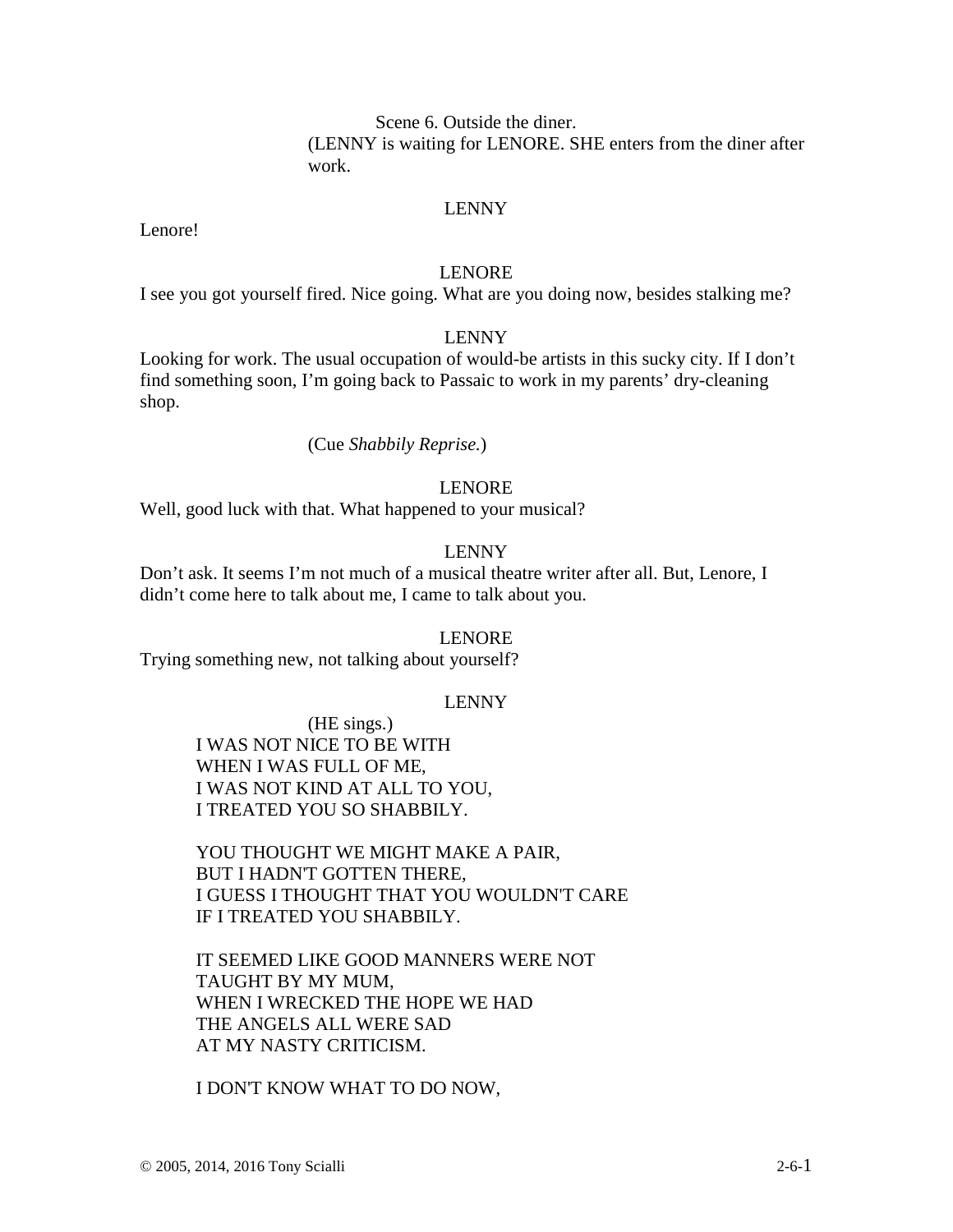Scene 6. Outside the diner.

(LENNY is waiting for LENORE. SHE enters from the diner after work.

LENNY

Lenore!

LENORE

I see you got yourself fired. Nice going. What are you doing now, besides stalking me?

LENNY

Looking for work. The usual occupation of would-be artists in this sucky city. If I don't find something soon, I'm going back to Passaic to work in my parents' dry-cleaning shop.

(Cue *Shabbily Reprise.*)

LENORE

Well, good luck with that. What happened to your musical?

LENNY

Don't ask. It seems I'm not much of a musical theatre writer after all. But, Lenore, I didn't come here to talk about me, I came to talk about you.

LENORE

Trying something new, not talking about yourself?

LENNY

(HE sings.)

I WAS NOT NICE TO BE WITH  
WHEN I WAS FULL OF ME,  
I WAS NOT KIND AT ALL TO YOU,  
I TREATED YOU SO SHABBILY.

YOU THOUGHT WE MIGHT MAKE A PAIR,  
BUT I HADN'T GOTTEN THERE,  
I GUESS I THOUGHT THAT YOU WOULDN'T CARE  
IF I TREATED YOU SHABBILY.

IT SEEMED LIKE GOOD MANNERS WERE NOT  
TAUGHT BY MY MUM,  
WHEN I WRECKED THE HOPE WE HAD  
THE ANGELS ALL WERE SAD  
AT MY NASTY CRITICISM.

I DON'T KNOW WHAT TO DO NOW,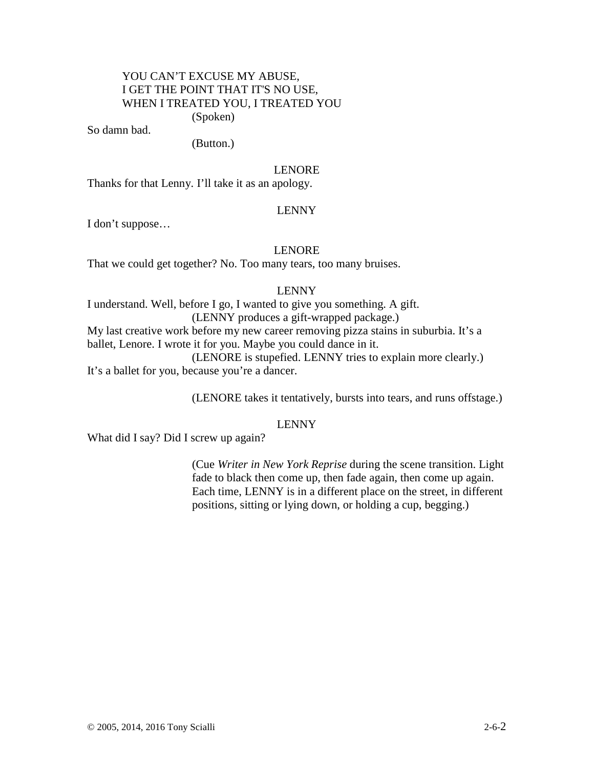YOU CAN'T EXCUSE MY ABUSE,
I GET THE POINT THAT IT'S NO USE,
WHEN I TREATED YOU, I TREATED YOU

(Spoken)

So damn bad.

(Button.)

LENORE

Thanks for that Lenny. I'll take it as an apology.

LENNY

I don't suppose…

LENORE

That we could get together? No. Too many tears, too many bruises.

LENNY

I understand. Well, before I go, I wanted to give you something. A gift.

(LENNY produces a gift-wrapped package.)

My last creative work before my new career removing pizza stains in suburbia. It's a ballet, Lenore. I wrote it for you. Maybe you could dance in it.

(LENORE is stupefied. LENNY tries to explain more clearly.)

It's a ballet for you, because you're a dancer.

(LENORE takes it tentatively, bursts into tears, and runs offstage.)

LENNY

What did I say? Did I screw up again?

(Cue *Writer in New York Reprise* during the scene transition. Light fade to black then come up, then fade again, then come up again. Each time, LENNY is in a different place on the street, in different positions, sitting or lying down, or holding a cup, begging.)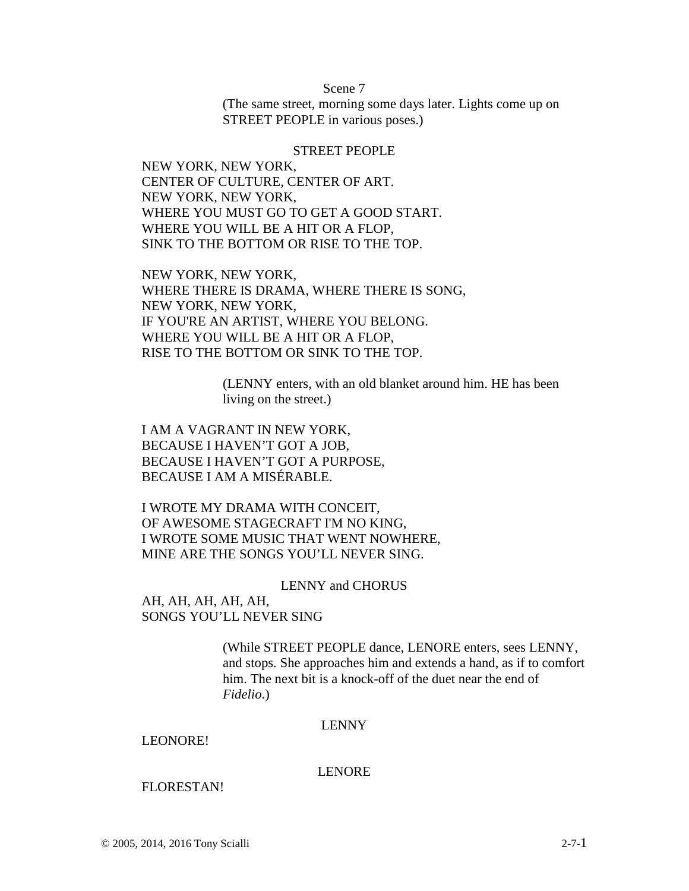Scene 7

(The same street, morning some days later. Lights come up on STREET PEOPLE in various poses.)

STREET PEOPLE

NEW YORK, NEW YORK,
CENTER OF CULTURE, CENTER OF ART.
NEW YORK, NEW YORK,
WHERE YOU MUST GO TO GET A GOOD START.
WHERE YOU WILL BE A HIT OR A FLOP,
SINK TO THE BOTTOM OR RISE TO THE TOP.

NEW YORK, NEW YORK,
WHERE THERE IS DRAMA, WHERE THERE IS SONG,
NEW YORK, NEW YORK,
IF YOU'RE AN ARTIST, WHERE YOU BELONG.
WHERE YOU WILL BE A HIT OR A FLOP,
RISE TO THE BOTTOM OR SINK TO THE TOP.

(LENNY enters, with an old blanket around him. HE has been living on the street.)

I AM A VAGRANT IN NEW YORK,
BECAUSE I HAVEN'T GOT A JOB,
BECAUSE I HAVEN'T GOT A PURPOSE,
BECAUSE I AM A MISÉRABLE.

I WROTE MY DRAMA WITH CONCEIT,
OF AWESOME STAGECRAFT I'M NO KING,
I WROTE SOME MUSIC THAT WENT NOWHERE,
MINE ARE THE SONGS YOU'LL NEVER SING.

LENNY and CHORUS

AH, AH, AH, AH, AH,
SONGS YOU'LL NEVER SING

(While STREET PEOPLE dance, LENORE enters, sees LENNY, and stops. She approaches him and extends a hand, as if to comfort him. The next bit is a knock-off of the duet near the end of *Fidelio*.)

LENNY

LEONORE!

LENORE

FLORESTAN!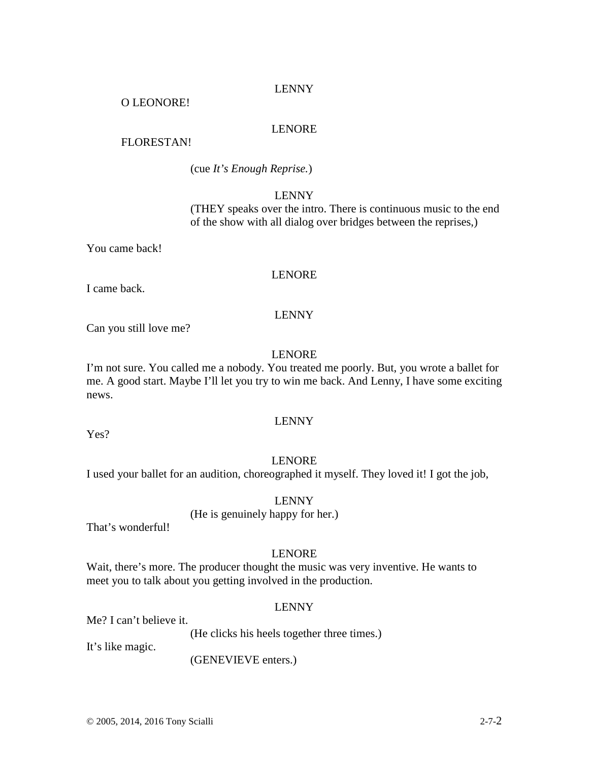LENNY

O LEONORE!

LENORE

FLORESTAN!

(cue *It's Enough Reprise.*)

LENNY

(THEY speaks over the intro. There is continuous music to the end of the show with all dialog over bridges between the reprises,)

You came back!

LENORE

I came back.

LENNY

Can you still love me?

LENORE

I'm not sure. You called me a nobody. You treated me poorly. But, you wrote a ballet for me. A good start. Maybe I'll let you try to win me back. And Lenny, I have some exciting news.

LENNY

Yes?

LENORE

I used your ballet for an audition, choreographed it myself. They loved it! I got the job,

LENNY

(He is genuinely happy for her.)

That's wonderful!

LENORE

Wait, there's more. The producer thought the music was very inventive. He wants to meet you to talk about you getting involved in the production.

LENNY

Me? I can't believe it.

(He clicks his heels together three times.)

It's like magic.

(GENEVIEVE enters.)

© 2005, 2014, 2016 Tony Scialli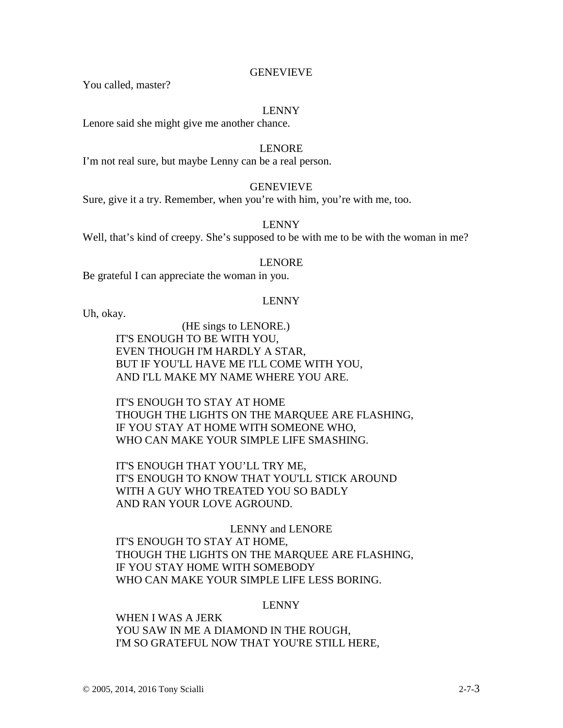GENEVIEVE

You called, master?

LENNY

Lenore said she might give me another chance.

LENORE

I'm not real sure, but maybe Lenny can be a real person.

GENEVIEVE

Sure, give it a try. Remember, when you're with him, you're with me, too.

LENNY

Well, that's kind of creepy. She's supposed to be with me to be with the woman in me?

LENORE

Be grateful I can appreciate the woman in you.

LENNY

Uh, okay.

(HE sings to LENORE.)

IT'S ENOUGH TO BE WITH YOU,
EVEN THOUGH I'M HARDLY A STAR,
BUT IF YOU'LL HAVE ME I'LL COME WITH YOU,
AND I'LL MAKE MY NAME WHERE YOU ARE.

IT'S ENOUGH TO STAY AT HOME
THOUGH THE LIGHTS ON THE MARQUEE ARE FLASHING,
IF YOU STAY AT HOME WITH SOMEONE WHO,
WHO CAN MAKE YOUR SIMPLE LIFE SMASHING.

IT'S ENOUGH THAT YOU'LL TRY ME,
IT'S ENOUGH TO KNOW THAT YOU'LL STICK AROUND
WITH A GUY WHO TREATED YOU SO BADLY
AND RAN YOUR LOVE AGROUND.

LENNY and LENORE

IT'S ENOUGH TO STAY AT HOME,
THOUGH THE LIGHTS ON THE MARQUEE ARE FLASHING,
IF YOU STAY HOME WITH SOMEBODY
WHO CAN MAKE YOUR SIMPLE LIFE LESS BORING.

LENNY

WHEN I WAS A JERK
YOU SAW IN ME A DIAMOND IN THE ROUGH,
I'M SO GRATEFUL NOW THAT YOU'RE STILL HERE,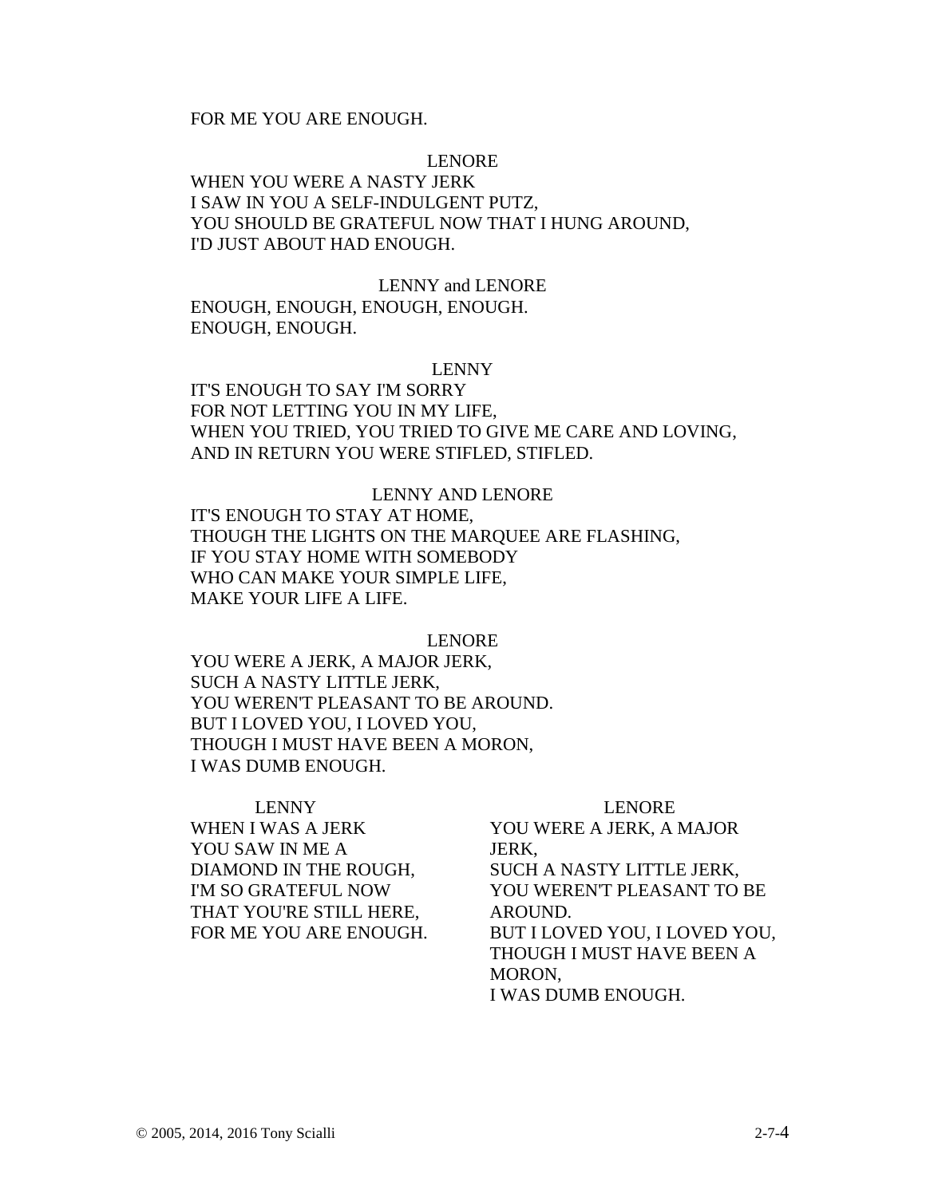FOR ME YOU ARE ENOUGH.

LENORE

WHEN YOU WERE A NASTY JERK
I SAW IN YOU A SELF-INDULGENT PUTZ,
YOU SHOULD BE GRATEFUL NOW THAT I HUNG AROUND,
I'D JUST ABOUT HAD ENOUGH.

LENNY and LENORE

ENOUGH, ENOUGH, ENOUGH, ENOUGH.
ENOUGH, ENOUGH.

LENNY

IT'S ENOUGH TO SAY I'M SORRY
FOR NOT LETTING YOU IN MY LIFE,
WHEN YOU TRIED, YOU TRIED TO GIVE ME CARE AND LOVING,
AND IN RETURN YOU WERE STIFLED, STIFLED.

LENNY AND LENORE

IT'S ENOUGH TO STAY AT HOME,
THOUGH THE LIGHTS ON THE MARQUEE ARE FLASHING,
IF YOU STAY HOME WITH SOMEBODY
WHO CAN MAKE YOUR SIMPLE LIFE,
MAKE YOUR LIFE A LIFE.

LENORE

YOU WERE A JERK, A MAJOR JERK,
SUCH A NASTY LITTLE JERK,
YOU WEREN'T PLEASANT TO BE AROUND.
BUT I LOVED YOU, I LOVED YOU,
THOUGH I MUST HAVE BEEN A MORON,
I WAS DUMB ENOUGH.

LENNY

WHEN I WAS A JERK
YOU SAW IN ME A
DIAMOND IN THE ROUGH,
I'M SO GRATEFUL NOW
THAT YOU'RE STILL HERE,
FOR ME YOU ARE ENOUGH.

LENORE

YOU WERE A JERK, A MAJOR
JERK,
SUCH A NASTY LITTLE JERK,
YOU WEREN'T PLEASANT TO BE
AROUND.
BUT I LOVED YOU, I LOVED YOU,
THOUGH I MUST HAVE BEEN A
MORON,
I WAS DUMB ENOUGH.

© 2005, 2014, 2016 Tony Scialli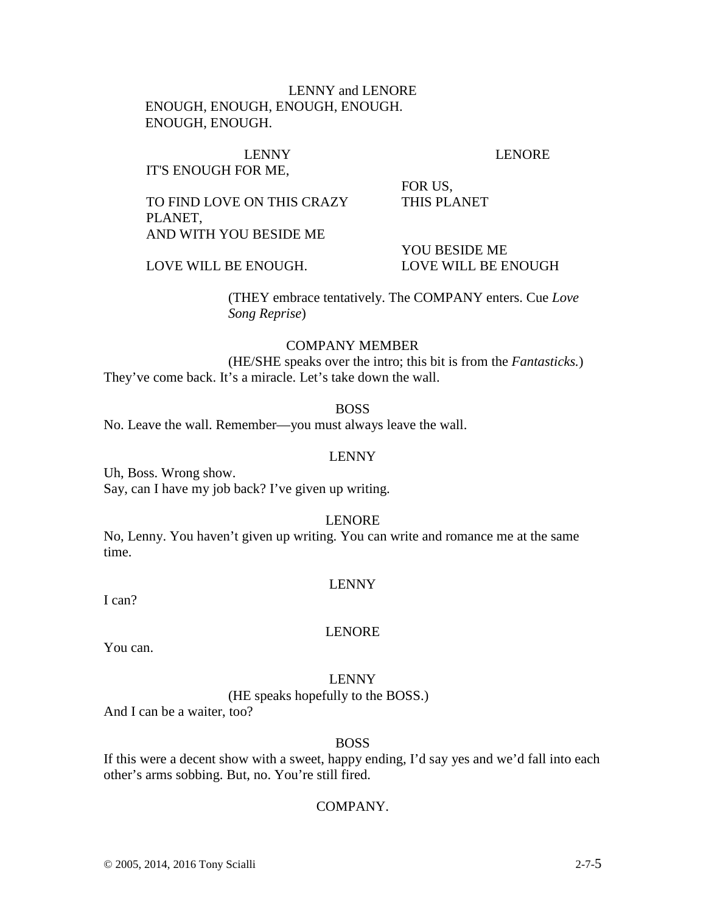LENNY and LENORE
ENOUGH, ENOUGH, ENOUGH, ENOUGH.
ENOUGH, ENOUGH.

| LENNY | LENORE |
|---|---|
| IT'S ENOUGH FOR ME, | |
| | FOR US, |
| TO FIND LOVE ON THIS CRAZY PLANET, | THIS PLANET |
| AND WITH YOU BESIDE ME | |
| | YOU BESIDE ME |
| LOVE WILL BE ENOUGH. | LOVE WILL BE ENOUGH |

(THEY embrace tentatively. The COMPANY enters. Cue *Love Song Reprise*)

COMPANY MEMBER
(HE/SHE speaks over the intro; this bit is from the *Fantasticks.*)
They've come back. It's a miracle. Let's take down the wall.

BOSS
No. Leave the wall. Remember—you must always leave the wall.

LENNY
Uh, Boss. Wrong show.
Say, can I have my job back? I've given up writing.

LENORE
No, Lenny. You haven't given up writing. You can write and romance me at the same time.

LENNY
I can?

LENORE
You can.

LENNY
(HE speaks hopefully to the BOSS.)
And I can be a waiter, too?

BOSS
If this were a decent show with a sweet, happy ending, I'd say yes and we'd fall into each other's arms sobbing. But, no. You're still fired.

COMPANY.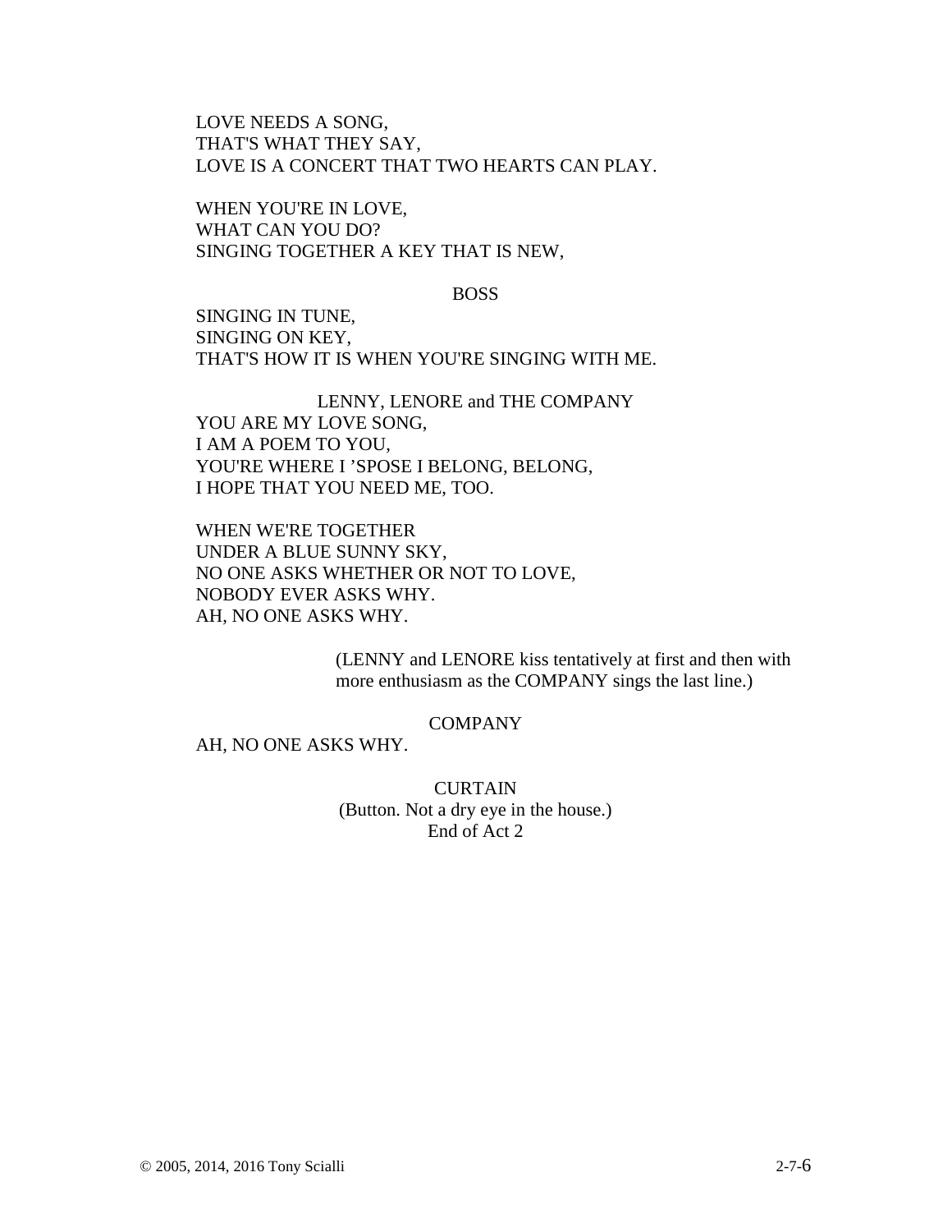LOVE NEEDS A SONG,
THAT'S WHAT THEY SAY,
LOVE IS A CONCERT THAT TWO HEARTS CAN PLAY.

WHEN YOU'RE IN LOVE,
WHAT CAN YOU DO?
SINGING TOGETHER A KEY THAT IS NEW,

BOSS

SINGING IN TUNE,
SINGING ON KEY,
THAT'S HOW IT IS WHEN YOU'RE SINGING WITH ME.

LENNY, LENORE and THE COMPANY

YOU ARE MY LOVE SONG,
I AM A POEM TO YOU,
YOU'RE WHERE I 'SPOSE I BELONG, BELONG,
I HOPE THAT YOU NEED ME, TOO.

WHEN WE'RE TOGETHER
UNDER A BLUE SUNNY SKY,
NO ONE ASKS WHETHER OR NOT TO LOVE,
NOBODY EVER ASKS WHY.
AH, NO ONE ASKS WHY.

(LENNY and LENORE kiss tentatively at first and then with more enthusiasm as the COMPANY sings the last line.)

COMPANY

AH, NO ONE ASKS WHY.

CURTAIN
(Button. Not a dry eye in the house.)
End of Act 2

© 2005, 2014, 2016 Tony Scialli